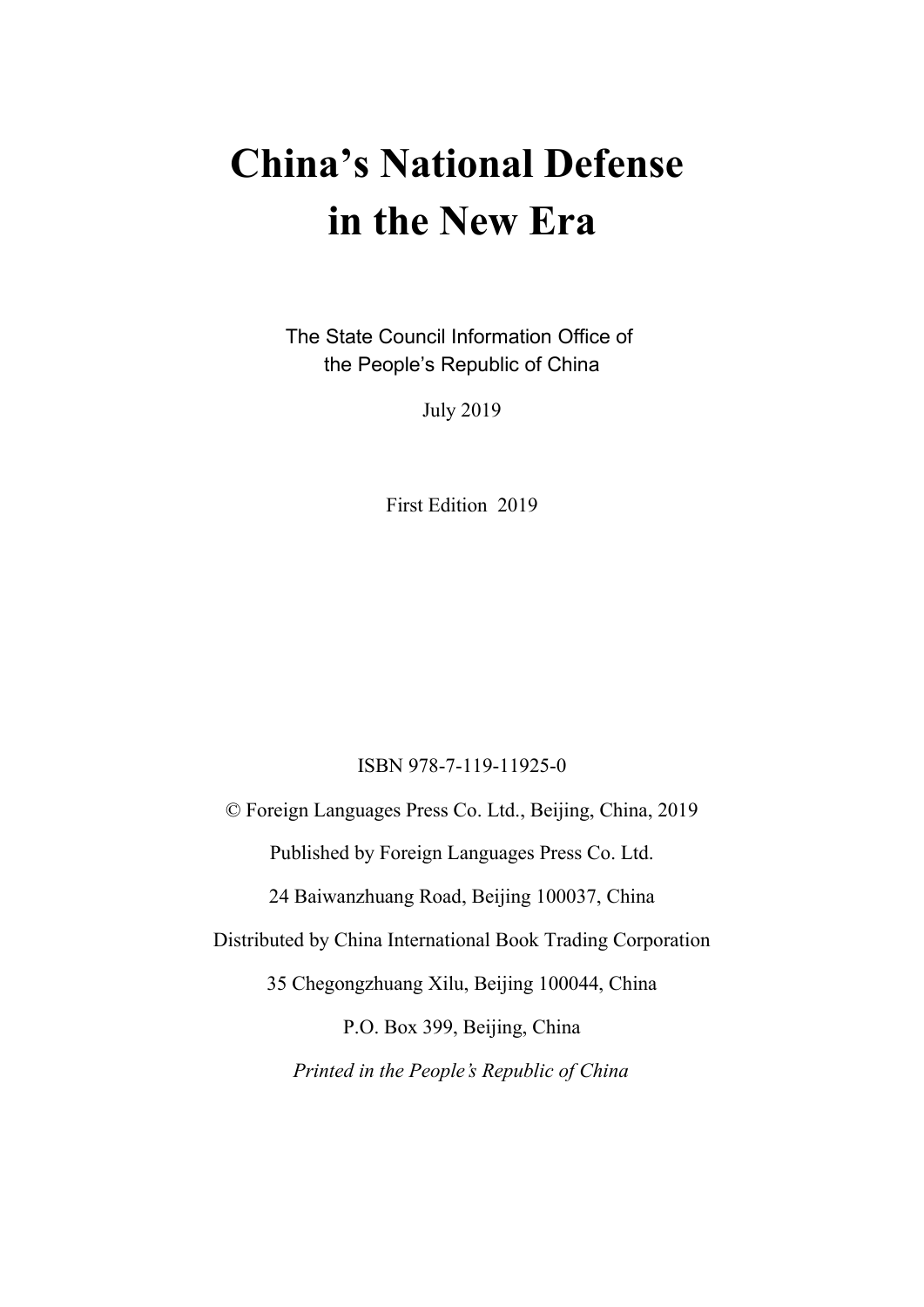# China's National Defense in the New Era

The State Council Information Office of
the People's Republic of China

July 2019

First Edition 2019

ISBN 978-7-119-11925-0

© Foreign Languages Press Co. Ltd., Beijing, China, 2019

Published by Foreign Languages Press Co. Ltd.

24 Baiwanzhuang Road, Beijing 100037, China

Distributed by China International Book Trading Corporation

35 Chegongzhuang Xilu, Beijing 100044, China

P.O. Box 399, Beijing, China

*Printed in the People's Republic of China*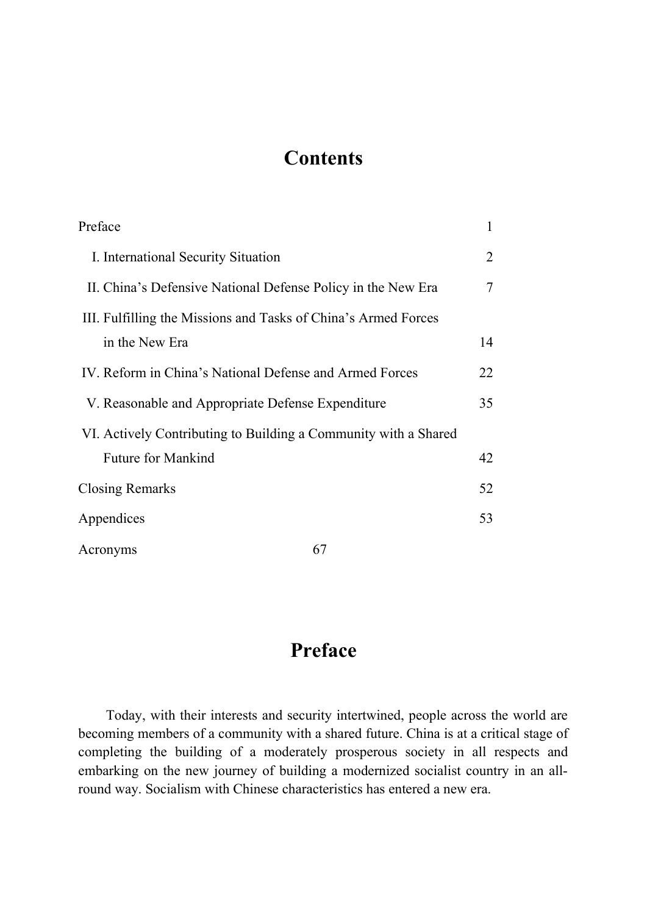# Contents

| | |
|---|---|
| Preface | 1 |
| I. International Security Situation | 2 |
| II. China's Defensive National Defense Policy in the New Era | 7 |
| III. Fulfilling the Missions and Tasks of China's Armed Forces in the New Era | 14 |
| IV. Reform in China's National Defense and Armed Forces | 22 |
| V. Reasonable and Appropriate Defense Expenditure | 35 |
| VI. Actively Contributing to Building a Community with a Shared Future for Mankind | 42 |
| Closing Remarks | 52 |
| Appendices | 53 |
| Acronyms | 67 |

# Preface

Today, with their interests and security intertwined, people across the world are becoming members of a community with a shared future. China is at a critical stage of completing the building of a moderately prosperous society in all respects and embarking on the new journey of building a modernized socialist country in an all-round way. Socialism with Chinese characteristics has entered a new era.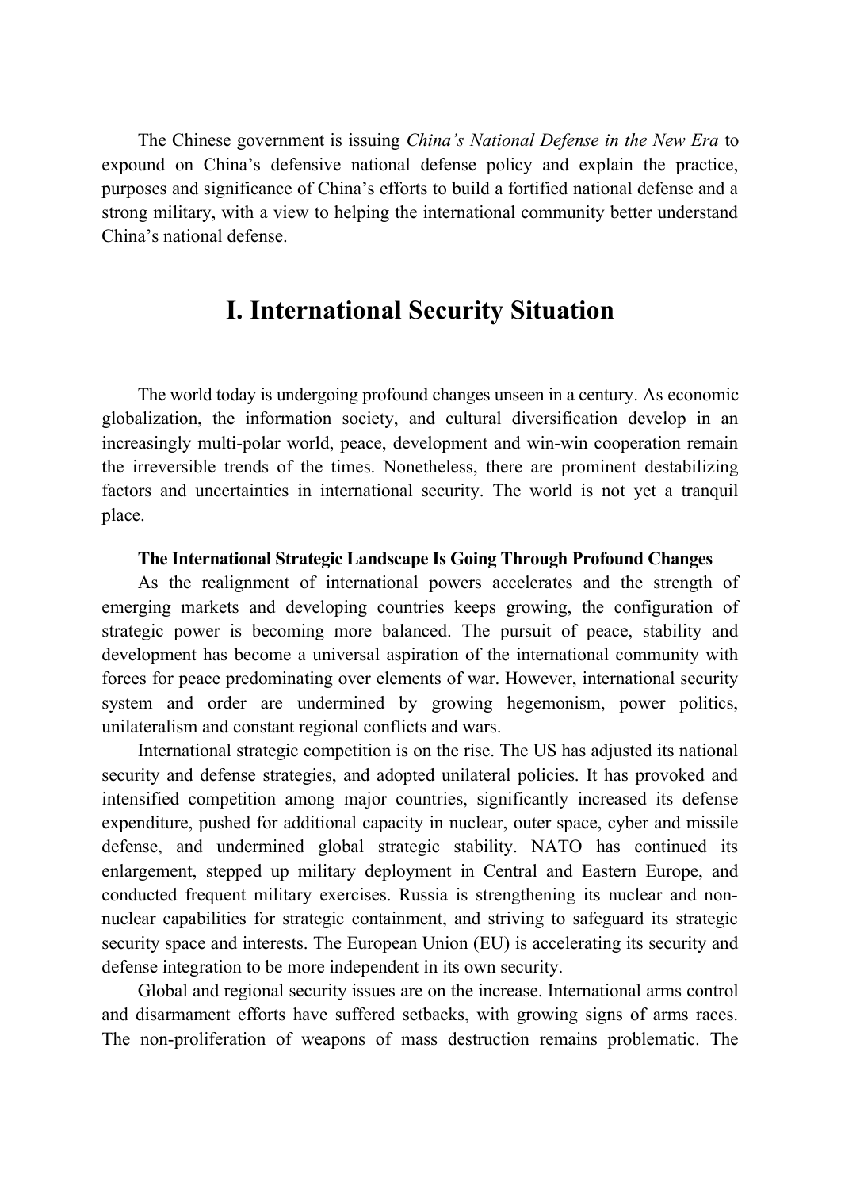The Chinese government is issuing *China's National Defense in the New Era* to expound on China's defensive national defense policy and explain the practice, purposes and significance of China's efforts to build a fortified national defense and a strong military, with a view to helping the international community better understand China's national defense.

# I. International Security Situation

The world today is undergoing profound changes unseen in a century. As economic globalization, the information society, and cultural diversification develop in an increasingly multi-polar world, peace, development and win-win cooperation remain the irreversible trends of the times. Nonetheless, there are prominent destabilizing factors and uncertainties in international security. The world is not yet a tranquil place.

**The International Strategic Landscape Is Going Through Profound Changes**

As the realignment of international powers accelerates and the strength of emerging markets and developing countries keeps growing, the configuration of strategic power is becoming more balanced. The pursuit of peace, stability and development has become a universal aspiration of the international community with forces for peace predominating over elements of war. However, international security system and order are undermined by growing hegemonism, power politics, unilateralism and constant regional conflicts and wars.

International strategic competition is on the rise. The US has adjusted its national security and defense strategies, and adopted unilateral policies. It has provoked and intensified competition among major countries, significantly increased its defense expenditure, pushed for additional capacity in nuclear, outer space, cyber and missile defense, and undermined global strategic stability. NATO has continued its enlargement, stepped up military deployment in Central and Eastern Europe, and conducted frequent military exercises. Russia is strengthening its nuclear and non-nuclear capabilities for strategic containment, and striving to safeguard its strategic security space and interests. The European Union (EU) is accelerating its security and defense integration to be more independent in its own security.

Global and regional security issues are on the increase. International arms control and disarmament efforts have suffered setbacks, with growing signs of arms races. The non-proliferation of weapons of mass destruction remains problematic. The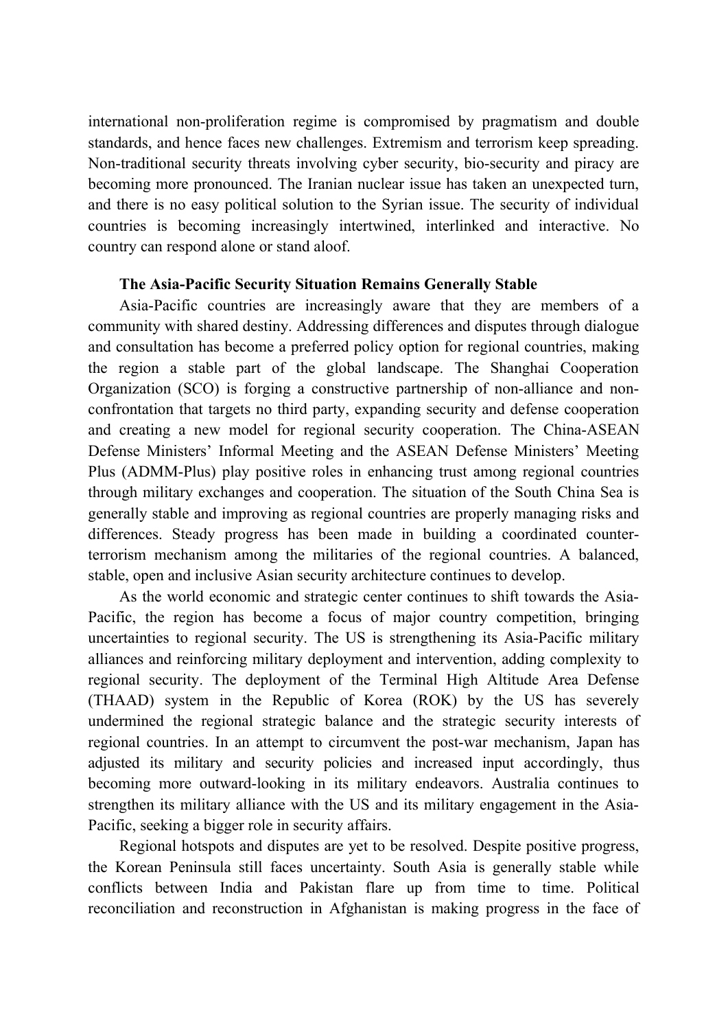international non-proliferation regime is compromised by pragmatism and double standards, and hence faces new challenges. Extremism and terrorism keep spreading. Non-traditional security threats involving cyber security, bio-security and piracy are becoming more pronounced. The Iranian nuclear issue has taken an unexpected turn, and there is no easy political solution to the Syrian issue. The security of individual countries is becoming increasingly intertwined, interlinked and interactive. No country can respond alone or stand aloof.

**The Asia-Pacific Security Situation Remains Generally Stable**

Asia-Pacific countries are increasingly aware that they are members of a community with shared destiny. Addressing differences and disputes through dialogue and consultation has become a preferred policy option for regional countries, making the region a stable part of the global landscape. The Shanghai Cooperation Organization (SCO) is forging a constructive partnership of non-alliance and non-confrontation that targets no third party, expanding security and defense cooperation and creating a new model for regional security cooperation. The China-ASEAN Defense Ministers' Informal Meeting and the ASEAN Defense Ministers' Meeting Plus (ADMM-Plus) play positive roles in enhancing trust among regional countries through military exchanges and cooperation. The situation of the South China Sea is generally stable and improving as regional countries are properly managing risks and differences. Steady progress has been made in building a coordinated counter-terrorism mechanism among the militaries of the regional countries. A balanced, stable, open and inclusive Asian security architecture continues to develop.

As the world economic and strategic center continues to shift towards the Asia-Pacific, the region has become a focus of major country competition, bringing uncertainties to regional security. The US is strengthening its Asia-Pacific military alliances and reinforcing military deployment and intervention, adding complexity to regional security. The deployment of the Terminal High Altitude Area Defense (THAAD) system in the Republic of Korea (ROK) by the US has severely undermined the regional strategic balance and the strategic security interests of regional countries. In an attempt to circumvent the post-war mechanism, Japan has adjusted its military and security policies and increased input accordingly, thus becoming more outward-looking in its military endeavors. Australia continues to strengthen its military alliance with the US and its military engagement in the Asia-Pacific, seeking a bigger role in security affairs.

Regional hotspots and disputes are yet to be resolved. Despite positive progress, the Korean Peninsula still faces uncertainty. South Asia is generally stable while conflicts between India and Pakistan flare up from time to time. Political reconciliation and reconstruction in Afghanistan is making progress in the face of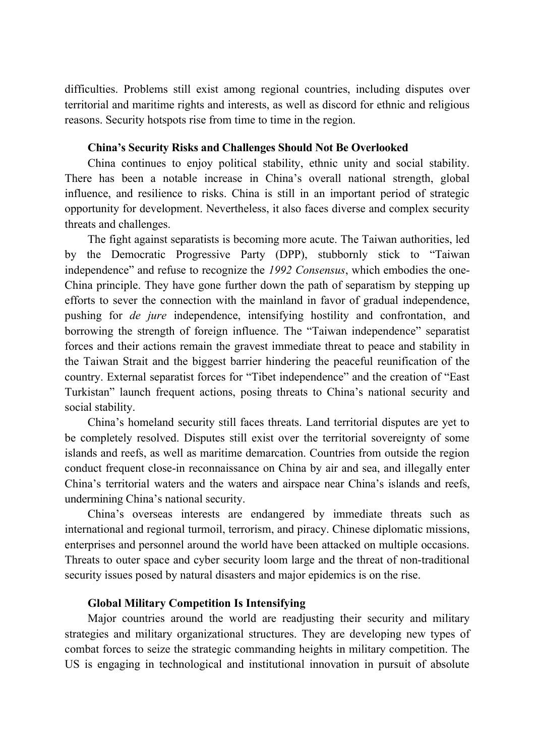difficulties. Problems still exist among regional countries, including disputes over territorial and maritime rights and interests, as well as discord for ethnic and religious reasons. Security hotspots rise from time to time in the region.

### China's Security Risks and Challenges Should Not Be Overlooked

China continues to enjoy political stability, ethnic unity and social stability. There has been a notable increase in China's overall national strength, global influence, and resilience to risks. China is still in an important period of strategic opportunity for development. Nevertheless, it also faces diverse and complex security threats and challenges.

The fight against separatists is becoming more acute. The Taiwan authorities, led by the Democratic Progressive Party (DPP), stubbornly stick to "Taiwan independence" and refuse to recognize the *1992 Consensus*, which embodies the one-China principle. They have gone further down the path of separatism by stepping up efforts to sever the connection with the mainland in favor of gradual independence, pushing for *de jure* independence, intensifying hostility and confrontation, and borrowing the strength of foreign influence. The "Taiwan independence" separatist forces and their actions remain the gravest immediate threat to peace and stability in the Taiwan Strait and the biggest barrier hindering the peaceful reunification of the country. External separatist forces for "Tibet independence" and the creation of "East Turkistan" launch frequent actions, posing threats to China's national security and social stability.

China's homeland security still faces threats. Land territorial disputes are yet to be completely resolved. Disputes still exist over the territorial sovereignty of some islands and reefs, as well as maritime demarcation. Countries from outside the region conduct frequent close-in reconnaissance on China by air and sea, and illegally enter China's territorial waters and the waters and airspace near China's islands and reefs, undermining China's national security.

China's overseas interests are endangered by immediate threats such as international and regional turmoil, terrorism, and piracy. Chinese diplomatic missions, enterprises and personnel around the world have been attacked on multiple occasions. Threats to outer space and cyber security loom large and the threat of non-traditional security issues posed by natural disasters and major epidemics is on the rise.

### Global Military Competition Is Intensifying

Major countries around the world are readjusting their security and military strategies and military organizational structures. They are developing new types of combat forces to seize the strategic commanding heights in military competition. The US is engaging in technological and institutional innovation in pursuit of absolute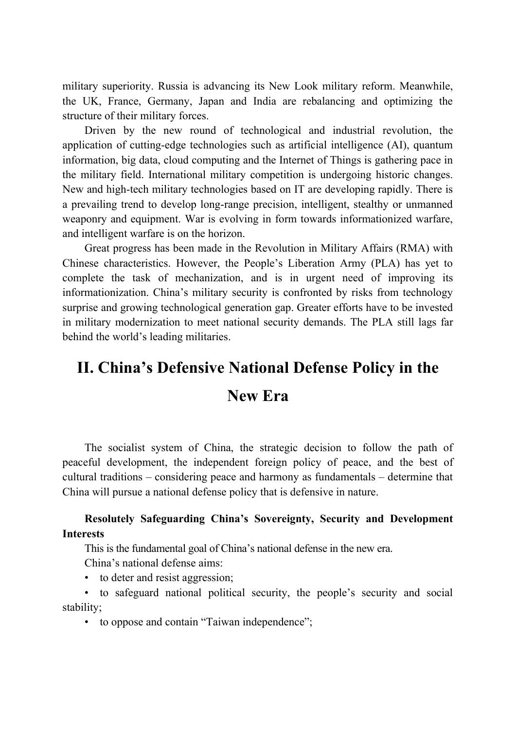military superiority. Russia is advancing its New Look military reform. Meanwhile, the UK, France, Germany, Japan and India are rebalancing and optimizing the structure of their military forces.

Driven by the new round of technological and industrial revolution, the application of cutting-edge technologies such as artificial intelligence (AI), quantum information, big data, cloud computing and the Internet of Things is gathering pace in the military field. International military competition is undergoing historic changes. New and high-tech military technologies based on IT are developing rapidly. There is a prevailing trend to develop long-range precision, intelligent, stealthy or unmanned weaponry and equipment. War is evolving in form towards informationized warfare, and intelligent warfare is on the horizon.

Great progress has been made in the Revolution in Military Affairs (RMA) with Chinese characteristics. However, the People's Liberation Army (PLA) has yet to complete the task of mechanization, and is in urgent need of improving its informationization. China's military security is confronted by risks from technology surprise and growing technological generation gap. Greater efforts have to be invested in military modernization to meet national security demands. The PLA still lags far behind the world's leading militaries.

# II. China's Defensive National Defense Policy in the New Era

The socialist system of China, the strategic decision to follow the path of peaceful development, the independent foreign policy of peace, and the best of cultural traditions – considering peace and harmony as fundamentals – determine that China will pursue a national defense policy that is defensive in nature.

**Resolutely Safeguarding China's Sovereignty, Security and Development Interests**

This is the fundamental goal of China's national defense in the new era.

China's national defense aims:

- to deter and resist aggression;
- to safeguard national political security, the people's security and social stability;
- to oppose and contain "Taiwan independence";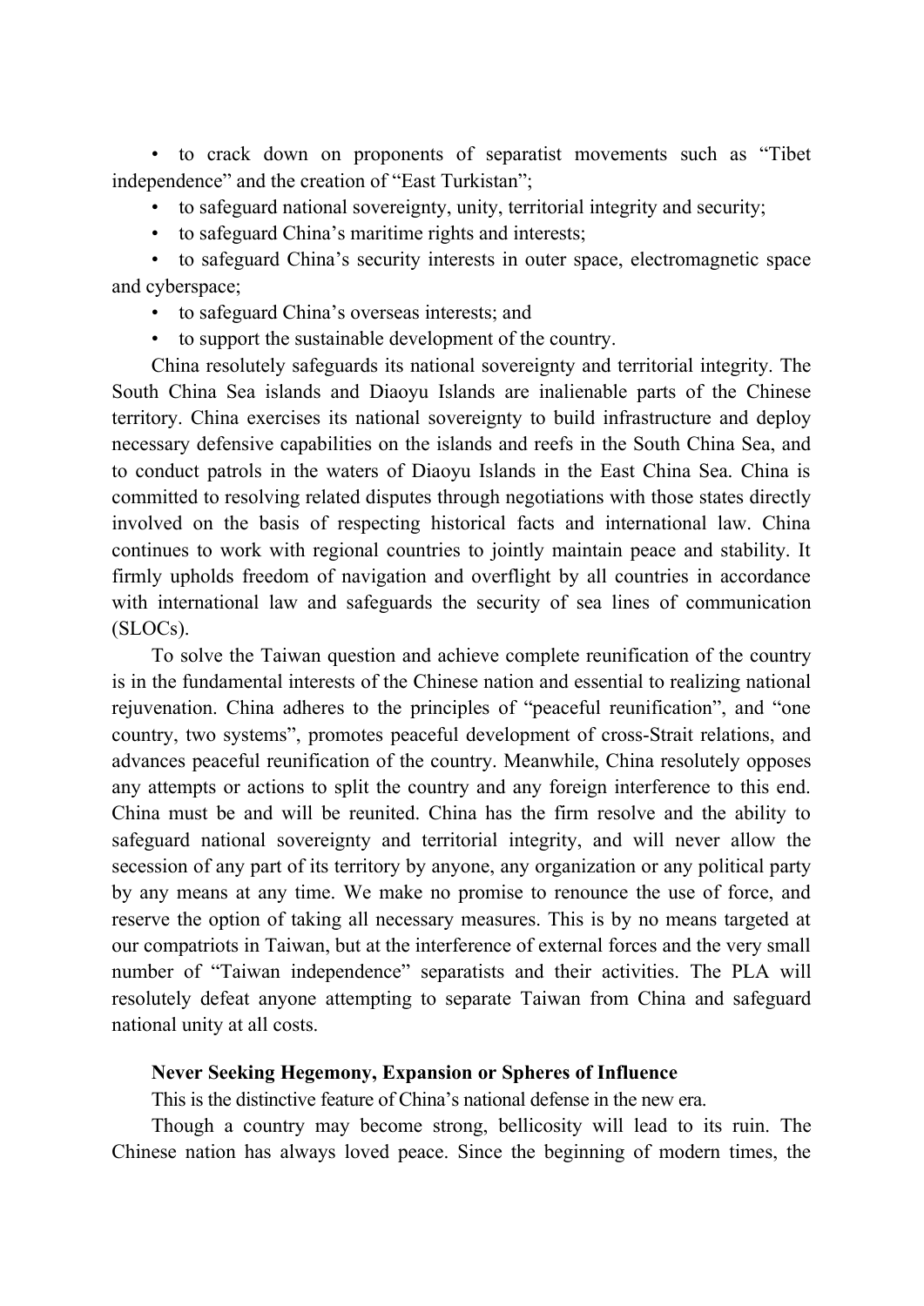- to crack down on proponents of separatist movements such as "Tibet independence" and the creation of "East Turkistan";
- to safeguard national sovereignty, unity, territorial integrity and security;
- to safeguard China's maritime rights and interests;
- to safeguard China's security interests in outer space, electromagnetic space and cyberspace;
- to safeguard China's overseas interests; and
- to support the sustainable development of the country.

China resolutely safeguards its national sovereignty and territorial integrity. The South China Sea islands and Diaoyu Islands are inalienable parts of the Chinese territory. China exercises its national sovereignty to build infrastructure and deploy necessary defensive capabilities on the islands and reefs in the South China Sea, and to conduct patrols in the waters of Diaoyu Islands in the East China Sea. China is committed to resolving related disputes through negotiations with those states directly involved on the basis of respecting historical facts and international law. China continues to work with regional countries to jointly maintain peace and stability. It firmly upholds freedom of navigation and overflight by all countries in accordance with international law and safeguards the security of sea lines of communication (SLOCs).

To solve the Taiwan question and achieve complete reunification of the country is in the fundamental interests of the Chinese nation and essential to realizing national rejuvenation. China adheres to the principles of "peaceful reunification", and "one country, two systems", promotes peaceful development of cross-Strait relations, and advances peaceful reunification of the country. Meanwhile, China resolutely opposes any attempts or actions to split the country and any foreign interference to this end. China must be and will be reunited. China has the firm resolve and the ability to safeguard national sovereignty and territorial integrity, and will never allow the secession of any part of its territory by anyone, any organization or any political party by any means at any time. We make no promise to renounce the use of force, and reserve the option of taking all necessary measures. This is by no means targeted at our compatriots in Taiwan, but at the interference of external forces and the very small number of "Taiwan independence" separatists and their activities. The PLA will resolutely defeat anyone attempting to separate Taiwan from China and safeguard national unity at all costs.

**Never Seeking Hegemony, Expansion or Spheres of Influence**

This is the distinctive feature of China's national defense in the new era.

Though a country may become strong, bellicosity will lead to its ruin. The Chinese nation has always loved peace. Since the beginning of modern times, the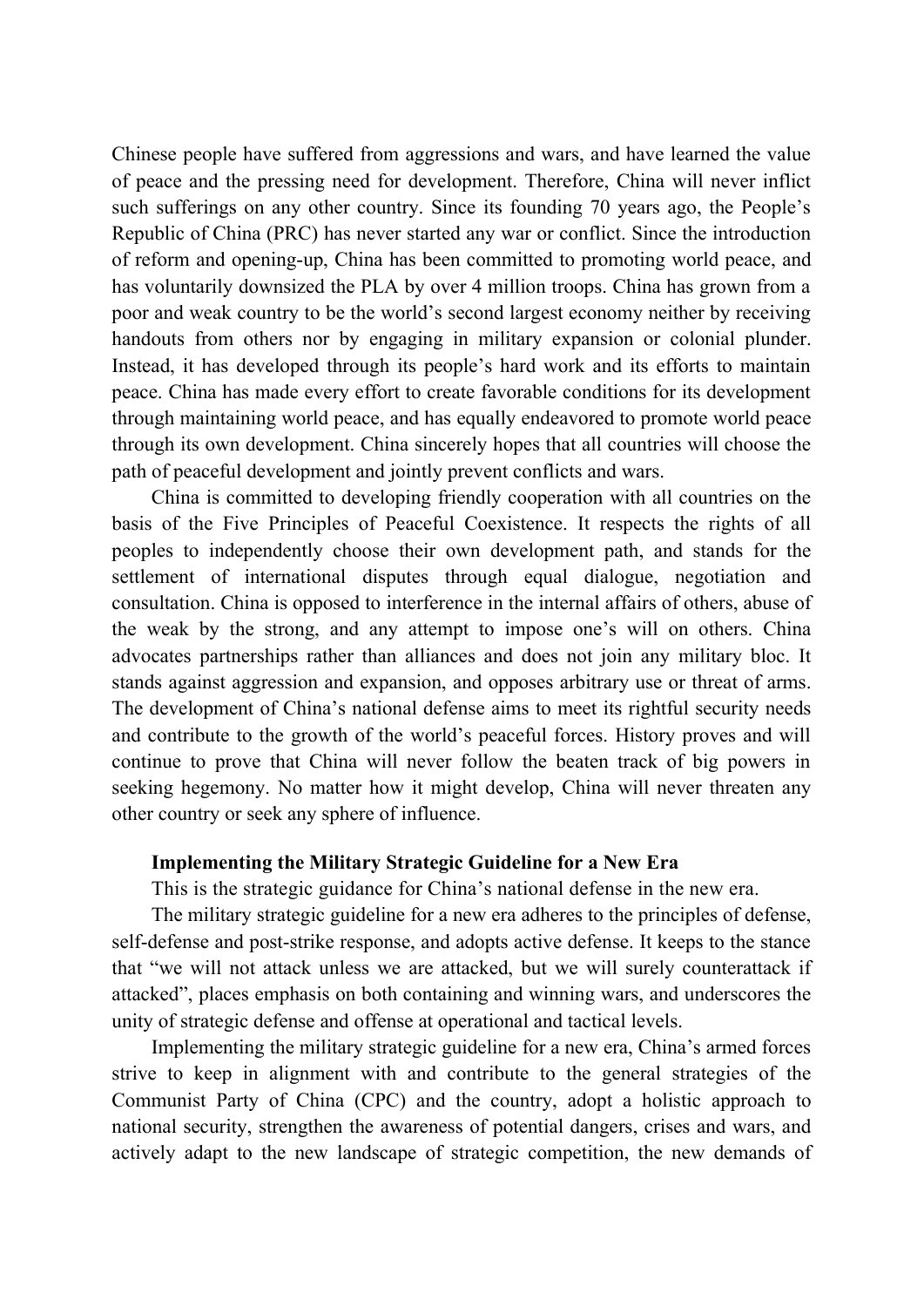Chinese people have suffered from aggressions and wars, and have learned the value of peace and the pressing need for development. Therefore, China will never inflict such sufferings on any other country. Since its founding 70 years ago, the People's Republic of China (PRC) has never started any war or conflict. Since the introduction of reform and opening-up, China has been committed to promoting world peace, and has voluntarily downsized the PLA by over 4 million troops. China has grown from a poor and weak country to be the world's second largest economy neither by receiving handouts from others nor by engaging in military expansion or colonial plunder. Instead, it has developed through its people's hard work and its efforts to maintain peace. China has made every effort to create favorable conditions for its development through maintaining world peace, and has equally endeavored to promote world peace through its own development. China sincerely hopes that all countries will choose the path of peaceful development and jointly prevent conflicts and wars.

China is committed to developing friendly cooperation with all countries on the basis of the Five Principles of Peaceful Coexistence. It respects the rights of all peoples to independently choose their own development path, and stands for the settlement of international disputes through equal dialogue, negotiation and consultation. China is opposed to interference in the internal affairs of others, abuse of the weak by the strong, and any attempt to impose one's will on others. China advocates partnerships rather than alliances and does not join any military bloc. It stands against aggression and expansion, and opposes arbitrary use or threat of arms. The development of China's national defense aims to meet its rightful security needs and contribute to the growth of the world's peaceful forces. History proves and will continue to prove that China will never follow the beaten track of big powers in seeking hegemony. No matter how it might develop, China will never threaten any other country or seek any sphere of influence.

**Implementing the Military Strategic Guideline for a New Era**

This is the strategic guidance for China's national defense in the new era.

The military strategic guideline for a new era adheres to the principles of defense, self-defense and post-strike response, and adopts active defense. It keeps to the stance that "we will not attack unless we are attacked, but we will surely counterattack if attacked", places emphasis on both containing and winning wars, and underscores the unity of strategic defense and offense at operational and tactical levels.

Implementing the military strategic guideline for a new era, China's armed forces strive to keep in alignment with and contribute to the general strategies of the Communist Party of China (CPC) and the country, adopt a holistic approach to national security, strengthen the awareness of potential dangers, crises and wars, and actively adapt to the new landscape of strategic competition, the new demands of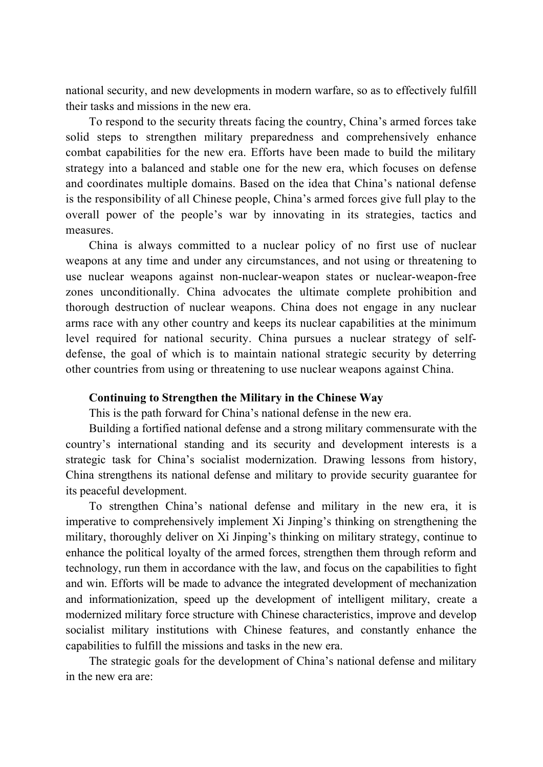national security, and new developments in modern warfare, so as to effectively fulfill their tasks and missions in the new era.

To respond to the security threats facing the country, China's armed forces take solid steps to strengthen military preparedness and comprehensively enhance combat capabilities for the new era. Efforts have been made to build the military strategy into a balanced and stable one for the new era, which focuses on defense and coordinates multiple domains. Based on the idea that China's national defense is the responsibility of all Chinese people, China's armed forces give full play to the overall power of the people's war by innovating in its strategies, tactics and measures.

China is always committed to a nuclear policy of no first use of nuclear weapons at any time and under any circumstances, and not using or threatening to use nuclear weapons against non-nuclear-weapon states or nuclear-weapon-free zones unconditionally. China advocates the ultimate complete prohibition and thorough destruction of nuclear weapons. China does not engage in any nuclear arms race with any other country and keeps its nuclear capabilities at the minimum level required for national security. China pursues a nuclear strategy of self-defense, the goal of which is to maintain national strategic security by deterring other countries from using or threatening to use nuclear weapons against China.

**Continuing to Strengthen the Military in the Chinese Way**

This is the path forward for China's national defense in the new era.

Building a fortified national defense and a strong military commensurate with the country's international standing and its security and development interests is a strategic task for China's socialist modernization. Drawing lessons from history, China strengthens its national defense and military to provide security guarantee for its peaceful development.

To strengthen China's national defense and military in the new era, it is imperative to comprehensively implement Xi Jinping's thinking on strengthening the military, thoroughly deliver on Xi Jinping's thinking on military strategy, continue to enhance the political loyalty of the armed forces, strengthen them through reform and technology, run them in accordance with the law, and focus on the capabilities to fight and win. Efforts will be made to advance the integrated development of mechanization and informationization, speed up the development of intelligent military, create a modernized military force structure with Chinese characteristics, improve and develop socialist military institutions with Chinese features, and constantly enhance the capabilities to fulfill the missions and tasks in the new era.

The strategic goals for the development of China's national defense and military in the new era are: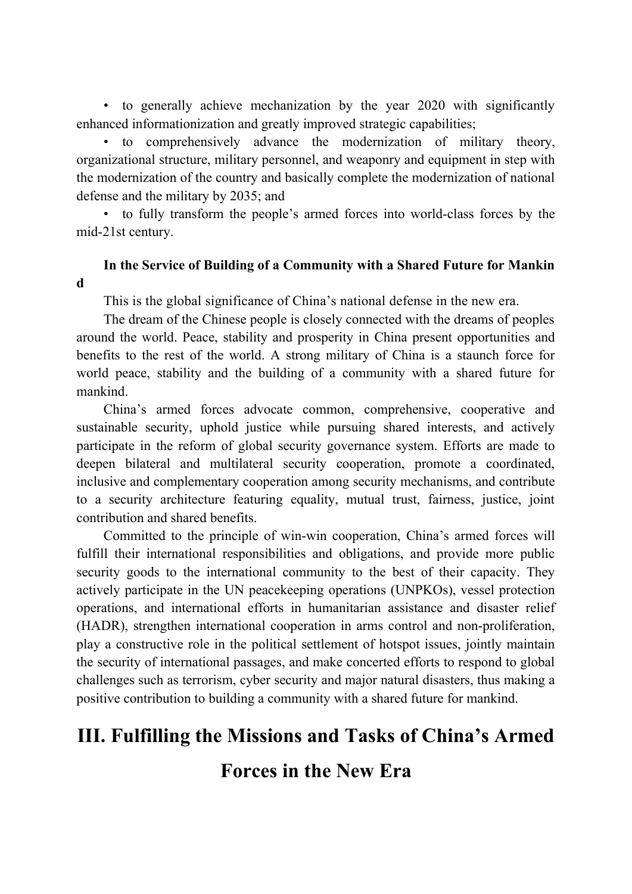- to generally achieve mechanization by the year 2020 with significantly enhanced informationization and greatly improved strategic capabilities;
- to comprehensively advance the modernization of military theory, organizational structure, military personnel, and weaponry and equipment in step with the modernization of the country and basically complete the modernization of national defense and the military by 2035; and
- to fully transform the people's armed forces into world-class forces by the mid-21st century.

**In the Service of Building of a Community with a Shared Future for Mankind**

This is the global significance of China's national defense in the new era.

The dream of the Chinese people is closely connected with the dreams of peoples around the world. Peace, stability and prosperity in China present opportunities and benefits to the rest of the world. A strong military of China is a staunch force for world peace, stability and the building of a community with a shared future for mankind.

China's armed forces advocate common, comprehensive, cooperative and sustainable security, uphold justice while pursuing shared interests, and actively participate in the reform of global security governance system. Efforts are made to deepen bilateral and multilateral security cooperation, promote a coordinated, inclusive and complementary cooperation among security mechanisms, and contribute to a security architecture featuring equality, mutual trust, fairness, justice, joint contribution and shared benefits.

Committed to the principle of win-win cooperation, China's armed forces will fulfill their international responsibilities and obligations, and provide more public security goods to the international community to the best of their capacity. They actively participate in the UN peacekeeping operations (UNPKOs), vessel protection operations, and international efforts in humanitarian assistance and disaster relief (HADR), strengthen international cooperation in arms control and non-proliferation, play a constructive role in the political settlement of hotspot issues, jointly maintain the security of international passages, and make concerted efforts to respond to global challenges such as terrorism, cyber security and major natural disasters, thus making a positive contribution to building a community with a shared future for mankind.

# III. Fulfilling the Missions and Tasks of China's Armed Forces in the New Era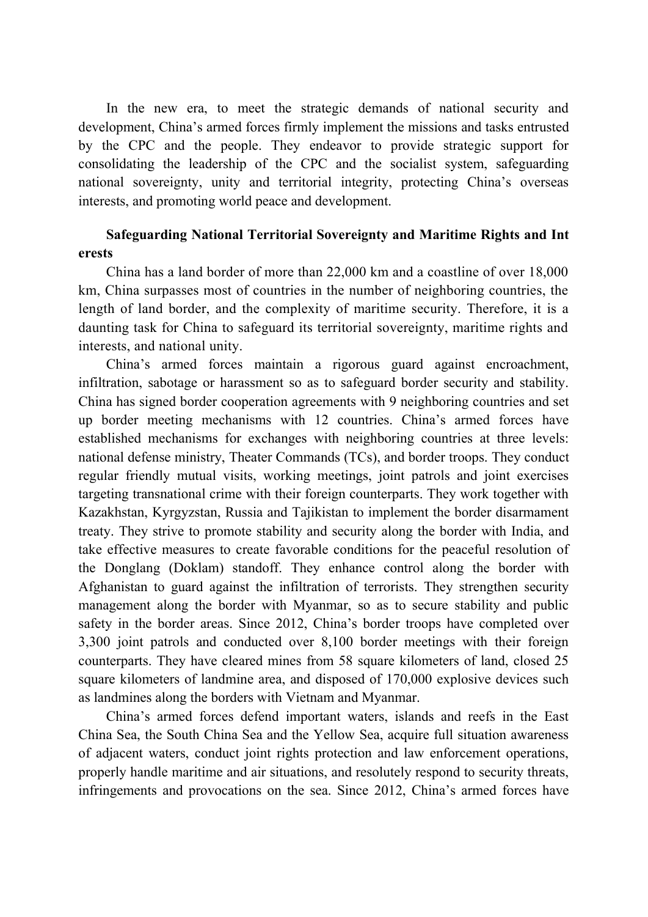In the new era, to meet the strategic demands of national security and development, China's armed forces firmly implement the missions and tasks entrusted by the CPC and the people. They endeavor to provide strategic support for consolidating the leadership of the CPC and the socialist system, safeguarding national sovereignty, unity and territorial integrity, protecting China's overseas interests, and promoting world peace and development.

**Safeguarding National Territorial Sovereignty and Maritime Rights and Interests**

China has a land border of more than 22,000 km and a coastline of over 18,000 km, China surpasses most of countries in the number of neighboring countries, the length of land border, and the complexity of maritime security. Therefore, it is a daunting task for China to safeguard its territorial sovereignty, maritime rights and interests, and national unity.

China's armed forces maintain a rigorous guard against encroachment, infiltration, sabotage or harassment so as to safeguard border security and stability. China has signed border cooperation agreements with 9 neighboring countries and set up border meeting mechanisms with 12 countries. China's armed forces have established mechanisms for exchanges with neighboring countries at three levels: national defense ministry, Theater Commands (TCs), and border troops. They conduct regular friendly mutual visits, working meetings, joint patrols and joint exercises targeting transnational crime with their foreign counterparts. They work together with Kazakhstan, Kyrgyzstan, Russia and Tajikistan to implement the border disarmament treaty. They strive to promote stability and security along the border with India, and take effective measures to create favorable conditions for the peaceful resolution of the Donglang (Doklam) standoff. They enhance control along the border with Afghanistan to guard against the infiltration of terrorists. They strengthen security management along the border with Myanmar, so as to secure stability and public safety in the border areas. Since 2012, China's border troops have completed over 3,300 joint patrols and conducted over 8,100 border meetings with their foreign counterparts. They have cleared mines from 58 square kilometers of land, closed 25 square kilometers of landmine area, and disposed of 170,000 explosive devices such as landmines along the borders with Vietnam and Myanmar.

China's armed forces defend important waters, islands and reefs in the East China Sea, the South China Sea and the Yellow Sea, acquire full situation awareness of adjacent waters, conduct joint rights protection and law enforcement operations, properly handle maritime and air situations, and resolutely respond to security threats, infringements and provocations on the sea. Since 2012, China's armed forces have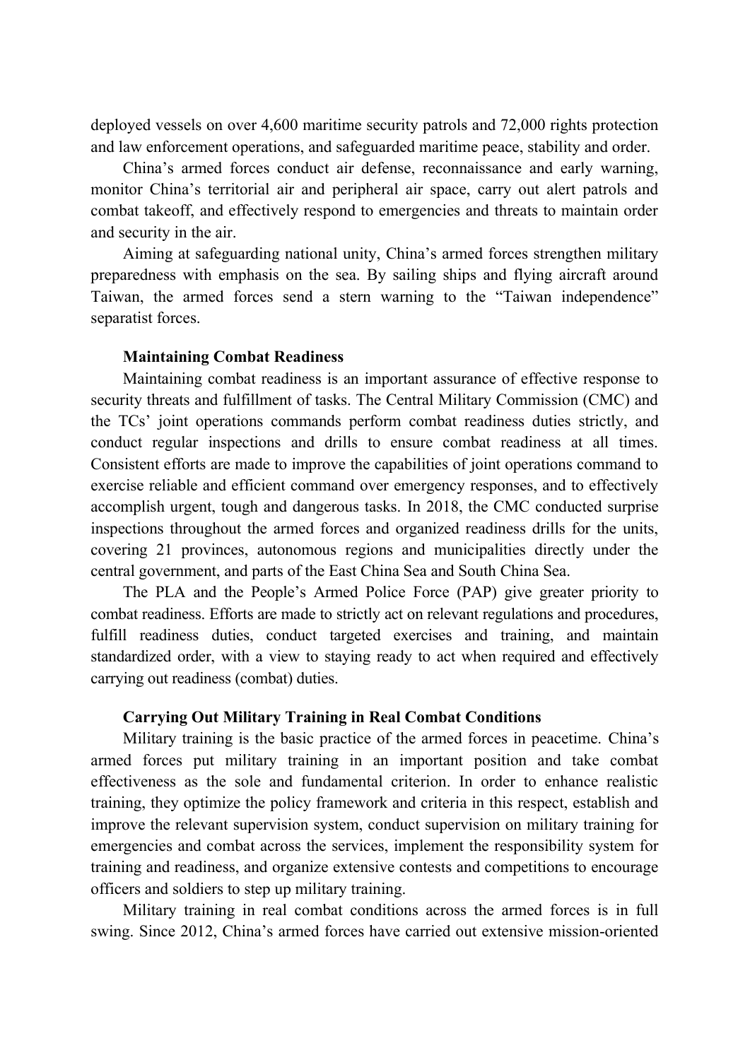deployed vessels on over 4,600 maritime security patrols and 72,000 rights protection and law enforcement operations, and safeguarded maritime peace, stability and order.

China's armed forces conduct air defense, reconnaissance and early warning, monitor China's territorial air and peripheral air space, carry out alert patrols and combat takeoff, and effectively respond to emergencies and threats to maintain order and security in the air.

Aiming at safeguarding national unity, China's armed forces strengthen military preparedness with emphasis on the sea. By sailing ships and flying aircraft around Taiwan, the armed forces send a stern warning to the "Taiwan independence" separatist forces.

### Maintaining Combat Readiness

Maintaining combat readiness is an important assurance of effective response to security threats and fulfillment of tasks. The Central Military Commission (CMC) and the TCs' joint operations commands perform combat readiness duties strictly, and conduct regular inspections and drills to ensure combat readiness at all times. Consistent efforts are made to improve the capabilities of joint operations command to exercise reliable and efficient command over emergency responses, and to effectively accomplish urgent, tough and dangerous tasks. In 2018, the CMC conducted surprise inspections throughout the armed forces and organized readiness drills for the units, covering 21 provinces, autonomous regions and municipalities directly under the central government, and parts of the East China Sea and South China Sea.

The PLA and the People's Armed Police Force (PAP) give greater priority to combat readiness. Efforts are made to strictly act on relevant regulations and procedures, fulfill readiness duties, conduct targeted exercises and training, and maintain standardized order, with a view to staying ready to act when required and effectively carrying out readiness (combat) duties.

### Carrying Out Military Training in Real Combat Conditions

Military training is the basic practice of the armed forces in peacetime. China's armed forces put military training in an important position and take combat effectiveness as the sole and fundamental criterion. In order to enhance realistic training, they optimize the policy framework and criteria in this respect, establish and improve the relevant supervision system, conduct supervision on military training for emergencies and combat across the services, implement the responsibility system for training and readiness, and organize extensive contests and competitions to encourage officers and soldiers to step up military training.

Military training in real combat conditions across the armed forces is in full swing. Since 2012, China's armed forces have carried out extensive mission-oriented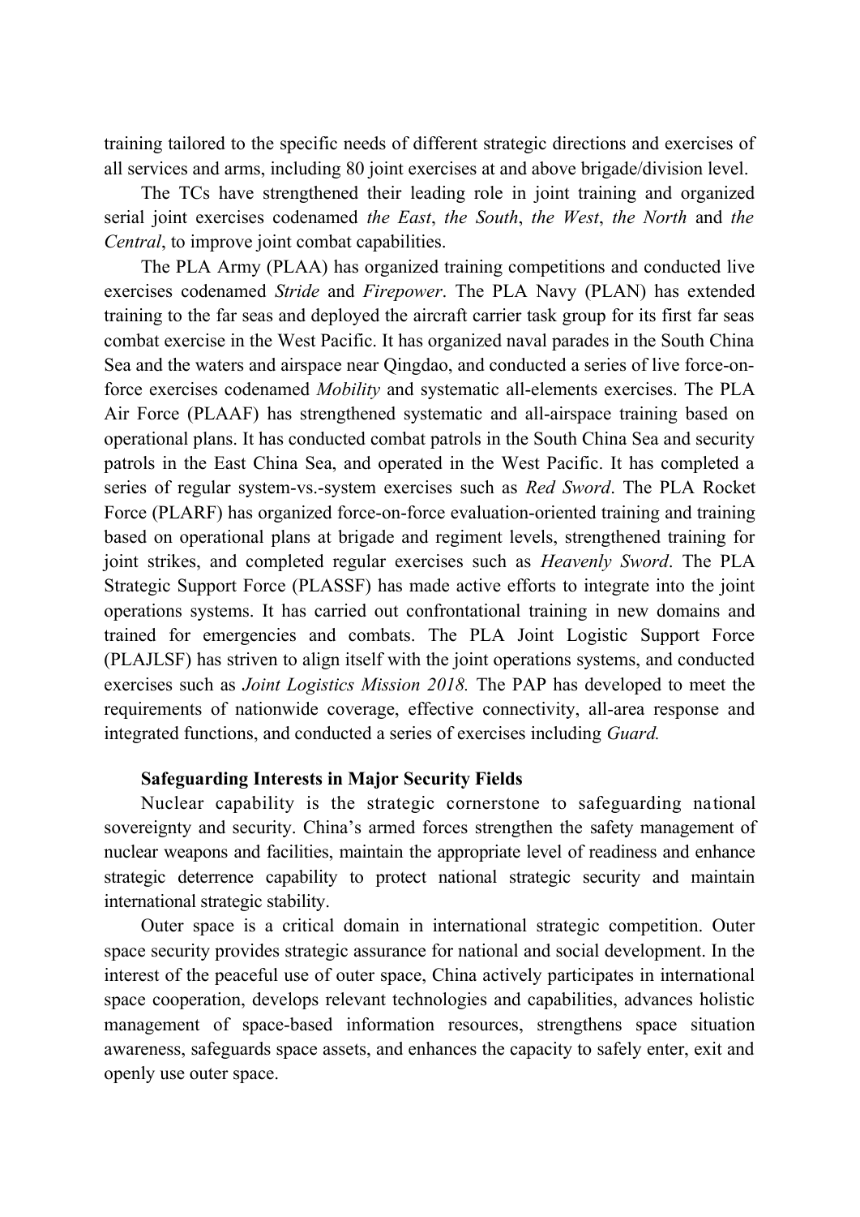training tailored to the specific needs of different strategic directions and exercises of all services and arms, including 80 joint exercises at and above brigade/division level.

The TCs have strengthened their leading role in joint training and organized serial joint exercises codenamed *the East*, *the South*, *the West*, *the North* and *the Central*, to improve joint combat capabilities.

The PLA Army (PLAA) has organized training competitions and conducted live exercises codenamed *Stride* and *Firepower*. The PLA Navy (PLAN) has extended training to the far seas and deployed the aircraft carrier task group for its first far seas combat exercise in the West Pacific. It has organized naval parades in the South China Sea and the waters and airspace near Qingdao, and conducted a series of live force-on-force exercises codenamed *Mobility* and systematic all-elements exercises. The PLA Air Force (PLAAF) has strengthened systematic and all-airspace training based on operational plans. It has conducted combat patrols in the South China Sea and security patrols in the East China Sea, and operated in the West Pacific. It has completed a series of regular system-vs.-system exercises such as *Red Sword*. The PLA Rocket Force (PLARF) has organized force-on-force evaluation-oriented training and training based on operational plans at brigade and regiment levels, strengthened training for joint strikes, and completed regular exercises such as *Heavenly Sword*. The PLA Strategic Support Force (PLASSF) has made active efforts to integrate into the joint operations systems. It has carried out confrontational training in new domains and trained for emergencies and combats. The PLA Joint Logistic Support Force (PLAJLSF) has striven to align itself with the joint operations systems, and conducted exercises such as *Joint Logistics Mission 2018.* The PAP has developed to meet the requirements of nationwide coverage, effective connectivity, all-area response and integrated functions, and conducted a series of exercises including *Guard.*

**Safeguarding Interests in Major Security Fields**

Nuclear capability is the strategic cornerstone to safeguarding national sovereignty and security. China's armed forces strengthen the safety management of nuclear weapons and facilities, maintain the appropriate level of readiness and enhance strategic deterrence capability to protect national strategic security and maintain international strategic stability.

Outer space is a critical domain in international strategic competition. Outer space security provides strategic assurance for national and social development. In the interest of the peaceful use of outer space, China actively participates in international space cooperation, develops relevant technologies and capabilities, advances holistic management of space-based information resources, strengthens space situation awareness, safeguards space assets, and enhances the capacity to safely enter, exit and openly use outer space.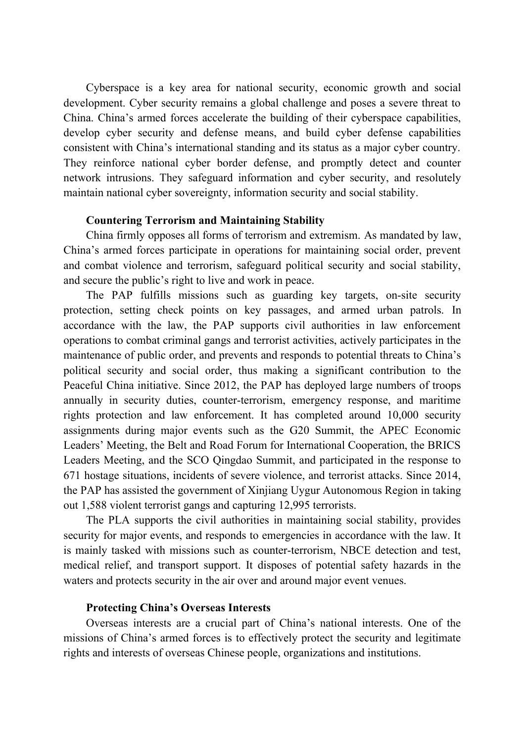Cyberspace is a key area for national security, economic growth and social development. Cyber security remains a global challenge and poses a severe threat to China. China's armed forces accelerate the building of their cyberspace capabilities, develop cyber security and defense means, and build cyber defense capabilities consistent with China's international standing and its status as a major cyber country. They reinforce national cyber border defense, and promptly detect and counter network intrusions. They safeguard information and cyber security, and resolutely maintain national cyber sovereignty, information security and social stability.

### Countering Terrorism and Maintaining Stability

China firmly opposes all forms of terrorism and extremism. As mandated by law, China's armed forces participate in operations for maintaining social order, prevent and combat violence and terrorism, safeguard political security and social stability, and secure the public's right to live and work in peace.

The PAP fulfills missions such as guarding key targets, on-site security protection, setting check points on key passages, and armed urban patrols. In accordance with the law, the PAP supports civil authorities in law enforcement operations to combat criminal gangs and terrorist activities, actively participates in the maintenance of public order, and prevents and responds to potential threats to China's political security and social order, thus making a significant contribution to the Peaceful China initiative. Since 2012, the PAP has deployed large numbers of troops annually in security duties, counter-terrorism, emergency response, and maritime rights protection and law enforcement. It has completed around 10,000 security assignments during major events such as the G20 Summit, the APEC Economic Leaders' Meeting, the Belt and Road Forum for International Cooperation, the BRICS Leaders Meeting, and the SCO Qingdao Summit, and participated in the response to 671 hostage situations, incidents of severe violence, and terrorist attacks. Since 2014, the PAP has assisted the government of Xinjiang Uygur Autonomous Region in taking out 1,588 violent terrorist gangs and capturing 12,995 terrorists.

The PLA supports the civil authorities in maintaining social stability, provides security for major events, and responds to emergencies in accordance with the law. It is mainly tasked with missions such as counter-terrorism, NBCE detection and test, medical relief, and transport support. It disposes of potential safety hazards in the waters and protects security in the air over and around major event venues.

### Protecting China's Overseas Interests

Overseas interests are a crucial part of China's national interests. One of the missions of China's armed forces is to effectively protect the security and legitimate rights and interests of overseas Chinese people, organizations and institutions.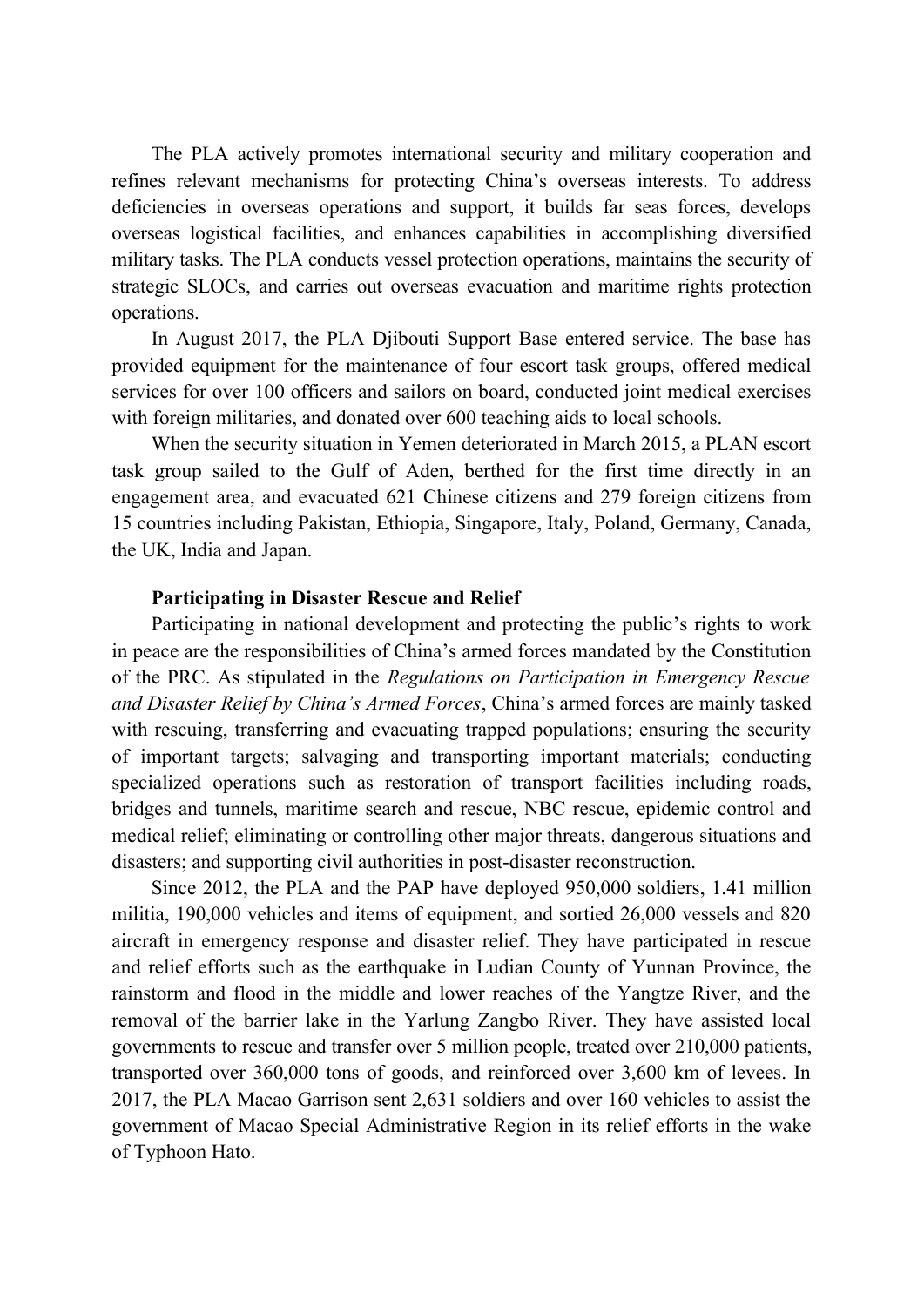The PLA actively promotes international security and military cooperation and refines relevant mechanisms for protecting China's overseas interests. To address deficiencies in overseas operations and support, it builds far seas forces, develops overseas logistical facilities, and enhances capabilities in accomplishing diversified military tasks. The PLA conducts vessel protection operations, maintains the security of strategic SLOCs, and carries out overseas evacuation and maritime rights protection operations.

In August 2017, the PLA Djibouti Support Base entered service. The base has provided equipment for the maintenance of four escort task groups, offered medical services for over 100 officers and sailors on board, conducted joint medical exercises with foreign militaries, and donated over 600 teaching aids to local schools.

When the security situation in Yemen deteriorated in March 2015, a PLAN escort task group sailed to the Gulf of Aden, berthed for the first time directly in an engagement area, and evacuated 621 Chinese citizens and 279 foreign citizens from 15 countries including Pakistan, Ethiopia, Singapore, Italy, Poland, Germany, Canada, the UK, India and Japan.

**Participating in Disaster Rescue and Relief**

Participating in national development and protecting the public's rights to work in peace are the responsibilities of China's armed forces mandated by the Constitution of the PRC. As stipulated in the *Regulations on Participation in Emergency Rescue and Disaster Relief by China's Armed Forces*, China's armed forces are mainly tasked with rescuing, transferring and evacuating trapped populations; ensuring the security of important targets; salvaging and transporting important materials; conducting specialized operations such as restoration of transport facilities including roads, bridges and tunnels, maritime search and rescue, NBC rescue, epidemic control and medical relief; eliminating or controlling other major threats, dangerous situations and disasters; and supporting civil authorities in post-disaster reconstruction.

Since 2012, the PLA and the PAP have deployed 950,000 soldiers, 1.41 million militia, 190,000 vehicles and items of equipment, and sortied 26,000 vessels and 820 aircraft in emergency response and disaster relief. They have participated in rescue and relief efforts such as the earthquake in Ludian County of Yunnan Province, the rainstorm and flood in the middle and lower reaches of the Yangtze River, and the removal of the barrier lake in the Yarlung Zangbo River. They have assisted local governments to rescue and transfer over 5 million people, treated over 210,000 patients, transported over 360,000 tons of goods, and reinforced over 3,600 km of levees. In 2017, the PLA Macao Garrison sent 2,631 soldiers and over 160 vehicles to assist the government of Macao Special Administrative Region in its relief efforts in the wake of Typhoon Hato.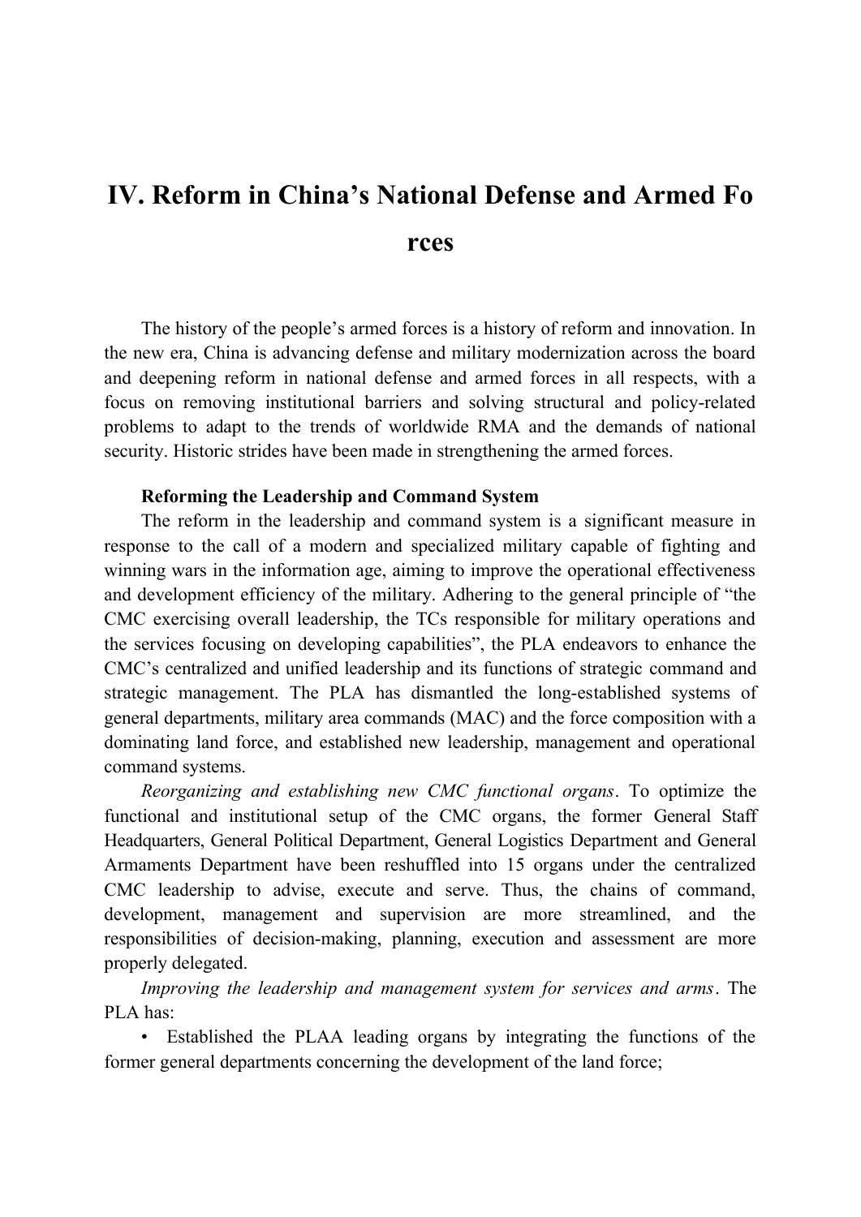# IV. Reform in China's National Defense and Armed Forces

The history of the people's armed forces is a history of reform and innovation. In the new era, China is advancing defense and military modernization across the board and deepening reform in national defense and armed forces in all respects, with a focus on removing institutional barriers and solving structural and policy-related problems to adapt to the trends of worldwide RMA and the demands of national security. Historic strides have been made in strengthening the armed forces.

**Reforming the Leadership and Command System**

The reform in the leadership and command system is a significant measure in response to the call of a modern and specialized military capable of fighting and winning wars in the information age, aiming to improve the operational effectiveness and development efficiency of the military. Adhering to the general principle of "the CMC exercising overall leadership, the TCs responsible for military operations and the services focusing on developing capabilities", the PLA endeavors to enhance the CMC's centralized and unified leadership and its functions of strategic command and strategic management. The PLA has dismantled the long-established systems of general departments, military area commands (MAC) and the force composition with a dominating land force, and established new leadership, management and operational command systems.

*Reorganizing and establishing new CMC functional organs*. To optimize the functional and institutional setup of the CMC organs, the former General Staff Headquarters, General Political Department, General Logistics Department and General Armaments Department have been reshuffled into 15 organs under the centralized CMC leadership to advise, execute and serve. Thus, the chains of command, development, management and supervision are more streamlined, and the responsibilities of decision-making, planning, execution and assessment are more properly delegated.

*Improving the leadership and management system for services and arms*. The PLA has:

- Established the PLAA leading organs by integrating the functions of the former general departments concerning the development of the land force;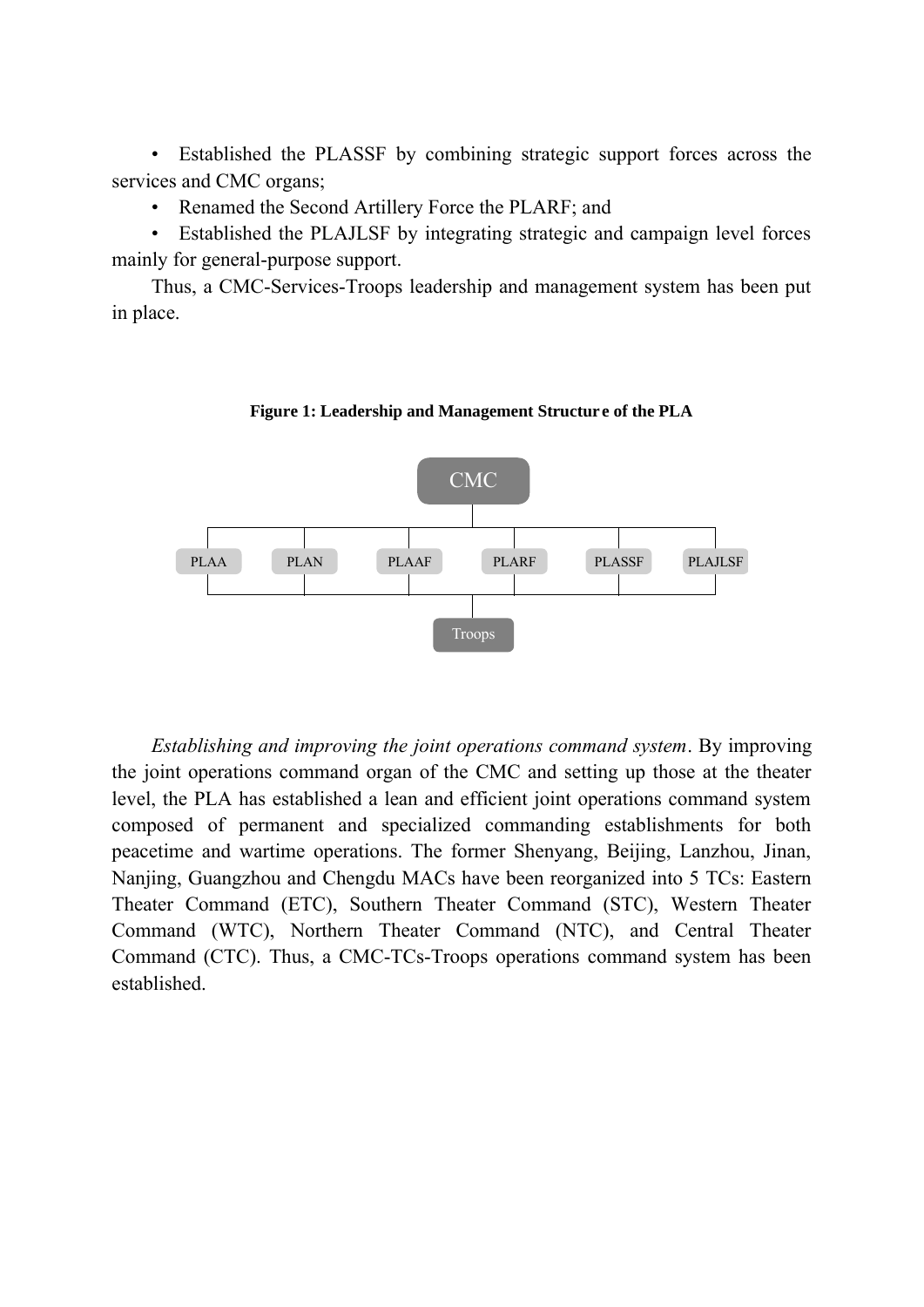- Established the PLASSF by combining strategic support forces across the services and CMC organs;
- Renamed the Second Artillery Force the PLARF; and
- Established the PLAJLSF by integrating strategic and campaign level forces mainly for general-purpose support.

Thus, a CMC-Services-Troops leadership and management system has been put in place.

**Figure 1: Leadership and Management Structure of the PLA**

CMC

PLAA | PLAN | PLAAF | PLARF | PLASSF | PLAJLSF

Troops

*Establishing and improving the joint operations command system*. By improving the joint operations command organ of the CMC and setting up those at the theater level, the PLA has established a lean and efficient joint operations command system composed of permanent and specialized commanding establishments for both peacetime and wartime operations. The former Shenyang, Beijing, Lanzhou, Jinan, Nanjing, Guangzhou and Chengdu MACs have been reorganized into 5 TCs: Eastern Theater Command (ETC), Southern Theater Command (STC), Western Theater Command (WTC), Northern Theater Command (NTC), and Central Theater Command (CTC). Thus, a CMC-TCs-Troops operations command system has been established.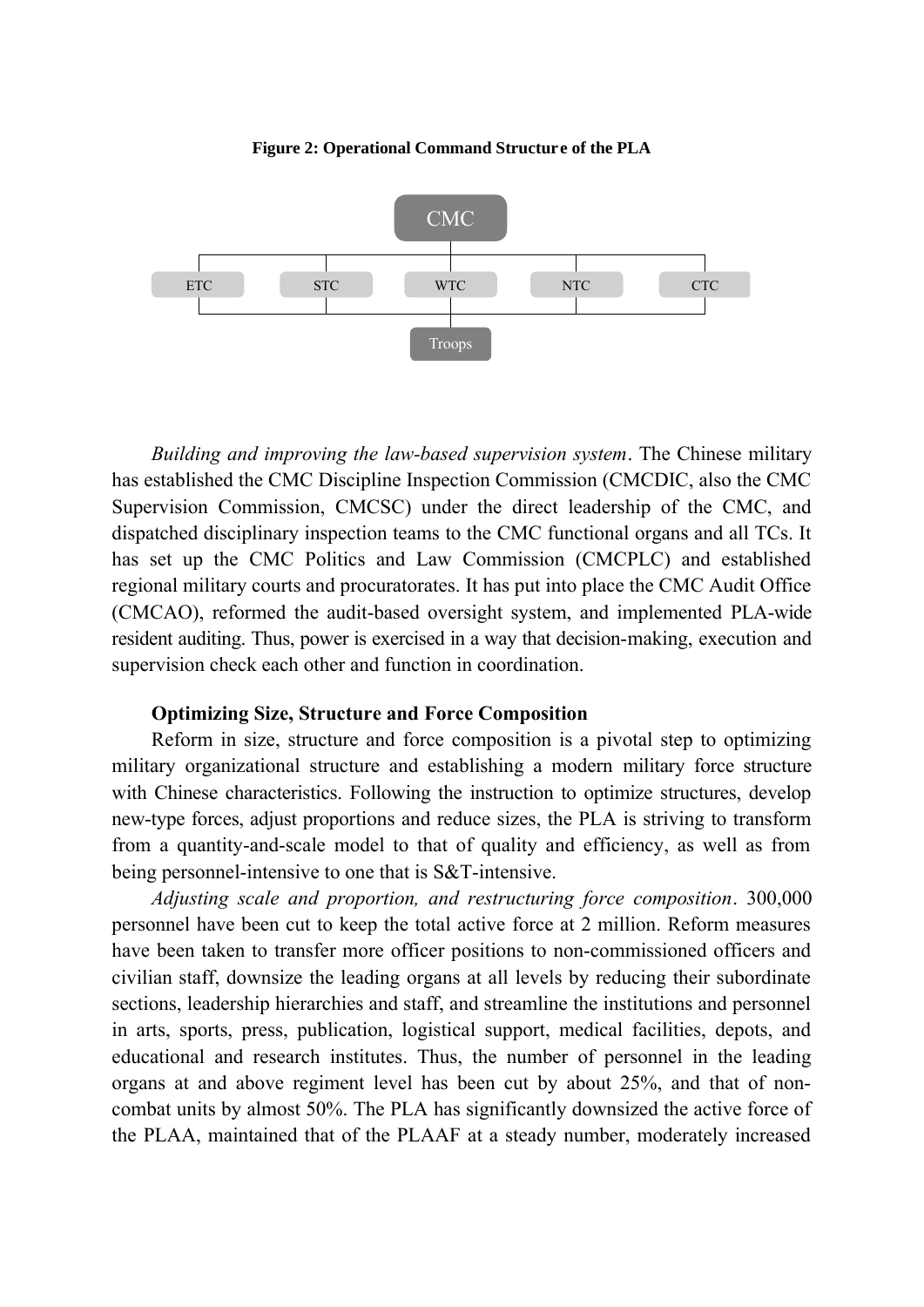**Figure 2: Operational Command Structure of the PLA**

CMC

ETC STC WTC NTC CTC

Troops

*Building and improving the law-based supervision system*. The Chinese military has established the CMC Discipline Inspection Commission (CMCDIC, also the CMC Supervision Commission, CMCSC) under the direct leadership of the CMC, and dispatched disciplinary inspection teams to the CMC functional organs and all TCs. It has set up the CMC Politics and Law Commission (CMCPLC) and established regional military courts and procuratorates. It has put into place the CMC Audit Office (CMCAO), reformed the audit-based oversight system, and implemented PLA-wide resident auditing. Thus, power is exercised in a way that decision-making, execution and supervision check each other and function in coordination.

**Optimizing Size, Structure and Force Composition**

Reform in size, structure and force composition is a pivotal step to optimizing military organizational structure and establishing a modern military force structure with Chinese characteristics. Following the instruction to optimize structures, develop new-type forces, adjust proportions and reduce sizes, the PLA is striving to transform from a quantity-and-scale model to that of quality and efficiency, as well as from being personnel-intensive to one that is S&T-intensive.

*Adjusting scale and proportion, and restructuring force composition*. 300,000 personnel have been cut to keep the total active force at 2 million. Reform measures have been taken to transfer more officer positions to non-commissioned officers and civilian staff, downsize the leading organs at all levels by reducing their subordinate sections, leadership hierarchies and staff, and streamline the institutions and personnel in arts, sports, press, publication, logistical support, medical facilities, depots, and educational and research institutes. Thus, the number of personnel in the leading organs at and above regiment level has been cut by about 25%, and that of non-combat units by almost 50%. The PLA has significantly downsized the active force of the PLAA, maintained that of the PLAAF at a steady number, moderately increased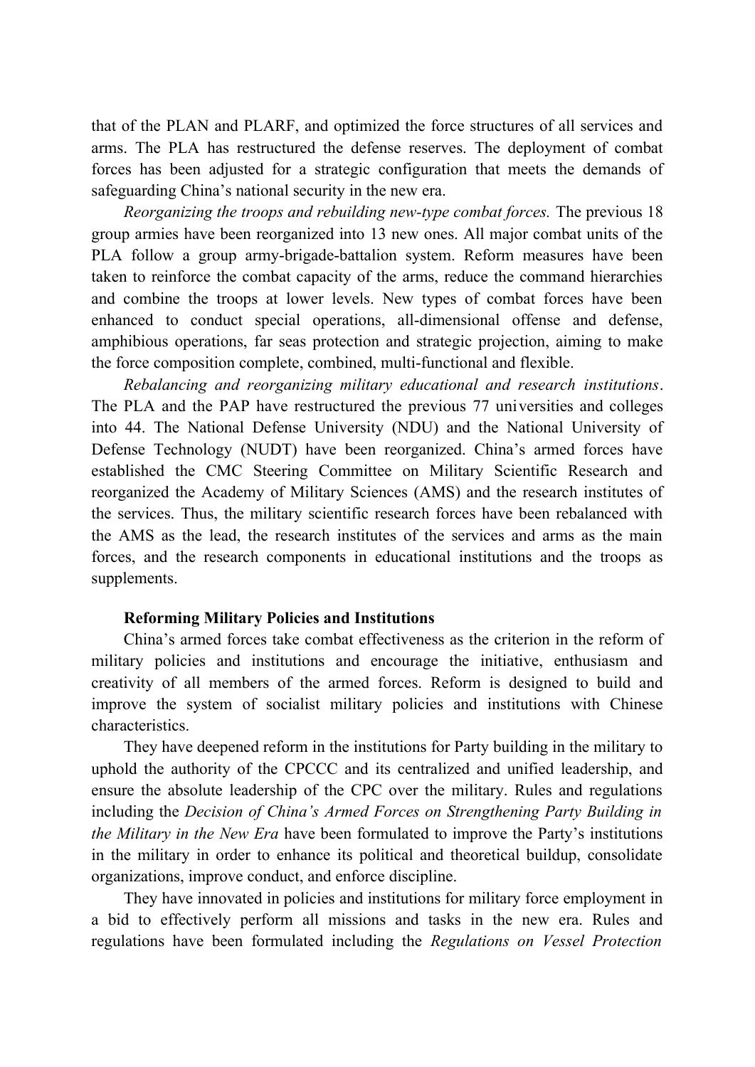that of the PLAN and PLARF, and optimized the force structures of all services and arms. The PLA has restructured the defense reserves. The deployment of combat forces has been adjusted for a strategic configuration that meets the demands of safeguarding China's national security in the new era.

*Reorganizing the troops and rebuilding new-type combat forces.* The previous 18 group armies have been reorganized into 13 new ones. All major combat units of the PLA follow a group army-brigade-battalion system. Reform measures have been taken to reinforce the combat capacity of the arms, reduce the command hierarchies and combine the troops at lower levels. New types of combat forces have been enhanced to conduct special operations, all-dimensional offense and defense, amphibious operations, far seas protection and strategic projection, aiming to make the force composition complete, combined, multi-functional and flexible.

*Rebalancing and reorganizing military educational and research institutions*. The PLA and the PAP have restructured the previous 77 universities and colleges into 44. The National Defense University (NDU) and the National University of Defense Technology (NUDT) have been reorganized. China's armed forces have established the CMC Steering Committee on Military Scientific Research and reorganized the Academy of Military Sciences (AMS) and the research institutes of the services. Thus, the military scientific research forces have been rebalanced with the AMS as the lead, the research institutes of the services and arms as the main forces, and the research components in educational institutions and the troops as supplements.

**Reforming Military Policies and Institutions**

China's armed forces take combat effectiveness as the criterion in the reform of military policies and institutions and encourage the initiative, enthusiasm and creativity of all members of the armed forces. Reform is designed to build and improve the system of socialist military policies and institutions with Chinese characteristics.

They have deepened reform in the institutions for Party building in the military to uphold the authority of the CPCCC and its centralized and unified leadership, and ensure the absolute leadership of the CPC over the military. Rules and regulations including the *Decision of China's Armed Forces on Strengthening Party Building in the Military in the New Era* have been formulated to improve the Party's institutions in the military in order to enhance its political and theoretical buildup, consolidate organizations, improve conduct, and enforce discipline.

They have innovated in policies and institutions for military force employment in a bid to effectively perform all missions and tasks in the new era. Rules and regulations have been formulated including the *Regulations on Vessel Protection*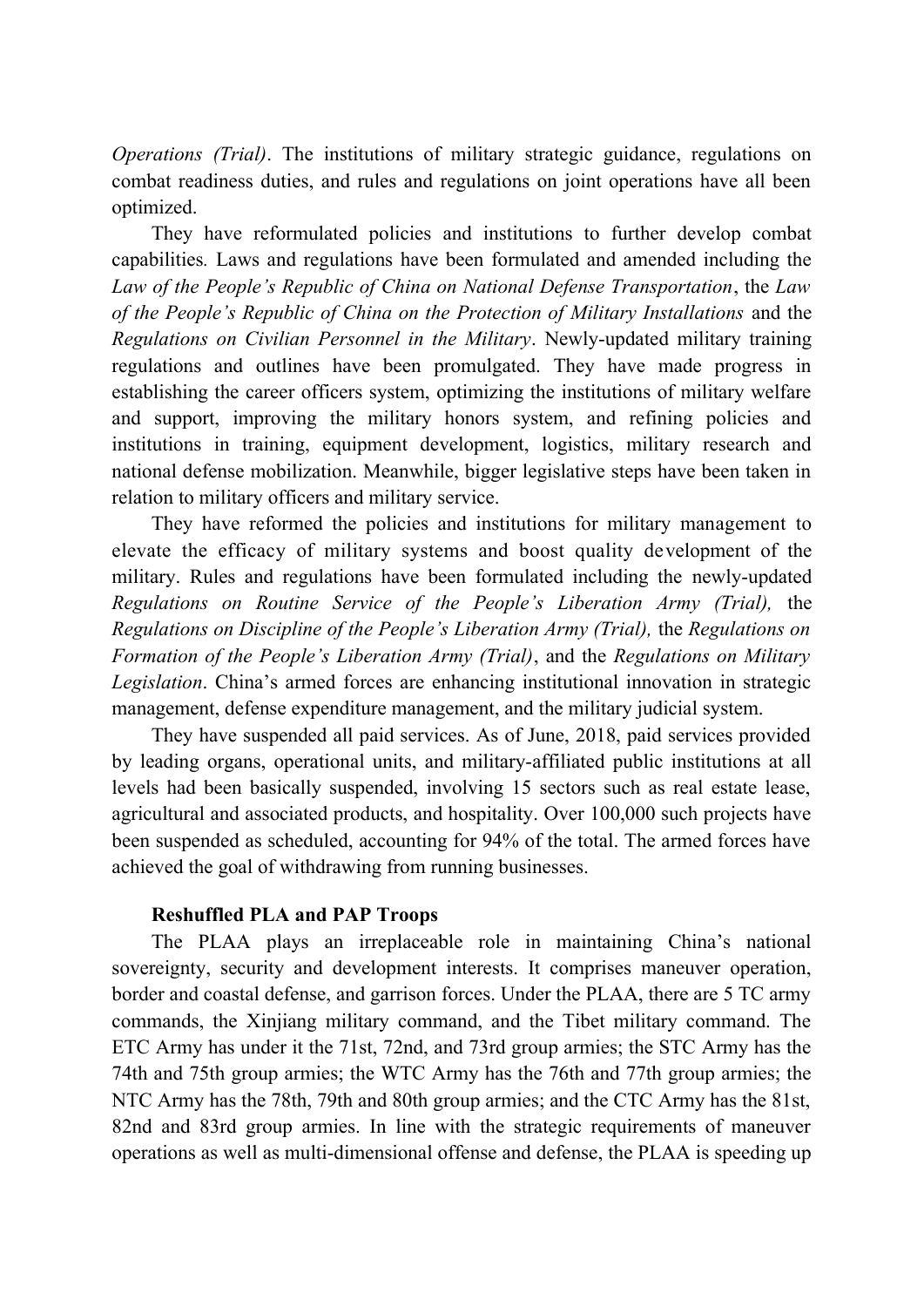*Operations (Trial)*. The institutions of military strategic guidance, regulations on combat readiness duties, and rules and regulations on joint operations have all been optimized.

They have reformulated policies and institutions to further develop combat capabilities. Laws and regulations have been formulated and amended including the *Law of the People's Republic of China on National Defense Transportation*, the *Law of the People's Republic of China on the Protection of Military Installations* and the *Regulations on Civilian Personnel in the Military*. Newly-updated military training regulations and outlines have been promulgated. They have made progress in establishing the career officers system, optimizing the institutions of military welfare and support, improving the military honors system, and refining policies and institutions in training, equipment development, logistics, military research and national defense mobilization. Meanwhile, bigger legislative steps have been taken in relation to military officers and military service.

They have reformed the policies and institutions for military management to elevate the efficacy of military systems and boost quality development of the military. Rules and regulations have been formulated including the newly-updated *Regulations on Routine Service of the People's Liberation Army (Trial),* the *Regulations on Discipline of the People's Liberation Army (Trial),* the *Regulations on Formation of the People's Liberation Army (Trial)*, and the *Regulations on Military Legislation*. China's armed forces are enhancing institutional innovation in strategic management, defense expenditure management, and the military judicial system.

They have suspended all paid services. As of June, 2018, paid services provided by leading organs, operational units, and military-affiliated public institutions at all levels had been basically suspended, involving 15 sectors such as real estate lease, agricultural and associated products, and hospitality. Over 100,000 such projects have been suspended as scheduled, accounting for 94% of the total. The armed forces have achieved the goal of withdrawing from running businesses.

**Reshuffled PLA and PAP Troops**

The PLAA plays an irreplaceable role in maintaining China's national sovereignty, security and development interests. It comprises maneuver operation, border and coastal defense, and garrison forces. Under the PLAA, there are 5 TC army commands, the Xinjiang military command, and the Tibet military command. The ETC Army has under it the 71st, 72nd, and 73rd group armies; the STC Army has the 74th and 75th group armies; the WTC Army has the 76th and 77th group armies; the NTC Army has the 78th, 79th and 80th group armies; and the CTC Army has the 81st, 82nd and 83rd group armies. In line with the strategic requirements of maneuver operations as well as multi-dimensional offense and defense, the PLAA is speeding up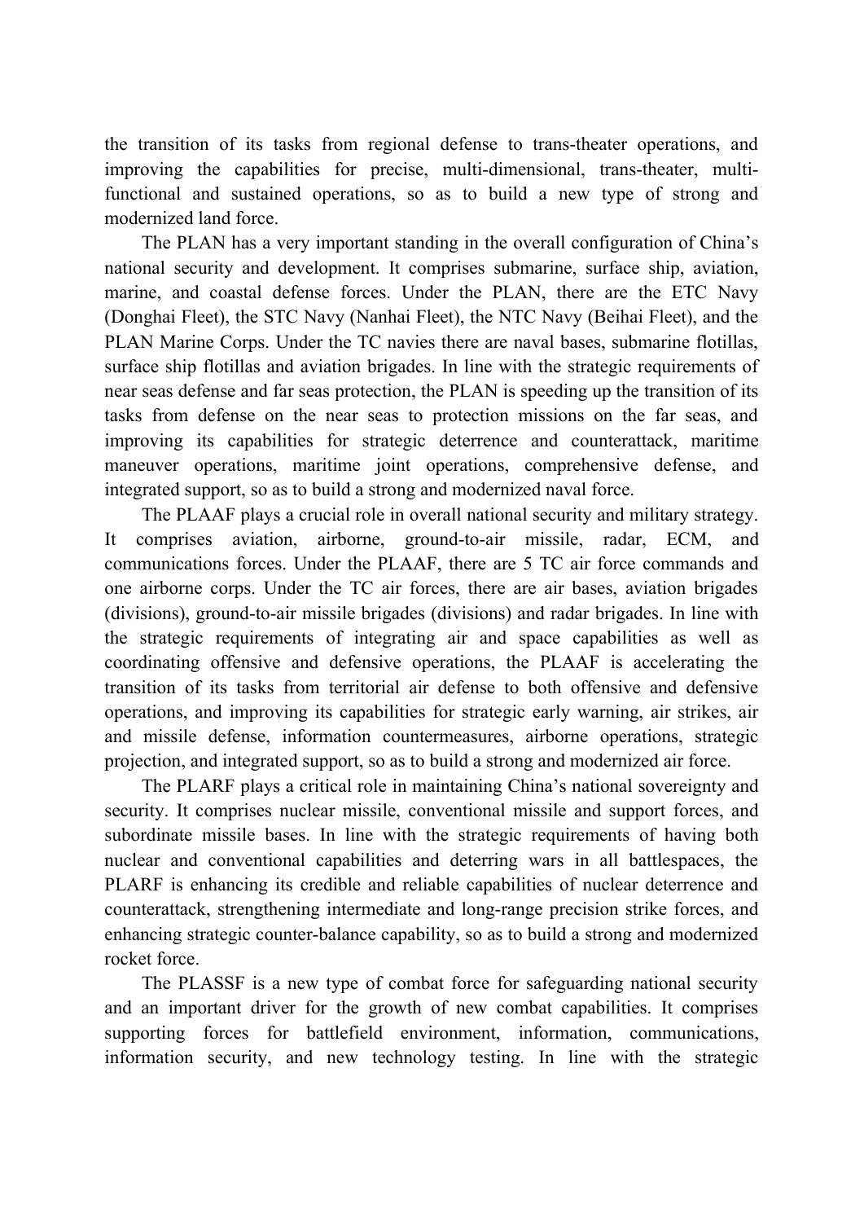the transition of its tasks from regional defense to trans-theater operations, and improving the capabilities for precise, multi-dimensional, trans-theater, multi-functional and sustained operations, so as to build a new type of strong and modernized land force.

The PLAN has a very important standing in the overall configuration of China's national security and development. It comprises submarine, surface ship, aviation, marine, and coastal defense forces. Under the PLAN, there are the ETC Navy (Donghai Fleet), the STC Navy (Nanhai Fleet), the NTC Navy (Beihai Fleet), and the PLAN Marine Corps. Under the TC navies there are naval bases, submarine flotillas, surface ship flotillas and aviation brigades. In line with the strategic requirements of near seas defense and far seas protection, the PLAN is speeding up the transition of its tasks from defense on the near seas to protection missions on the far seas, and improving its capabilities for strategic deterrence and counterattack, maritime maneuver operations, maritime joint operations, comprehensive defense, and integrated support, so as to build a strong and modernized naval force.

The PLAAF plays a crucial role in overall national security and military strategy. It comprises aviation, airborne, ground-to-air missile, radar, ECM, and communications forces. Under the PLAAF, there are 5 TC air force commands and one airborne corps. Under the TC air forces, there are air bases, aviation brigades (divisions), ground-to-air missile brigades (divisions) and radar brigades. In line with the strategic requirements of integrating air and space capabilities as well as coordinating offensive and defensive operations, the PLAAF is accelerating the transition of its tasks from territorial air defense to both offensive and defensive operations, and improving its capabilities for strategic early warning, air strikes, air and missile defense, information countermeasures, airborne operations, strategic projection, and integrated support, so as to build a strong and modernized air force.

The PLARF plays a critical role in maintaining China's national sovereignty and security. It comprises nuclear missile, conventional missile and support forces, and subordinate missile bases. In line with the strategic requirements of having both nuclear and conventional capabilities and deterring wars in all battlespaces, the PLARF is enhancing its credible and reliable capabilities of nuclear deterrence and counterattack, strengthening intermediate and long-range precision strike forces, and enhancing strategic counter-balance capability, so as to build a strong and modernized rocket force.

The PLASSF is a new type of combat force for safeguarding national security and an important driver for the growth of new combat capabilities. It comprises supporting forces for battlefield environment, information, communications, information security, and new technology testing. In line with the strategic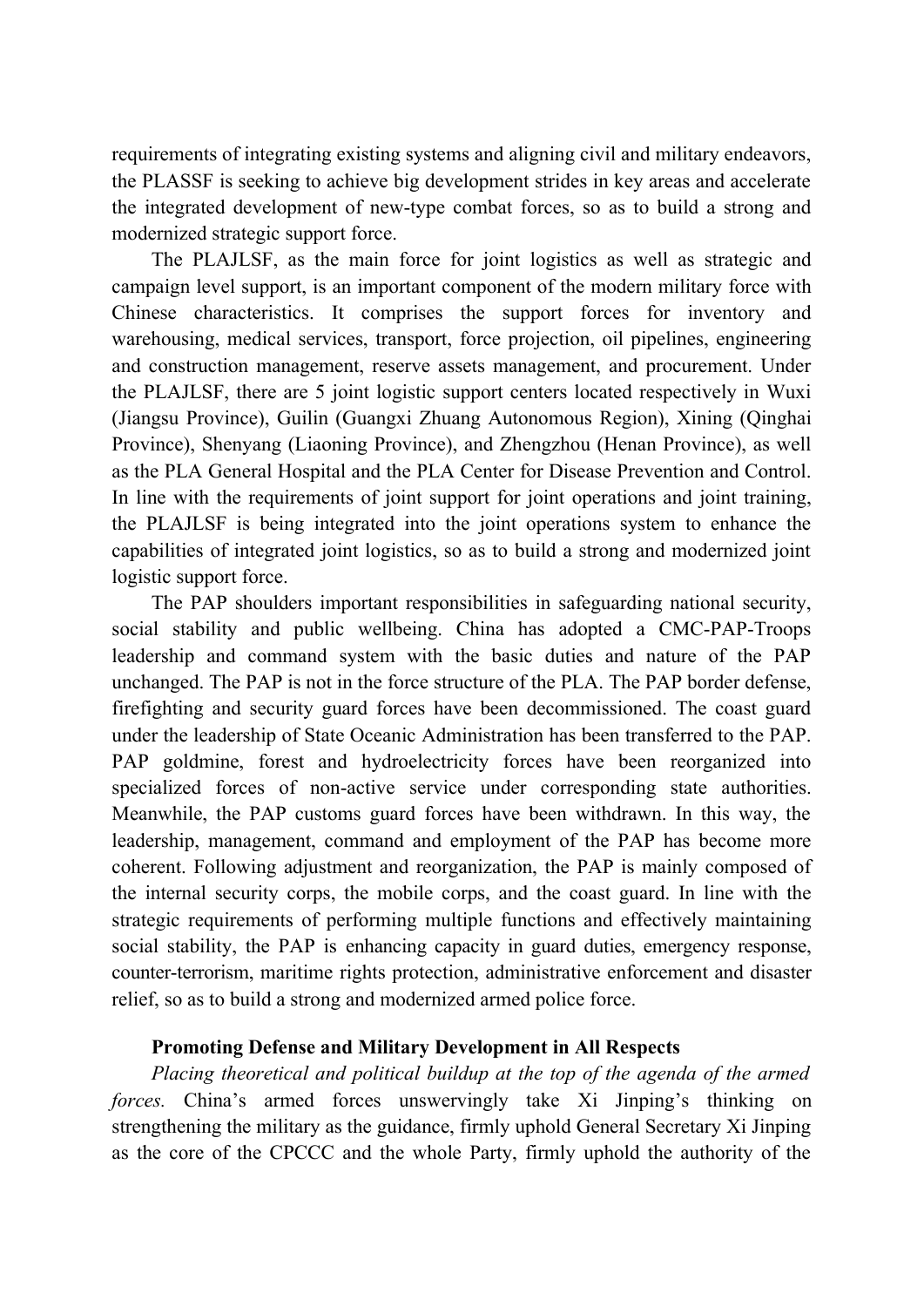requirements of integrating existing systems and aligning civil and military endeavors, the PLASSF is seeking to achieve big development strides in key areas and accelerate the integrated development of new-type combat forces, so as to build a strong and modernized strategic support force.

The PLAJLSF, as the main force for joint logistics as well as strategic and campaign level support, is an important component of the modern military force with Chinese characteristics. It comprises the support forces for inventory and warehousing, medical services, transport, force projection, oil pipelines, engineering and construction management, reserve assets management, and procurement. Under the PLAJLSF, there are 5 joint logistic support centers located respectively in Wuxi (Jiangsu Province), Guilin (Guangxi Zhuang Autonomous Region), Xining (Qinghai Province), Shenyang (Liaoning Province), and Zhengzhou (Henan Province), as well as the PLA General Hospital and the PLA Center for Disease Prevention and Control. In line with the requirements of joint support for joint operations and joint training, the PLAJLSF is being integrated into the joint operations system to enhance the capabilities of integrated joint logistics, so as to build a strong and modernized joint logistic support force.

The PAP shoulders important responsibilities in safeguarding national security, social stability and public wellbeing. China has adopted a CMC-PAP-Troops leadership and command system with the basic duties and nature of the PAP unchanged. The PAP is not in the force structure of the PLA. The PAP border defense, firefighting and security guard forces have been decommissioned. The coast guard under the leadership of State Oceanic Administration has been transferred to the PAP. PAP goldmine, forest and hydroelectricity forces have been reorganized into specialized forces of non-active service under corresponding state authorities. Meanwhile, the PAP customs guard forces have been withdrawn. In this way, the leadership, management, command and employment of the PAP has become more coherent. Following adjustment and reorganization, the PAP is mainly composed of the internal security corps, the mobile corps, and the coast guard. In line with the strategic requirements of performing multiple functions and effectively maintaining social stability, the PAP is enhancing capacity in guard duties, emergency response, counter-terrorism, maritime rights protection, administrative enforcement and disaster relief, so as to build a strong and modernized armed police force.

### Promoting Defense and Military Development in All Respects

*Placing theoretical and political buildup at the top of the agenda of the armed forces.* China's armed forces unswervingly take Xi Jinping's thinking on strengthening the military as the guidance, firmly uphold General Secretary Xi Jinping as the core of the CPCCC and the whole Party, firmly uphold the authority of the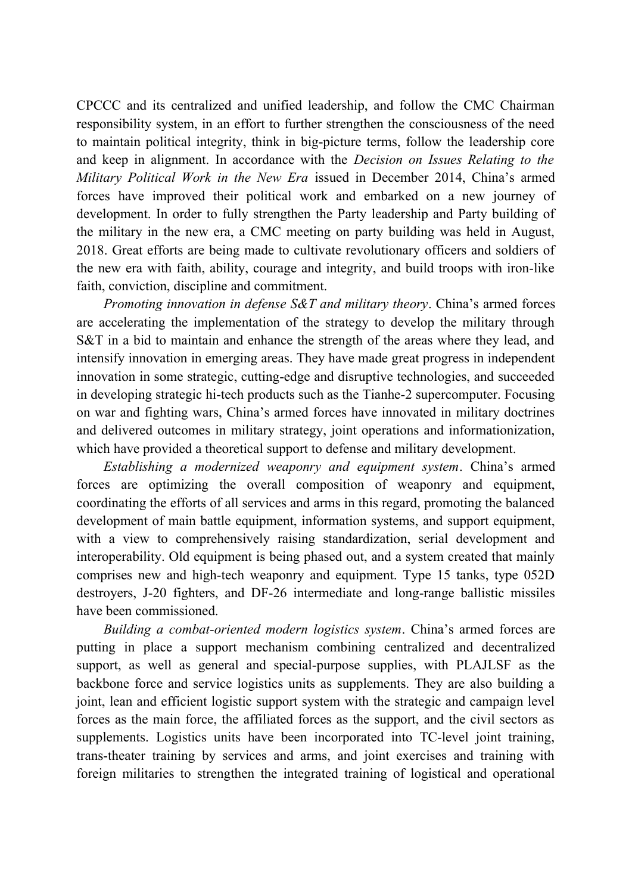CPCCC and its centralized and unified leadership, and follow the CMC Chairman responsibility system, in an effort to further strengthen the consciousness of the need to maintain political integrity, think in big-picture terms, follow the leadership core and keep in alignment. In accordance with the *Decision on Issues Relating to the Military Political Work in the New Era* issued in December 2014, China's armed forces have improved their political work and embarked on a new journey of development. In order to fully strengthen the Party leadership and Party building of the military in the new era, a CMC meeting on party building was held in August, 2018. Great efforts are being made to cultivate revolutionary officers and soldiers of the new era with faith, ability, courage and integrity, and build troops with iron-like faith, conviction, discipline and commitment.

*Promoting innovation in defense S&T and military theory*. China's armed forces are accelerating the implementation of the strategy to develop the military through S&T in a bid to maintain and enhance the strength of the areas where they lead, and intensify innovation in emerging areas. They have made great progress in independent innovation in some strategic, cutting-edge and disruptive technologies, and succeeded in developing strategic hi-tech products such as the Tianhe-2 supercomputer. Focusing on war and fighting wars, China's armed forces have innovated in military doctrines and delivered outcomes in military strategy, joint operations and informationization, which have provided a theoretical support to defense and military development.

*Establishing a modernized weaponry and equipment system*. China's armed forces are optimizing the overall composition of weaponry and equipment, coordinating the efforts of all services and arms in this regard, promoting the balanced development of main battle equipment, information systems, and support equipment, with a view to comprehensively raising standardization, serial development and interoperability. Old equipment is being phased out, and a system created that mainly comprises new and high-tech weaponry and equipment. Type 15 tanks, type 052D destroyers, J-20 fighters, and DF-26 intermediate and long-range ballistic missiles have been commissioned.

*Building a combat-oriented modern logistics system*. China's armed forces are putting in place a support mechanism combining centralized and decentralized support, as well as general and special-purpose supplies, with PLAJLSF as the backbone force and service logistics units as supplements. They are also building a joint, lean and efficient logistic support system with the strategic and campaign level forces as the main force, the affiliated forces as the support, and the civil sectors as supplements. Logistics units have been incorporated into TC-level joint training, trans-theater training by services and arms, and joint exercises and training with foreign militaries to strengthen the integrated training of logistical and operational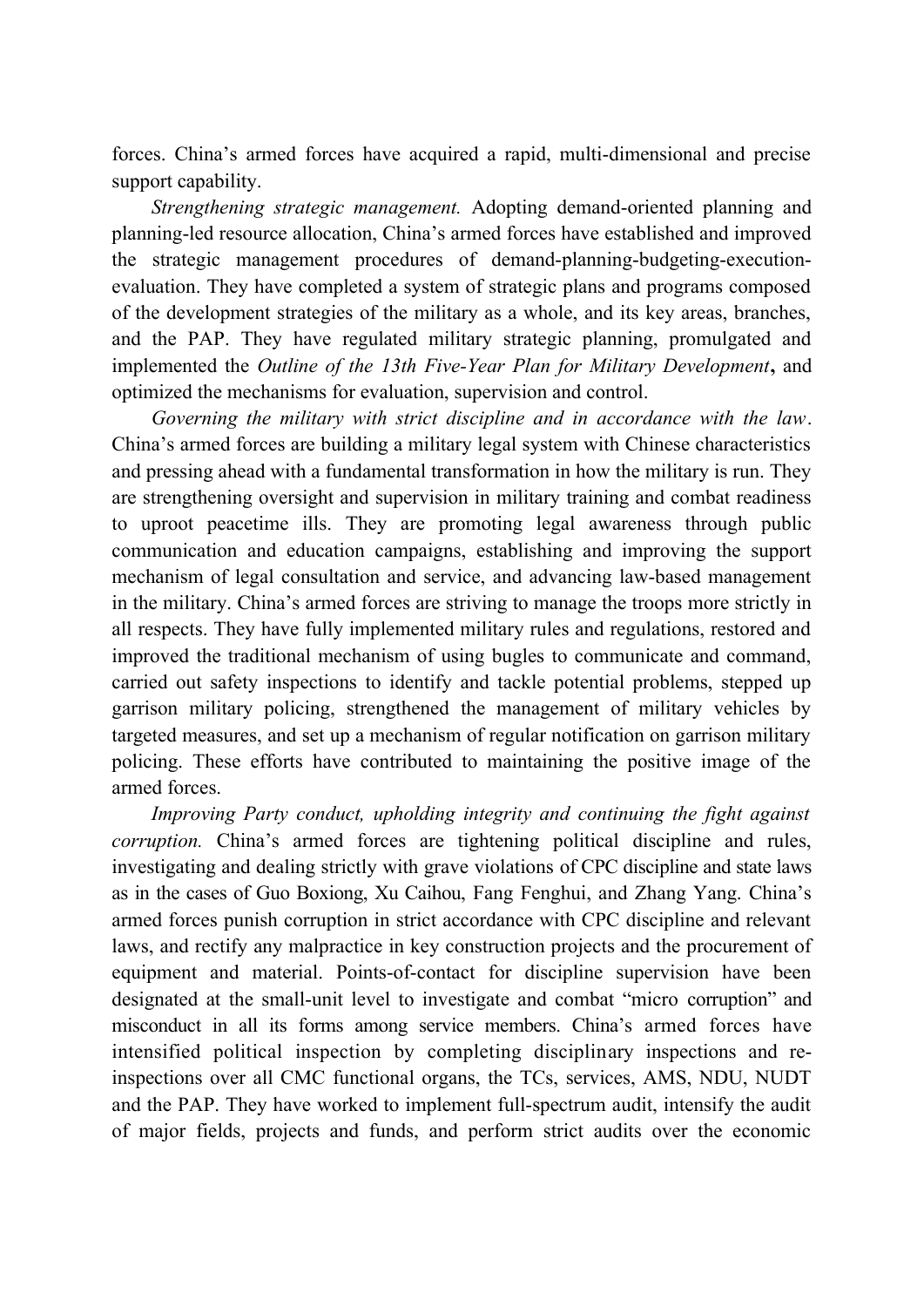forces. China's armed forces have acquired a rapid, multi-dimensional and precise support capability.

*Strengthening strategic management.* Adopting demand-oriented planning and planning-led resource allocation, China's armed forces have established and improved the strategic management procedures of demand-planning-budgeting-execution-evaluation. They have completed a system of strategic plans and programs composed of the development strategies of the military as a whole, and its key areas, branches, and the PAP. They have regulated military strategic planning, promulgated and implemented the *Outline of the 13th Five-Year Plan for Military Development*, and optimized the mechanisms for evaluation, supervision and control.

*Governing the military with strict discipline and in accordance with the law*. China's armed forces are building a military legal system with Chinese characteristics and pressing ahead with a fundamental transformation in how the military is run. They are strengthening oversight and supervision in military training and combat readiness to uproot peacetime ills. They are promoting legal awareness through public communication and education campaigns, establishing and improving the support mechanism of legal consultation and service, and advancing law-based management in the military. China's armed forces are striving to manage the troops more strictly in all respects. They have fully implemented military rules and regulations, restored and improved the traditional mechanism of using bugles to communicate and command, carried out safety inspections to identify and tackle potential problems, stepped up garrison military policing, strengthened the management of military vehicles by targeted measures, and set up a mechanism of regular notification on garrison military policing. These efforts have contributed to maintaining the positive image of the armed forces.

*Improving Party conduct, upholding integrity and continuing the fight against corruption.* China's armed forces are tightening political discipline and rules, investigating and dealing strictly with grave violations of CPC discipline and state laws as in the cases of Guo Boxiong, Xu Caihou, Fang Fenghui, and Zhang Yang. China's armed forces punish corruption in strict accordance with CPC discipline and relevant laws, and rectify any malpractice in key construction projects and the procurement of equipment and material. Points-of-contact for discipline supervision have been designated at the small-unit level to investigate and combat "micro corruption" and misconduct in all its forms among service members. China's armed forces have intensified political inspection by completing disciplinary inspections and re-inspections over all CMC functional organs, the TCs, services, AMS, NDU, NUDT and the PAP. They have worked to implement full-spectrum audit, intensify the audit of major fields, projects and funds, and perform strict audits over the economic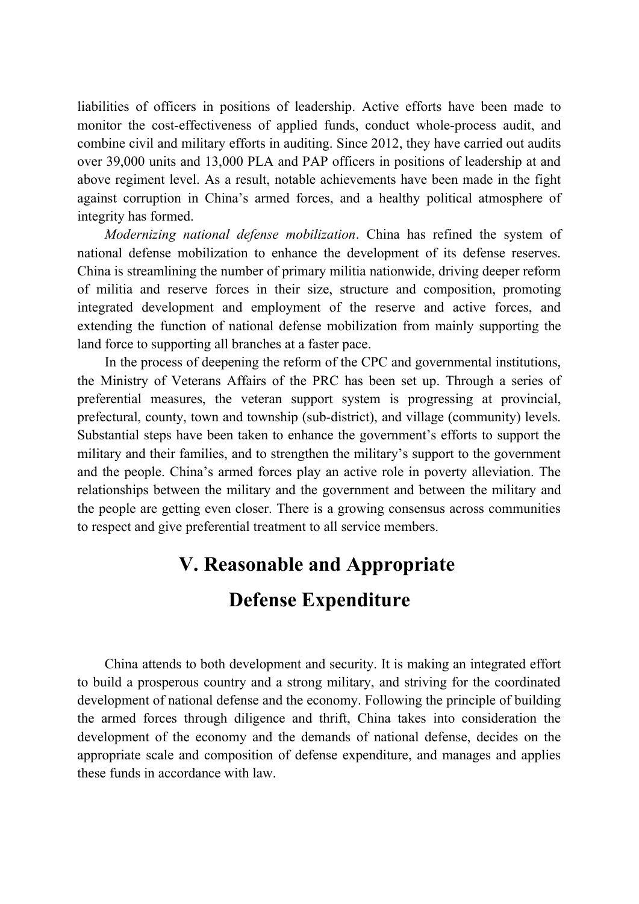liabilities of officers in positions of leadership. Active efforts have been made to monitor the cost-effectiveness of applied funds, conduct whole-process audit, and combine civil and military efforts in auditing. Since 2012, they have carried out audits over 39,000 units and 13,000 PLA and PAP officers in positions of leadership at and above regiment level. As a result, notable achievements have been made in the fight against corruption in China's armed forces, and a healthy political atmosphere of integrity has formed.

*Modernizing national defense mobilization*. China has refined the system of national defense mobilization to enhance the development of its defense reserves. China is streamlining the number of primary militia nationwide, driving deeper reform of militia and reserve forces in their size, structure and composition, promoting integrated development and employment of the reserve and active forces, and extending the function of national defense mobilization from mainly supporting the land force to supporting all branches at a faster pace.

In the process of deepening the reform of the CPC and governmental institutions, the Ministry of Veterans Affairs of the PRC has been set up. Through a series of preferential measures, the veteran support system is progressing at provincial, prefectural, county, town and township (sub-district), and village (community) levels. Substantial steps have been taken to enhance the government's efforts to support the military and their families, and to strengthen the military's support to the government and the people. China's armed forces play an active role in poverty alleviation. The relationships between the military and the government and between the military and the people are getting even closer. There is a growing consensus across communities to respect and give preferential treatment to all service members.

# V. Reasonable and Appropriate Defense Expenditure

China attends to both development and security. It is making an integrated effort to build a prosperous country and a strong military, and striving for the coordinated development of national defense and the economy. Following the principle of building the armed forces through diligence and thrift, China takes into consideration the development of the economy and the demands of national defense, decides on the appropriate scale and composition of defense expenditure, and manages and applies these funds in accordance with law.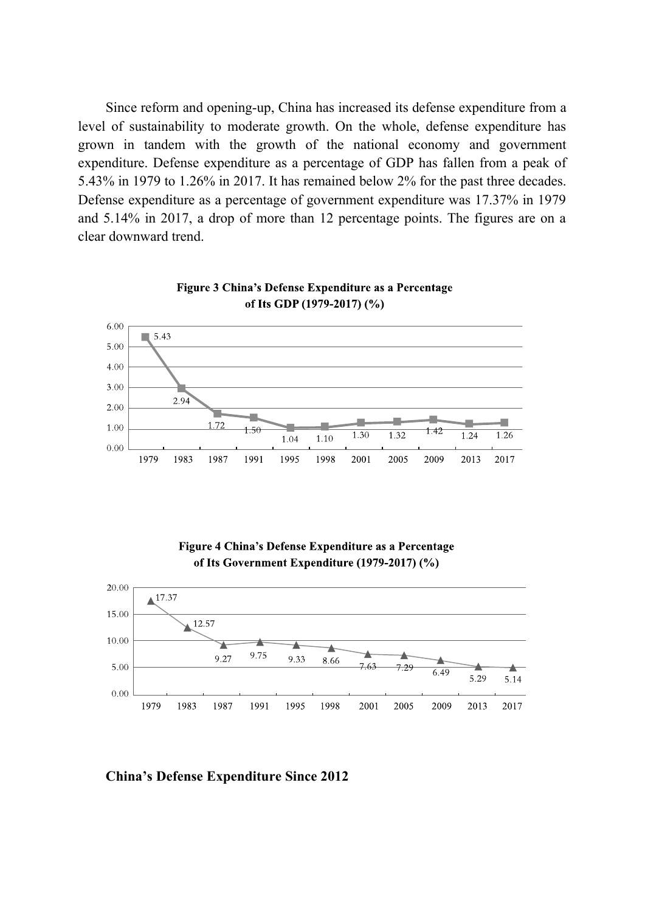Since reform and opening-up, China has increased its defense expenditure from a level of sustainability to moderate growth. On the whole, defense expenditure has grown in tandem with the growth of the national economy and government expenditure. Defense expenditure as a percentage of GDP has fallen from a peak of 5.43% in 1979 to 1.26% in 2017. It has remained below 2% for the past three decades. Defense expenditure as a percentage of government expenditure was 17.37% in 1979 and 5.14% in 2017, a drop of more than 12 percentage points. The figures are on a clear downward trend.

**Figure 3 China's Defense Expenditure as a Percentage of Its GDP (1979-2017) (%)**

| Year | 1979 | 1983 | 1987 | 1991 | 1995 | 1998 | 2001 | 2005 | 2009 | 2013 | 2017 |
|---|---|---|---|---|---|---|---|---|---|---|---|
| % | 5.43 | 2.94 | 1.72 | 1.50 | 1.04 | 1.10 | 1.30 | 1.32 | 1.42 | 1.24 | 1.26 |

**Figure 4 China's Defense Expenditure as a Percentage of Its Government Expenditure (1979-2017) (%)**

| Year | 1979 | 1983 | 1987 | 1991 | 1995 | 1998 | 2001 | 2005 | 2009 | 2013 | 2017 |
|---|---|---|---|---|---|---|---|---|---|---|---|
| % | 17.37 | 12.57 | 9.27 | 9.75 | 9.33 | 8.66 | 7.63 | 7.29 | 6.49 | 5.29 | 5.14 |

### China's Defense Expenditure Since 2012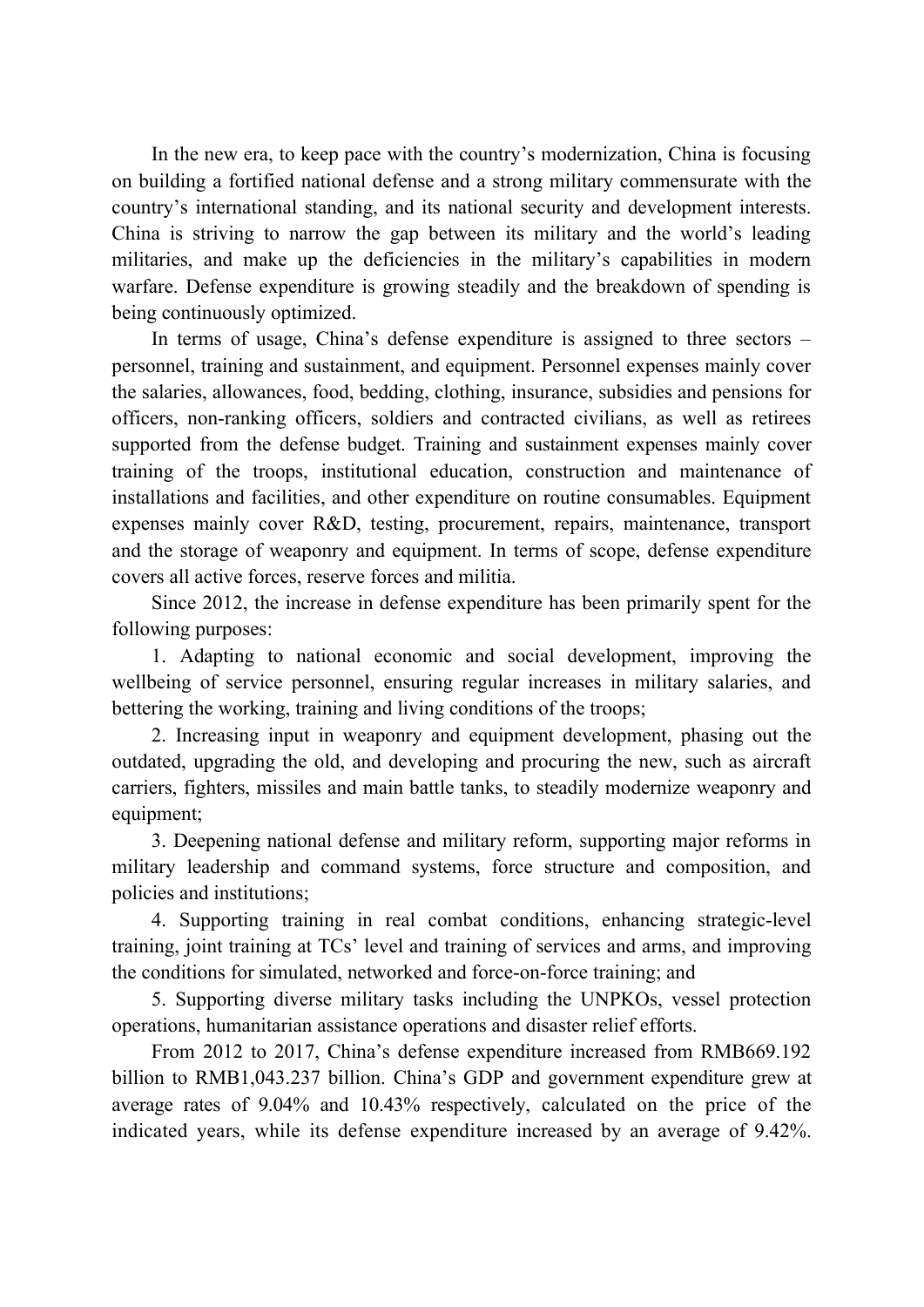In the new era, to keep pace with the country's modernization, China is focusing on building a fortified national defense and a strong military commensurate with the country's international standing, and its national security and development interests. China is striving to narrow the gap between its military and the world's leading militaries, and make up the deficiencies in the military's capabilities in modern warfare. Defense expenditure is growing steadily and the breakdown of spending is being continuously optimized.

In terms of usage, China's defense expenditure is assigned to three sectors – personnel, training and sustainment, and equipment. Personnel expenses mainly cover the salaries, allowances, food, bedding, clothing, insurance, subsidies and pensions for officers, non-ranking officers, soldiers and contracted civilians, as well as retirees supported from the defense budget. Training and sustainment expenses mainly cover training of the troops, institutional education, construction and maintenance of installations and facilities, and other expenditure on routine consumables. Equipment expenses mainly cover R&D, testing, procurement, repairs, maintenance, transport and the storage of weaponry and equipment. In terms of scope, defense expenditure covers all active forces, reserve forces and militia.

Since 2012, the increase in defense expenditure has been primarily spent for the following purposes:

1. Adapting to national economic and social development, improving the wellbeing of service personnel, ensuring regular increases in military salaries, and bettering the working, training and living conditions of the troops;

2. Increasing input in weaponry and equipment development, phasing out the outdated, upgrading the old, and developing and procuring the new, such as aircraft carriers, fighters, missiles and main battle tanks, to steadily modernize weaponry and equipment;

3. Deepening national defense and military reform, supporting major reforms in military leadership and command systems, force structure and composition, and policies and institutions;

4. Supporting training in real combat conditions, enhancing strategic-level training, joint training at TCs' level and training of services and arms, and improving the conditions for simulated, networked and force-on-force training; and

5. Supporting diverse military tasks including the UNPKOs, vessel protection operations, humanitarian assistance operations and disaster relief efforts.

From 2012 to 2017, China's defense expenditure increased from RMB669.192 billion to RMB1,043.237 billion. China's GDP and government expenditure grew at average rates of 9.04% and 10.43% respectively, calculated on the price of the indicated years, while its defense expenditure increased by an average of 9.42%.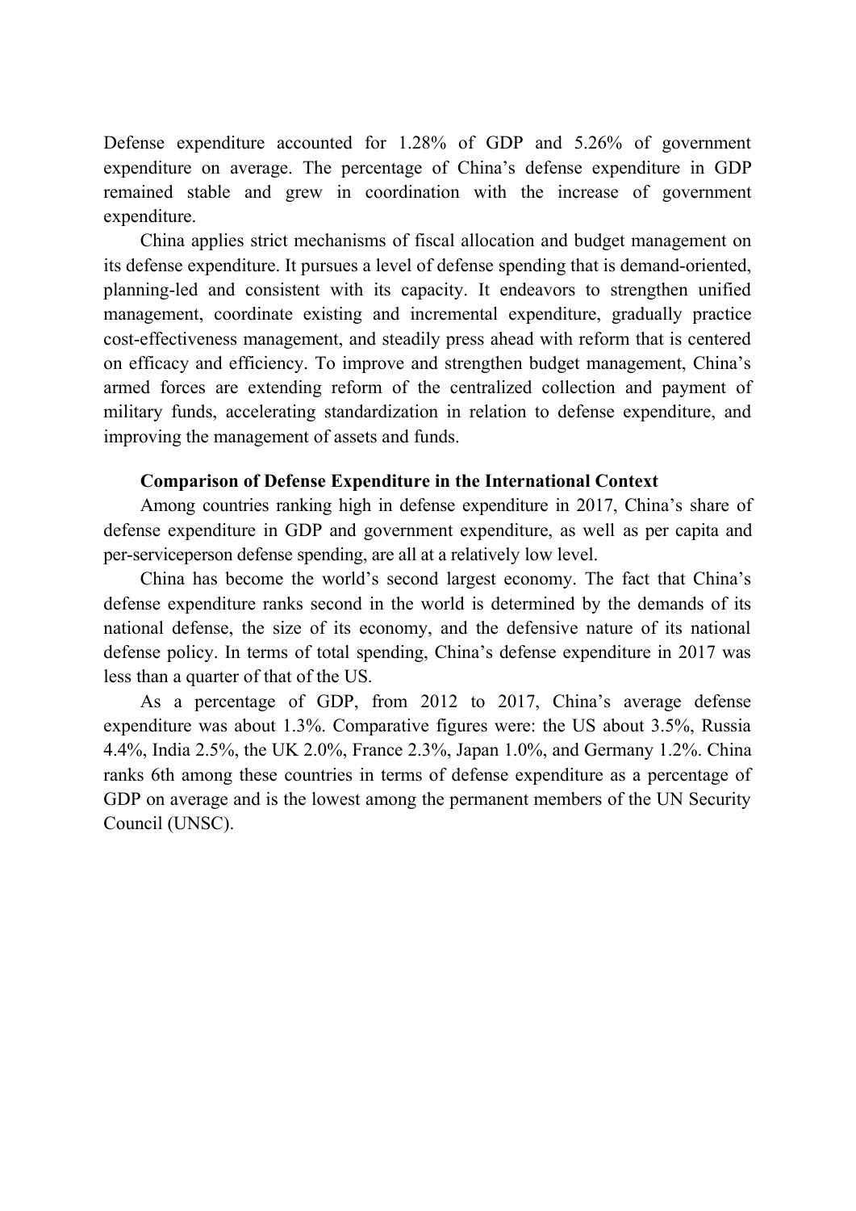Defense expenditure accounted for 1.28% of GDP and 5.26% of government expenditure on average. The percentage of China's defense expenditure in GDP remained stable and grew in coordination with the increase of government expenditure.

China applies strict mechanisms of fiscal allocation and budget management on its defense expenditure. It pursues a level of defense spending that is demand-oriented, planning-led and consistent with its capacity. It endeavors to strengthen unified management, coordinate existing and incremental expenditure, gradually practice cost-effectiveness management, and steadily press ahead with reform that is centered on efficacy and efficiency. To improve and strengthen budget management, China's armed forces are extending reform of the centralized collection and payment of military funds, accelerating standardization in relation to defense expenditure, and improving the management of assets and funds.

**Comparison of Defense Expenditure in the International Context**

Among countries ranking high in defense expenditure in 2017, China's share of defense expenditure in GDP and government expenditure, as well as per capita and per-serviceperson defense spending, are all at a relatively low level.

China has become the world's second largest economy. The fact that China's defense expenditure ranks second in the world is determined by the demands of its national defense, the size of its economy, and the defensive nature of its national defense policy. In terms of total spending, China's defense expenditure in 2017 was less than a quarter of that of the US.

As a percentage of GDP, from 2012 to 2017, China's average defense expenditure was about 1.3%. Comparative figures were: the US about 3.5%, Russia 4.4%, India 2.5%, the UK 2.0%, France 2.3%, Japan 1.0%, and Germany 1.2%. China ranks 6th among these countries in terms of defense expenditure as a percentage of GDP on average and is the lowest among the permanent members of the UN Security Council (UNSC).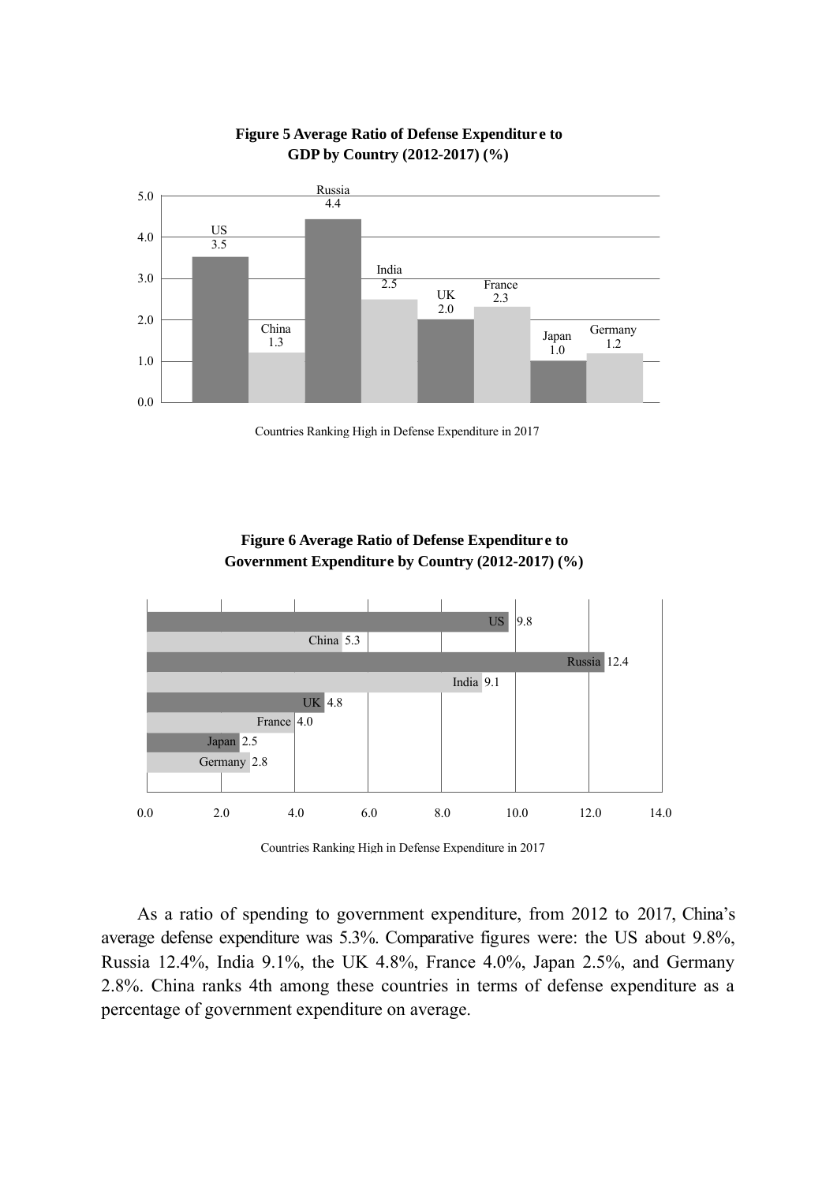**Figure 5 Average Ratio of Defense Expenditure to GDP by Country (2012-2017) (%)**

| Country | Ratio (%) |
|---|---|
| US | 3.5 |
| China | 1.3 |
| Russia | 4.4 |
| India | 2.5 |
| UK | 2.0 |
| France | 2.3 |
| Japan | 1.0 |
| Germany | 1.2 |

Countries Ranking High in Defense Expenditure in 2017

**Figure 6 Average Ratio of Defense Expenditure to Government Expenditure by Country (2012-2017) (%)**

| Country | Ratio (%) |
|---|---|
| US | 9.8 |
| China | 5.3 |
| Russia | 12.4 |
| India | 9.1 |
| UK | 4.8 |
| France | 4.0 |
| Japan | 2.5 |
| Germany | 2.8 |

Countries Ranking High in Defense Expenditure in 2017

As a ratio of spending to government expenditure, from 2012 to 2017, China's average defense expenditure was 5.3%. Comparative figures were: the US about 9.8%, Russia 12.4%, India 9.1%, the UK 4.8%, France 4.0%, Japan 2.5%, and Germany 2.8%. China ranks 4th among these countries in terms of defense expenditure as a percentage of government expenditure on average.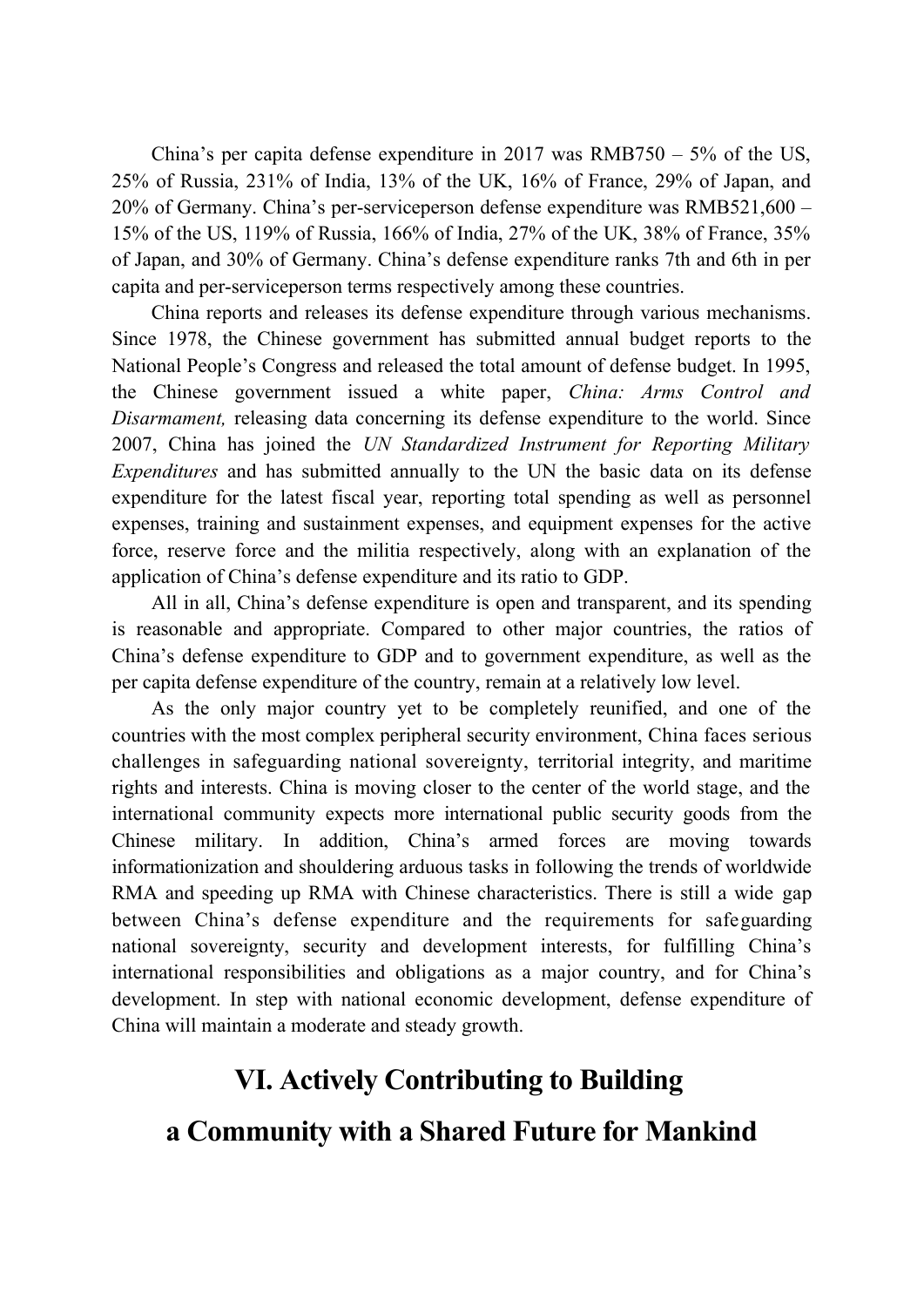China's per capita defense expenditure in 2017 was RMB750 – 5% of the US, 25% of Russia, 231% of India, 13% of the UK, 16% of France, 29% of Japan, and 20% of Germany. China's per-serviceperson defense expenditure was RMB521,600 – 15% of the US, 119% of Russia, 166% of India, 27% of the UK, 38% of France, 35% of Japan, and 30% of Germany. China's defense expenditure ranks 7th and 6th in per capita and per-serviceperson terms respectively among these countries.

China reports and releases its defense expenditure through various mechanisms. Since 1978, the Chinese government has submitted annual budget reports to the National People's Congress and released the total amount of defense budget. In 1995, the Chinese government issued a white paper, *China: Arms Control and Disarmament,* releasing data concerning its defense expenditure to the world. Since 2007, China has joined the *UN Standardized Instrument for Reporting Military Expenditures* and has submitted annually to the UN the basic data on its defense expenditure for the latest fiscal year, reporting total spending as well as personnel expenses, training and sustainment expenses, and equipment expenses for the active force, reserve force and the militia respectively, along with an explanation of the application of China's defense expenditure and its ratio to GDP.

All in all, China's defense expenditure is open and transparent, and its spending is reasonable and appropriate. Compared to other major countries, the ratios of China's defense expenditure to GDP and to government expenditure, as well as the per capita defense expenditure of the country, remain at a relatively low level.

As the only major country yet to be completely reunified, and one of the countries with the most complex peripheral security environment, China faces serious challenges in safeguarding national sovereignty, territorial integrity, and maritime rights and interests. China is moving closer to the center of the world stage, and the international community expects more international public security goods from the Chinese military. In addition, China's armed forces are moving towards informationization and shouldering arduous tasks in following the trends of worldwide RMA and speeding up RMA with Chinese characteristics. There is still a wide gap between China's defense expenditure and the requirements for safeguarding national sovereignty, security and development interests, for fulfilling China's international responsibilities and obligations as a major country, and for China's development. In step with national economic development, defense expenditure of China will maintain a moderate and steady growth.

# VI. Actively Contributing to Building a Community with a Shared Future for Mankind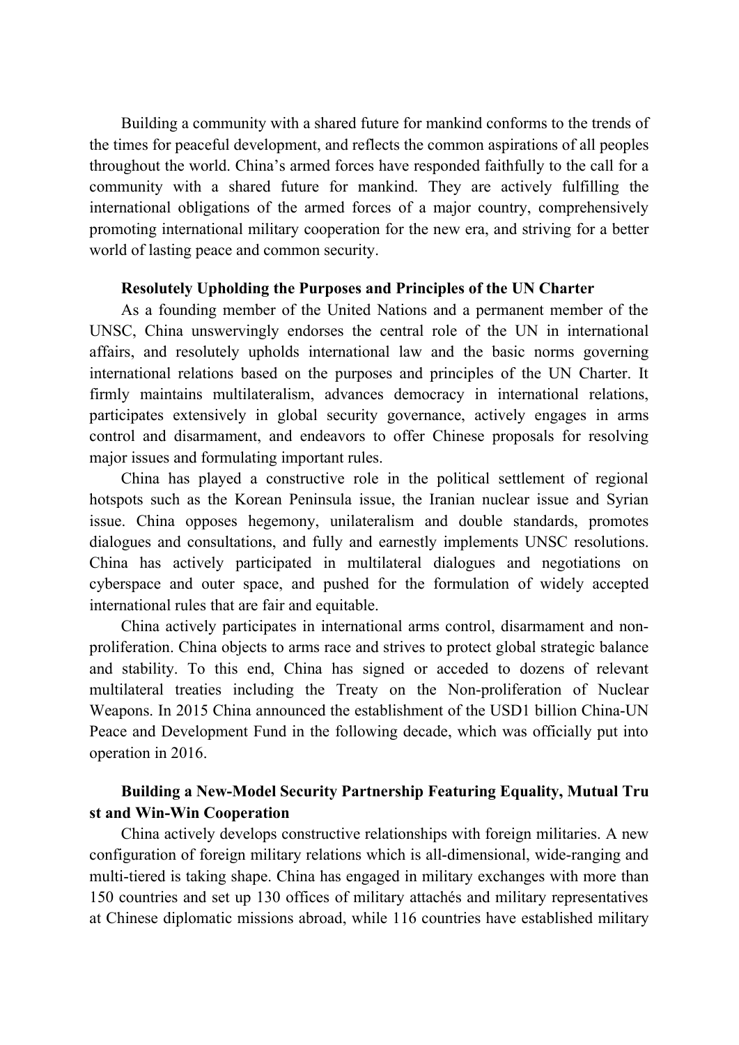Building a community with a shared future for mankind conforms to the trends of the times for peaceful development, and reflects the common aspirations of all peoples throughout the world. China's armed forces have responded faithfully to the call for a community with a shared future for mankind. They are actively fulfilling the international obligations of the armed forces of a major country, comprehensively promoting international military cooperation for the new era, and striving for a better world of lasting peace and common security.

### Resolutely Upholding the Purposes and Principles of the UN Charter

As a founding member of the United Nations and a permanent member of the UNSC, China unswervingly endorses the central role of the UN in international affairs, and resolutely upholds international law and the basic norms governing international relations based on the purposes and principles of the UN Charter. It firmly maintains multilateralism, advances democracy in international relations, participates extensively in global security governance, actively engages in arms control and disarmament, and endeavors to offer Chinese proposals for resolving major issues and formulating important rules.

China has played a constructive role in the political settlement of regional hotspots such as the Korean Peninsula issue, the Iranian nuclear issue and Syrian issue. China opposes hegemony, unilateralism and double standards, promotes dialogues and consultations, and fully and earnestly implements UNSC resolutions. China has actively participated in multilateral dialogues and negotiations on cyberspace and outer space, and pushed for the formulation of widely accepted international rules that are fair and equitable.

China actively participates in international arms control, disarmament and non-proliferation. China objects to arms race and strives to protect global strategic balance and stability. To this end, China has signed or acceded to dozens of relevant multilateral treaties including the Treaty on the Non-proliferation of Nuclear Weapons. In 2015 China announced the establishment of the USD1 billion China-UN Peace and Development Fund in the following decade, which was officially put into operation in 2016.

### Building a New-Model Security Partnership Featuring Equality, Mutual Trust and Win-Win Cooperation

China actively develops constructive relationships with foreign militaries. A new configuration of foreign military relations which is all-dimensional, wide-ranging and multi-tiered is taking shape. China has engaged in military exchanges with more than 150 countries and set up 130 offices of military attachés and military representatives at Chinese diplomatic missions abroad, while 116 countries have established military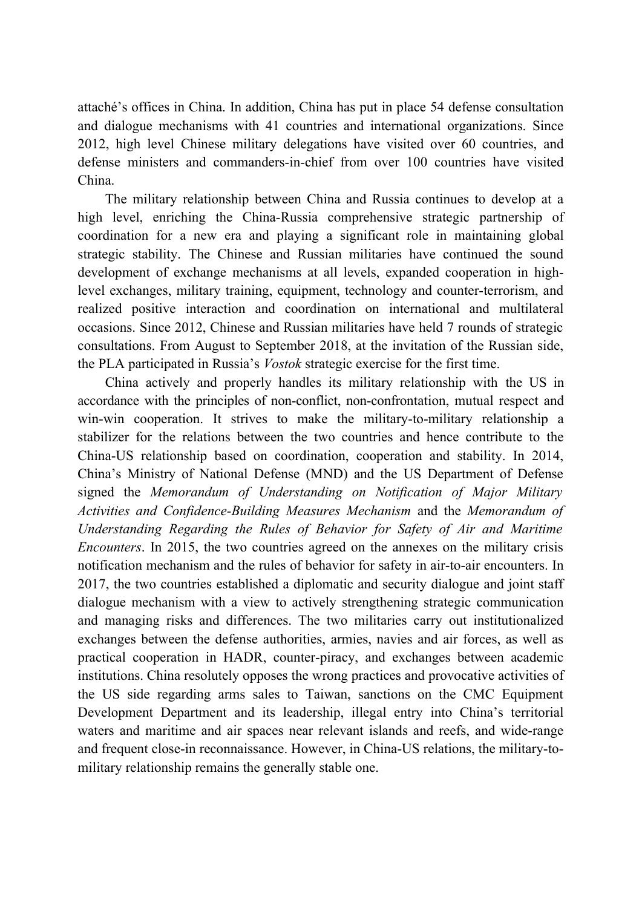attaché's offices in China. In addition, China has put in place 54 defense consultation and dialogue mechanisms with 41 countries and international organizations. Since 2012, high level Chinese military delegations have visited over 60 countries, and defense ministers and commanders-in-chief from over 100 countries have visited China.

The military relationship between China and Russia continues to develop at a high level, enriching the China-Russia comprehensive strategic partnership of coordination for a new era and playing a significant role in maintaining global strategic stability. The Chinese and Russian militaries have continued the sound development of exchange mechanisms at all levels, expanded cooperation in high-level exchanges, military training, equipment, technology and counter-terrorism, and realized positive interaction and coordination on international and multilateral occasions. Since 2012, Chinese and Russian militaries have held 7 rounds of strategic consultations. From August to September 2018, at the invitation of the Russian side, the PLA participated in Russia's *Vostok* strategic exercise for the first time.

China actively and properly handles its military relationship with the US in accordance with the principles of non-conflict, non-confrontation, mutual respect and win-win cooperation. It strives to make the military-to-military relationship a stabilizer for the relations between the two countries and hence contribute to the China-US relationship based on coordination, cooperation and stability. In 2014, China's Ministry of National Defense (MND) and the US Department of Defense signed the *Memorandum of Understanding on Notification of Major Military Activities and Confidence-Building Measures Mechanism* and the *Memorandum of Understanding Regarding the Rules of Behavior for Safety of Air and Maritime Encounters*. In 2015, the two countries agreed on the annexes on the military crisis notification mechanism and the rules of behavior for safety in air-to-air encounters. In 2017, the two countries established a diplomatic and security dialogue and joint staff dialogue mechanism with a view to actively strengthening strategic communication and managing risks and differences. The two militaries carry out institutionalized exchanges between the defense authorities, armies, navies and air forces, as well as practical cooperation in HADR, counter-piracy, and exchanges between academic institutions. China resolutely opposes the wrong practices and provocative activities of the US side regarding arms sales to Taiwan, sanctions on the CMC Equipment Development Department and its leadership, illegal entry into China's territorial waters and maritime and air spaces near relevant islands and reefs, and wide-range and frequent close-in reconnaissance. However, in China-US relations, the military-to-military relationship remains the generally stable one.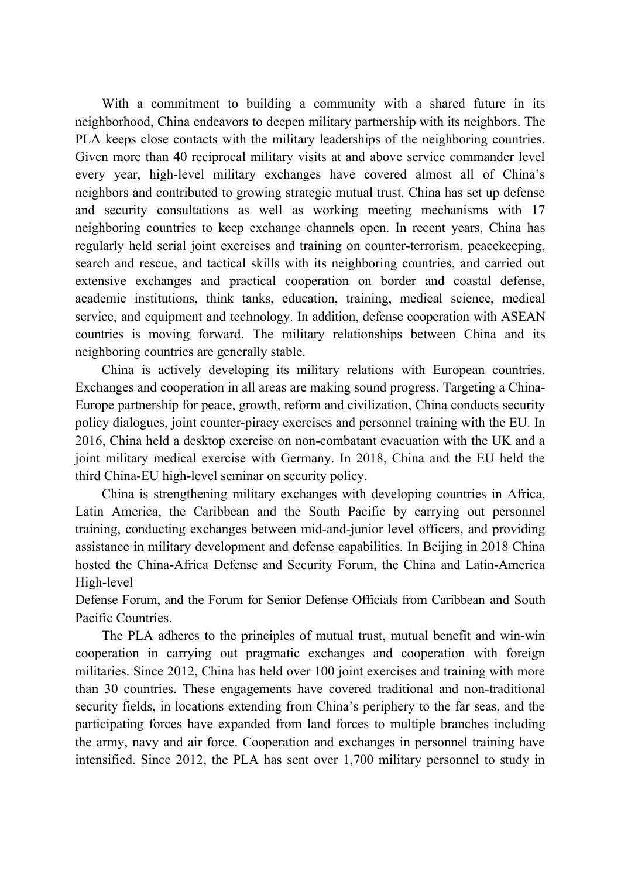With a commitment to building a community with a shared future in its neighborhood, China endeavors to deepen military partnership with its neighbors. The PLA keeps close contacts with the military leaderships of the neighboring countries. Given more than 40 reciprocal military visits at and above service commander level every year, high-level military exchanges have covered almost all of China's neighbors and contributed to growing strategic mutual trust. China has set up defense and security consultations as well as working meeting mechanisms with 17 neighboring countries to keep exchange channels open. In recent years, China has regularly held serial joint exercises and training on counter-terrorism, peacekeeping, search and rescue, and tactical skills with its neighboring countries, and carried out extensive exchanges and practical cooperation on border and coastal defense, academic institutions, think tanks, education, training, medical science, medical service, and equipment and technology. In addition, defense cooperation with ASEAN countries is moving forward. The military relationships between China and its neighboring countries are generally stable.

China is actively developing its military relations with European countries. Exchanges and cooperation in all areas are making sound progress. Targeting a China-Europe partnership for peace, growth, reform and civilization, China conducts security policy dialogues, joint counter-piracy exercises and personnel training with the EU. In 2016, China held a desktop exercise on non-combatant evacuation with the UK and a joint military medical exercise with Germany. In 2018, China and the EU held the third China-EU high-level seminar on security policy.

China is strengthening military exchanges with developing countries in Africa, Latin America, the Caribbean and the South Pacific by carrying out personnel training, conducting exchanges between mid-and-junior level officers, and providing assistance in military development and defense capabilities. In Beijing in 2018 China hosted the China-Africa Defense and Security Forum, the China and Latin-America High-level Defense Forum, and the Forum for Senior Defense Officials from Caribbean and South Pacific Countries.

The PLA adheres to the principles of mutual trust, mutual benefit and win-win cooperation in carrying out pragmatic exchanges and cooperation with foreign militaries. Since 2012, China has held over 100 joint exercises and training with more than 30 countries. These engagements have covered traditional and non-traditional security fields, in locations extending from China's periphery to the far seas, and the participating forces have expanded from land forces to multiple branches including the army, navy and air force. Cooperation and exchanges in personnel training have intensified. Since 2012, the PLA has sent over 1,700 military personnel to study in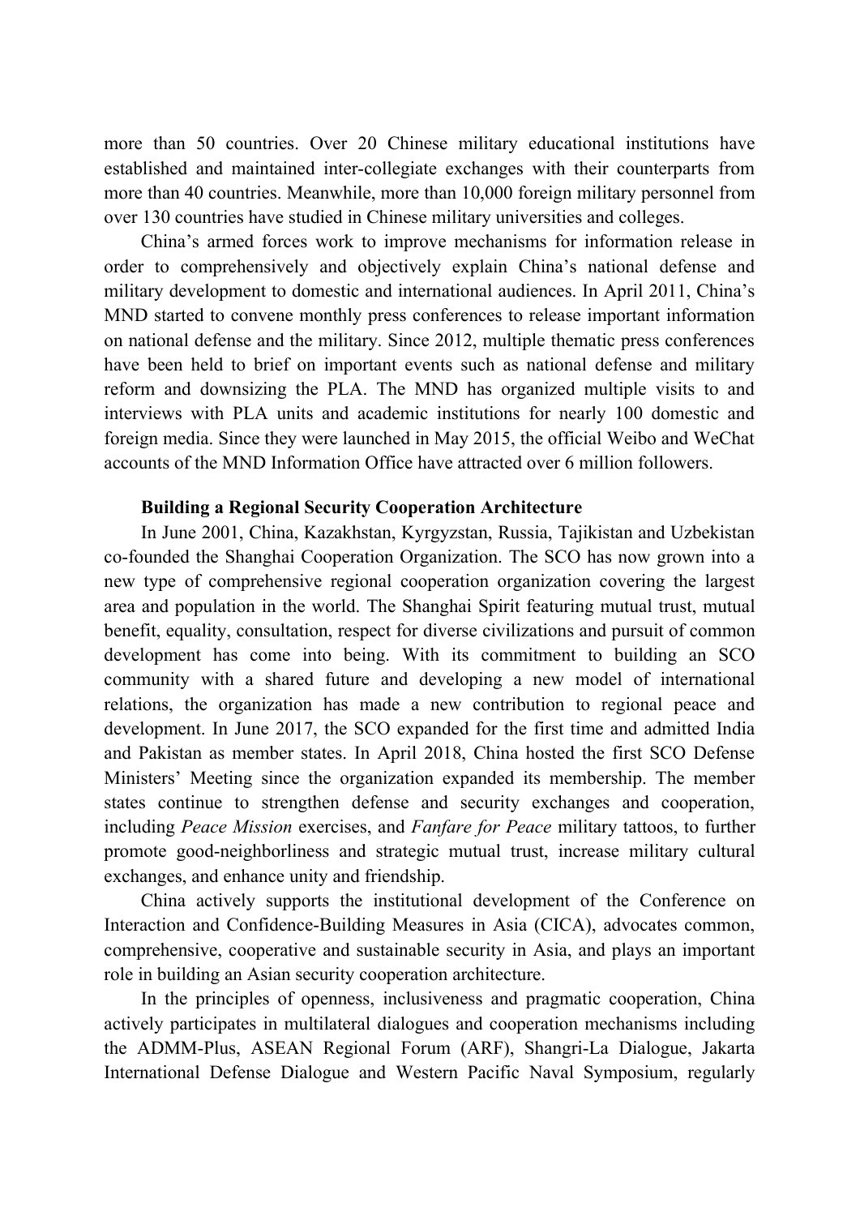more than 50 countries. Over 20 Chinese military educational institutions have established and maintained inter-collegiate exchanges with their counterparts from more than 40 countries. Meanwhile, more than 10,000 foreign military personnel from over 130 countries have studied in Chinese military universities and colleges.

China's armed forces work to improve mechanisms for information release in order to comprehensively and objectively explain China's national defense and military development to domestic and international audiences. In April 2011, China's MND started to convene monthly press conferences to release important information on national defense and the military. Since 2012, multiple thematic press conferences have been held to brief on important events such as national defense and military reform and downsizing the PLA. The MND has organized multiple visits to and interviews with PLA units and academic institutions for nearly 100 domestic and foreign media. Since they were launched in May 2015, the official Weibo and WeChat accounts of the MND Information Office have attracted over 6 million followers.

**Building a Regional Security Cooperation Architecture**

In June 2001, China, Kazakhstan, Kyrgyzstan, Russia, Tajikistan and Uzbekistan co-founded the Shanghai Cooperation Organization. The SCO has now grown into a new type of comprehensive regional cooperation organization covering the largest area and population in the world. The Shanghai Spirit featuring mutual trust, mutual benefit, equality, consultation, respect for diverse civilizations and pursuit of common development has come into being. With its commitment to building an SCO community with a shared future and developing a new model of international relations, the organization has made a new contribution to regional peace and development. In June 2017, the SCO expanded for the first time and admitted India and Pakistan as member states. In April 2018, China hosted the first SCO Defense Ministers' Meeting since the organization expanded its membership. The member states continue to strengthen defense and security exchanges and cooperation, including *Peace Mission* exercises, and *Fanfare for Peace* military tattoos, to further promote good-neighborliness and strategic mutual trust, increase military cultural exchanges, and enhance unity and friendship.

China actively supports the institutional development of the Conference on Interaction and Confidence-Building Measures in Asia (CICA), advocates common, comprehensive, cooperative and sustainable security in Asia, and plays an important role in building an Asian security cooperation architecture.

In the principles of openness, inclusiveness and pragmatic cooperation, China actively participates in multilateral dialogues and cooperation mechanisms including the ADMM-Plus, ASEAN Regional Forum (ARF), Shangri-La Dialogue, Jakarta International Defense Dialogue and Western Pacific Naval Symposium, regularly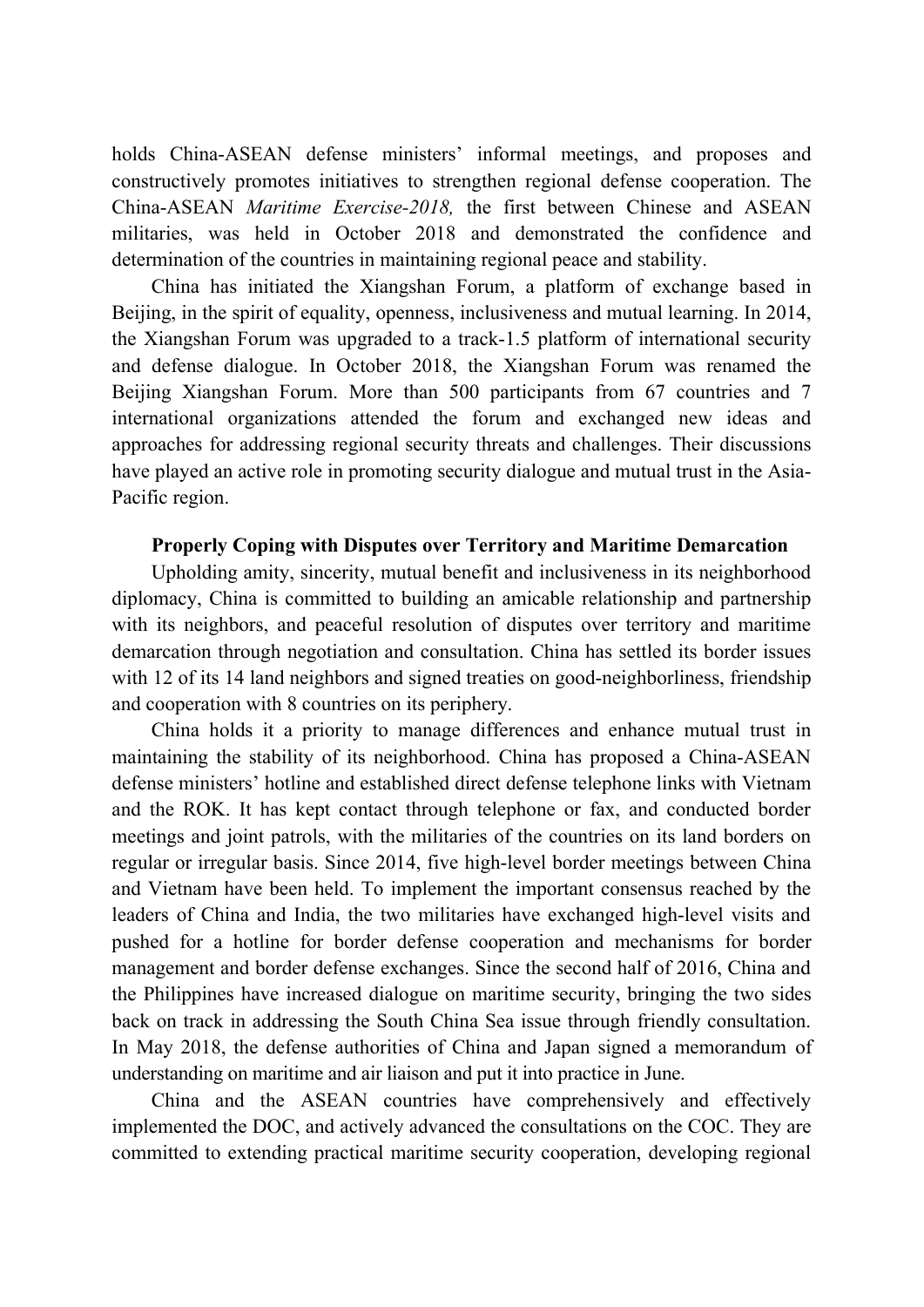holds China-ASEAN defense ministers' informal meetings, and proposes and constructively promotes initiatives to strengthen regional defense cooperation. The China-ASEAN *Maritime Exercise-2018,* the first between Chinese and ASEAN militaries, was held in October 2018 and demonstrated the confidence and determination of the countries in maintaining regional peace and stability.

China has initiated the Xiangshan Forum, a platform of exchange based in Beijing, in the spirit of equality, openness, inclusiveness and mutual learning. In 2014, the Xiangshan Forum was upgraded to a track-1.5 platform of international security and defense dialogue. In October 2018, the Xiangshan Forum was renamed the Beijing Xiangshan Forum. More than 500 participants from 67 countries and 7 international organizations attended the forum and exchanged new ideas and approaches for addressing regional security threats and challenges. Their discussions have played an active role in promoting security dialogue and mutual trust in the Asia-Pacific region.

**Properly Coping with Disputes over Territory and Maritime Demarcation**

Upholding amity, sincerity, mutual benefit and inclusiveness in its neighborhood diplomacy, China is committed to building an amicable relationship and partnership with its neighbors, and peaceful resolution of disputes over territory and maritime demarcation through negotiation and consultation. China has settled its border issues with 12 of its 14 land neighbors and signed treaties on good-neighborliness, friendship and cooperation with 8 countries on its periphery.

China holds it a priority to manage differences and enhance mutual trust in maintaining the stability of its neighborhood. China has proposed a China-ASEAN defense ministers' hotline and established direct defense telephone links with Vietnam and the ROK. It has kept contact through telephone or fax, and conducted border meetings and joint patrols, with the militaries of the countries on its land borders on regular or irregular basis. Since 2014, five high-level border meetings between China and Vietnam have been held. To implement the important consensus reached by the leaders of China and India, the two militaries have exchanged high-level visits and pushed for a hotline for border defense cooperation and mechanisms for border management and border defense exchanges. Since the second half of 2016, China and the Philippines have increased dialogue on maritime security, bringing the two sides back on track in addressing the South China Sea issue through friendly consultation. In May 2018, the defense authorities of China and Japan signed a memorandum of understanding on maritime and air liaison and put it into practice in June.

China and the ASEAN countries have comprehensively and effectively implemented the DOC, and actively advanced the consultations on the COC. They are committed to extending practical maritime security cooperation, developing regional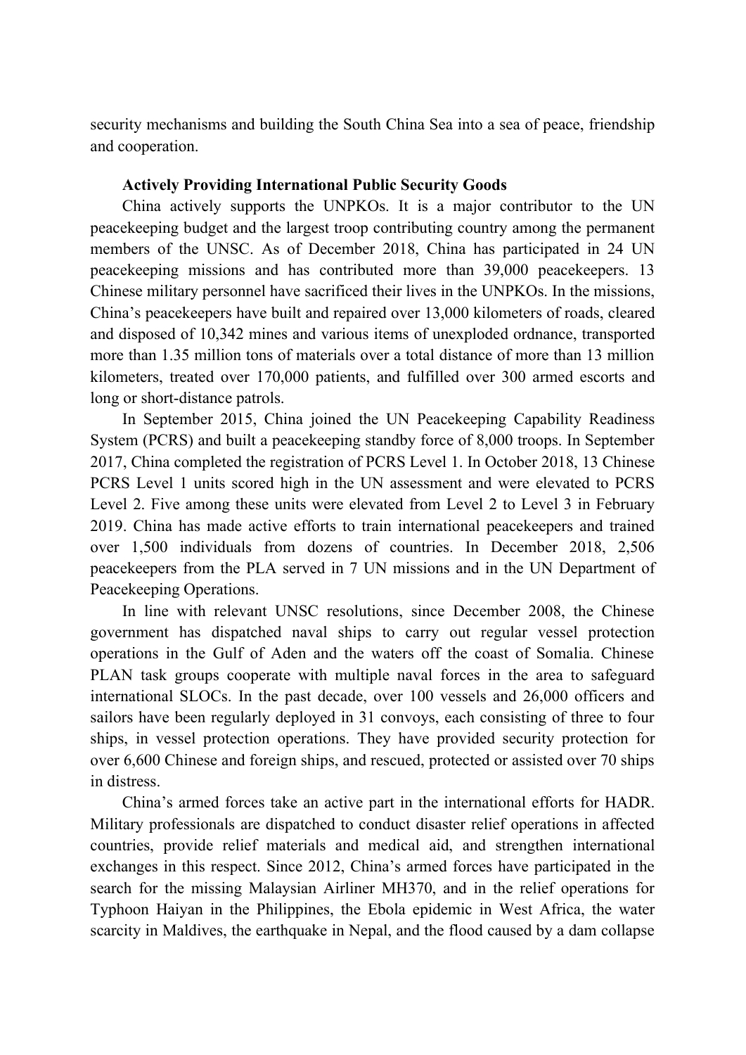security mechanisms and building the South China Sea into a sea of peace, friendship and cooperation.

**Actively Providing International Public Security Goods**

China actively supports the UNPKOs. It is a major contributor to the UN peacekeeping budget and the largest troop contributing country among the permanent members of the UNSC. As of December 2018, China has participated in 24 UN peacekeeping missions and has contributed more than 39,000 peacekeepers. 13 Chinese military personnel have sacrificed their lives in the UNPKOs. In the missions, China's peacekeepers have built and repaired over 13,000 kilometers of roads, cleared and disposed of 10,342 mines and various items of unexploded ordnance, transported more than 1.35 million tons of materials over a total distance of more than 13 million kilometers, treated over 170,000 patients, and fulfilled over 300 armed escorts and long or short-distance patrols.

In September 2015, China joined the UN Peacekeeping Capability Readiness System (PCRS) and built a peacekeeping standby force of 8,000 troops. In September 2017, China completed the registration of PCRS Level 1. In October 2018, 13 Chinese PCRS Level 1 units scored high in the UN assessment and were elevated to PCRS Level 2. Five among these units were elevated from Level 2 to Level 3 in February 2019. China has made active efforts to train international peacekeepers and trained over 1,500 individuals from dozens of countries. In December 2018, 2,506 peacekeepers from the PLA served in 7 UN missions and in the UN Department of Peacekeeping Operations.

In line with relevant UNSC resolutions, since December 2008, the Chinese government has dispatched naval ships to carry out regular vessel protection operations in the Gulf of Aden and the waters off the coast of Somalia. Chinese PLAN task groups cooperate with multiple naval forces in the area to safeguard international SLOCs. In the past decade, over 100 vessels and 26,000 officers and sailors have been regularly deployed in 31 convoys, each consisting of three to four ships, in vessel protection operations. They have provided security protection for over 6,600 Chinese and foreign ships, and rescued, protected or assisted over 70 ships in distress.

China's armed forces take an active part in the international efforts for HADR. Military professionals are dispatched to conduct disaster relief operations in affected countries, provide relief materials and medical aid, and strengthen international exchanges in this respect. Since 2012, China's armed forces have participated in the search for the missing Malaysian Airliner MH370, and in the relief operations for Typhoon Haiyan in the Philippines, the Ebola epidemic in West Africa, the water scarcity in Maldives, the earthquake in Nepal, and the flood caused by a dam collapse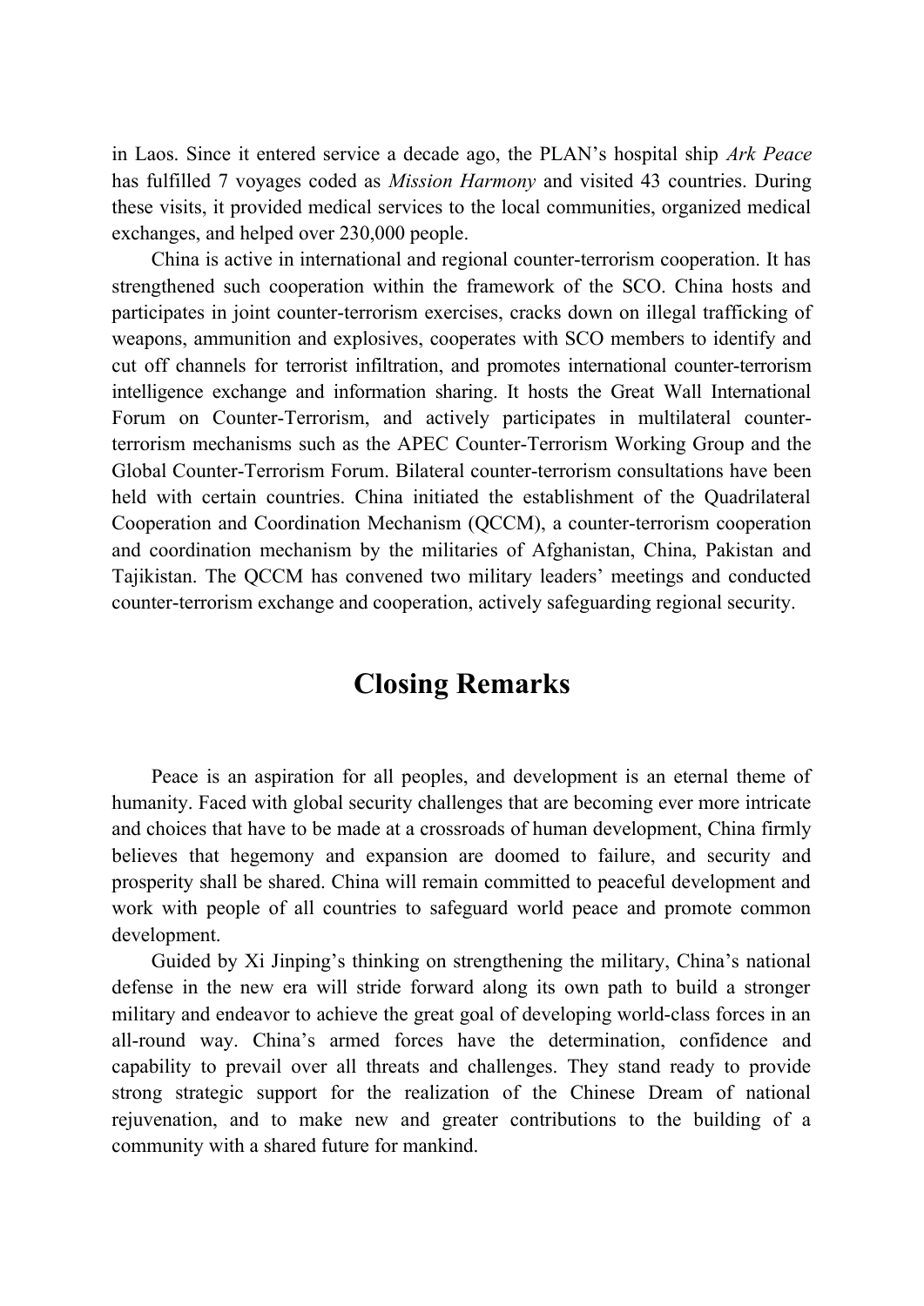in Laos. Since it entered service a decade ago, the PLAN's hospital ship *Ark Peace* has fulfilled 7 voyages coded as *Mission Harmony* and visited 43 countries. During these visits, it provided medical services to the local communities, organized medical exchanges, and helped over 230,000 people.

China is active in international and regional counter-terrorism cooperation. It has strengthened such cooperation within the framework of the SCO. China hosts and participates in joint counter-terrorism exercises, cracks down on illegal trafficking of weapons, ammunition and explosives, cooperates with SCO members to identify and cut off channels for terrorist infiltration, and promotes international counter-terrorism intelligence exchange and information sharing. It hosts the Great Wall International Forum on Counter-Terrorism, and actively participates in multilateral counter-terrorism mechanisms such as the APEC Counter-Terrorism Working Group and the Global Counter-Terrorism Forum. Bilateral counter-terrorism consultations have been held with certain countries. China initiated the establishment of the Quadrilateral Cooperation and Coordination Mechanism (QCCM), a counter-terrorism cooperation and coordination mechanism by the militaries of Afghanistan, China, Pakistan and Tajikistan. The QCCM has convened two military leaders' meetings and conducted counter-terrorism exchange and cooperation, actively safeguarding regional security.

# Closing Remarks

Peace is an aspiration for all peoples, and development is an eternal theme of humanity. Faced with global security challenges that are becoming ever more intricate and choices that have to be made at a crossroads of human development, China firmly believes that hegemony and expansion are doomed to failure, and security and prosperity shall be shared. China will remain committed to peaceful development and work with people of all countries to safeguard world peace and promote common development.

Guided by Xi Jinping's thinking on strengthening the military, China's national defense in the new era will stride forward along its own path to build a stronger military and endeavor to achieve the great goal of developing world-class forces in an all-round way. China's armed forces have the determination, confidence and capability to prevail over all threats and challenges. They stand ready to provide strong strategic support for the realization of the Chinese Dream of national rejuvenation, and to make new and greater contributions to the building of a community with a shared future for mankind.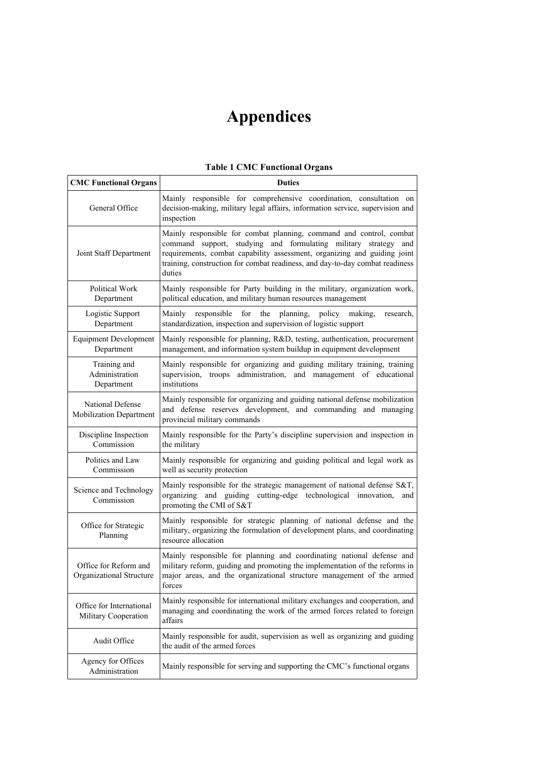# Appendices

**Table 1 CMC Functional Organs**

| CMC Functional Organs | Duties |
|---|---|
| General Office | Mainly responsible for comprehensive coordination, consultation on decision-making, military legal affairs, information service, supervision and inspection |
| Joint Staff Department | Mainly responsible for combat planning, command and control, combat command support, studying and formulating military strategy and requirements, combat capability assessment, organizing and guiding joint training, construction for combat readiness, and day-to-day combat readiness duties |
| Political Work Department | Mainly responsible for Party building in the military, organization work, political education, and military human resources management |
| Logistic Support Department | Mainly responsible for the planning, policy making, research, standardization, inspection and supervision of logistic support |
| Equipment Development Department | Mainly responsible for planning, R&D, testing, authentication, procurement management, and information system buildup in equipment development |
| Training and Administration Department | Mainly responsible for organizing and guiding military training, training supervision, troops administration, and management of educational institutions |
| National Defense Mobilization Department | Mainly responsible for organizing and guiding national defense mobilization and defense reserves development, and commanding and managing provincial military commands |
| Discipline Inspection Commission | Mainly responsible for the Party's discipline supervision and inspection in the military |
| Politics and Law Commission | Mainly responsible for organizing and guiding political and legal work as well as security protection |
| Science and Technology Commission | Mainly responsible for the strategic management of national defense S&T, organizing and guiding cutting-edge technological innovation, and promoting the CMI of S&T |
| Office for Strategic Planning | Mainly responsible for strategic planning of national defense and the military, organizing the formulation of development plans, and coordinating resource allocation |
| Office for Reform and Organizational Structure | Mainly responsible for planning and coordinating national defense and military reform, guiding and promoting the implementation of the reforms in major areas, and the organizational structure management of the armed forces |
| Office for International Military Cooperation | Mainly responsible for international military exchanges and cooperation, and managing and coordinating the work of the armed forces related to foreign affairs |
| Audit Office | Mainly responsible for audit, supervision as well as organizing and guiding the audit of the armed forces |
| Agency for Offices Administration | Mainly responsible for serving and supporting the CMC's functional organs |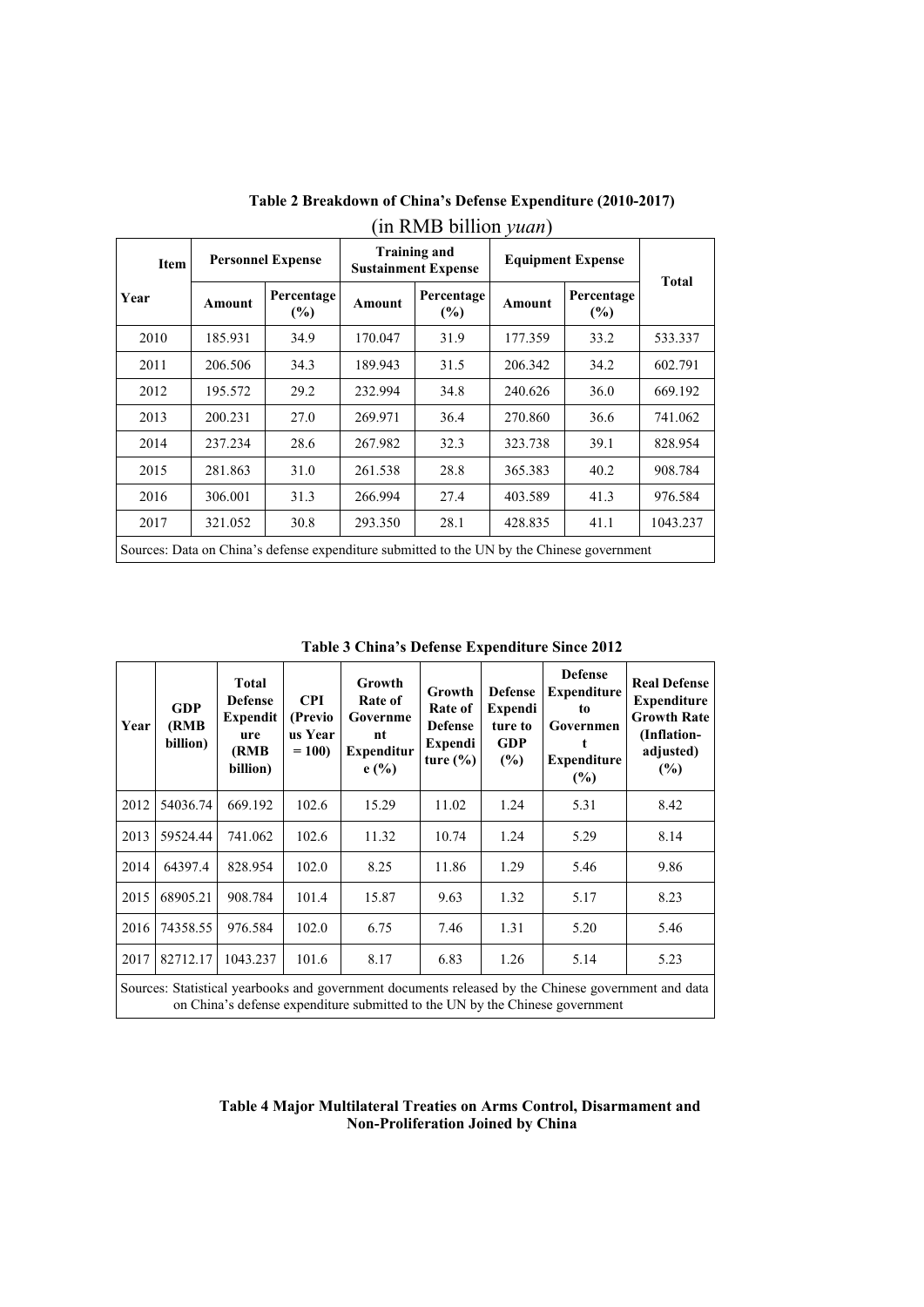**Table 2 Breakdown of China's Defense Expenditure (2010-2017)**

(in RMB billion *yuan*)

| Item / Year | Personnel Expense | | Training and Sustainment Expense | | Equipment Expense | | Total |
|---|---|---|---|---|---|---|---|
| | Amount | Percentage (%) | Amount | Percentage (%) | Amount | Percentage (%) | |
| 2010 | 185.931 | 34.9 | 170.047 | 31.9 | 177.359 | 33.2 | 533.337 |
| 2011 | 206.506 | 34.3 | 189.943 | 31.5 | 206.342 | 34.2 | 602.791 |
| 2012 | 195.572 | 29.2 | 232.994 | 34.8 | 240.626 | 36.0 | 669.192 |
| 2013 | 200.231 | 27.0 | 269.971 | 36.4 | 270.860 | 36.6 | 741.062 |
| 2014 | 237.234 | 28.6 | 267.982 | 32.3 | 323.738 | 39.1 | 828.954 |
| 2015 | 281.863 | 31.0 | 261.538 | 28.8 | 365.383 | 40.2 | 908.784 |
| 2016 | 306.001 | 31.3 | 266.994 | 27.4 | 403.589 | 41.3 | 976.584 |
| 2017 | 321.052 | 30.8 | 293.350 | 28.1 | 428.835 | 41.1 | 1043.237 |

Sources: Data on China's defense expenditure submitted to the UN by the Chinese government

**Table 3 China's Defense Expenditure Since 2012**

| Year | GDP (RMB billion) | Total Defense Expenditure (RMB billion) | CPI (Previous Year = 100) | Growth Rate of Government Expenditure (%) | Growth Rate of Defense Expenditure (%) | Defense Expenditure to GDP (%) | Defense Expenditure to Government Expenditure (%) | Real Defense Expenditure Growth Rate (Inflation-adjusted) (%) |
|---|---|---|---|---|---|---|---|---|
| 2012 | 54036.74 | 669.192 | 102.6 | 15.29 | 11.02 | 1.24 | 5.31 | 8.42 |
| 2013 | 59524.44 | 741.062 | 102.6 | 11.32 | 10.74 | 1.24 | 5.29 | 8.14 |
| 2014 | 64397.4 | 828.954 | 102.0 | 8.25 | 11.86 | 1.29 | 5.46 | 9.86 |
| 2015 | 68905.21 | 908.784 | 101.4 | 15.87 | 9.63 | 1.32 | 5.17 | 8.23 |
| 2016 | 74358.55 | 976.584 | 102.0 | 6.75 | 7.46 | 1.31 | 5.20 | 5.46 |
| 2017 | 82712.17 | 1043.237 | 101.6 | 8.17 | 6.83 | 1.26 | 5.14 | 5.23 |

Sources: Statistical yearbooks and government documents released by the Chinese government and data on China's defense expenditure submitted to the UN by the Chinese government

**Table 4 Major Multilateral Treaties on Arms Control, Disarmament and Non-Proliferation Joined by China**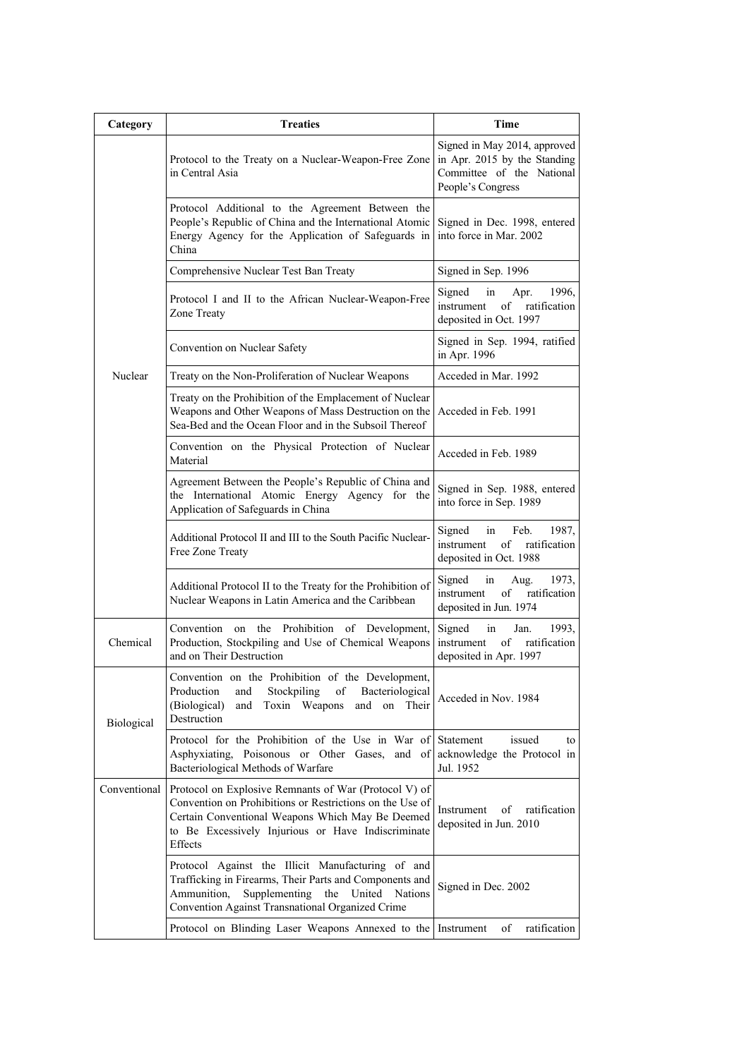| Category | Treaties | Time |
| --- | --- | --- |
| Nuclear | Protocol to the Treaty on a Nuclear-Weapon-Free Zone in Central Asia | Signed in May 2014, approved in Apr. 2015 by the Standing Committee of the National People's Congress |
| | Protocol Additional to the Agreement Between the People's Republic of China and the International Atomic Energy Agency for the Application of Safeguards in China | Signed in Dec. 1998, entered into force in Mar. 2002 |
| | Comprehensive Nuclear Test Ban Treaty | Signed in Sep. 1996 |
| | Protocol I and II to the African Nuclear-Weapon-Free Zone Treaty | Signed in Apr. 1996, instrument of ratification deposited in Oct. 1997 |
| | Convention on Nuclear Safety | Signed in Sep. 1994, ratified in Apr. 1996 |
| | Treaty on the Non-Proliferation of Nuclear Weapons | Acceded in Mar. 1992 |
| | Treaty on the Prohibition of the Emplacement of Nuclear Weapons and Other Weapons of Mass Destruction on the Sea-Bed and the Ocean Floor and in the Subsoil Thereof | Acceded in Feb. 1991 |
| | Convention on the Physical Protection of Nuclear Material | Acceded in Feb. 1989 |
| | Agreement Between the People's Republic of China and the International Atomic Energy Agency for the Application of Safeguards in China | Signed in Sep. 1988, entered into force in Sep. 1989 |
| | Additional Protocol II and III to the South Pacific Nuclear-Free Zone Treaty | Signed in Feb. 1987, instrument of ratification deposited in Oct. 1988 |
| | Additional Protocol II to the Treaty for the Prohibition of Nuclear Weapons in Latin America and the Caribbean | Signed in Aug. 1973, instrument of ratification deposited in Jun. 1974 |
| Chemical | Convention on the Prohibition of Development, Production, Stockpiling and Use of Chemical Weapons and on Their Destruction | Signed in Jan. 1993, instrument of ratification deposited in Apr. 1997 |
| Biological | Convention on the Prohibition of the Development, Production and Stockpiling of Bacteriological (Biological) and Toxin Weapons and on Their Destruction | Acceded in Nov. 1984 |
| | Protocol for the Prohibition of the Use in War of Asphyxiating, Poisonous or Other Gases, and of Bacteriological Methods of Warfare | Statement issued to acknowledge the Protocol in Jul. 1952 |
| Conventional | Protocol on Explosive Remnants of War (Protocol V) of Convention on Prohibitions or Restrictions on the Use of Certain Conventional Weapons Which May Be Deemed to Be Excessively Injurious or Have Indiscriminate Effects | Instrument of ratification deposited in Jun. 2010 |
| | Protocol Against the Illicit Manufacturing of and Trafficking in Firearms, Their Parts and Components and Ammunition, Supplementing the United Nations Convention Against Transnational Organized Crime | Signed in Dec. 2002 |
| | Protocol on Blinding Laser Weapons Annexed to the | Instrument of ratification |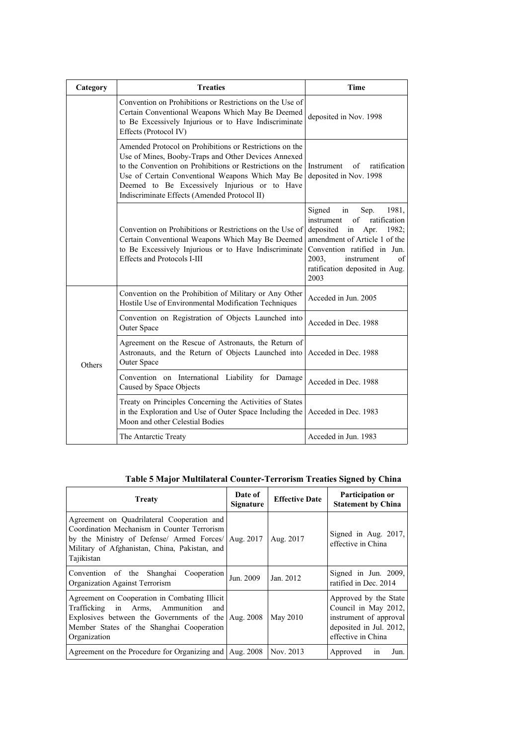| Category | Treaties | Time |
|---|---|---|
| | Convention on Prohibitions or Restrictions on the Use of Certain Conventional Weapons Which May Be Deemed to Be Excessively Injurious or to Have Indiscriminate Effects (Protocol IV) | deposited in Nov. 1998 |
| | Amended Protocol on Prohibitions or Restrictions on the Use of Mines, Booby-Traps and Other Devices Annexed to the Convention on Prohibitions or Restrictions on the Use of Certain Conventional Weapons Which May Be Deemed to Be Excessively Injurious or to Have Indiscriminate Effects (Amended Protocol II) | Instrument of ratification deposited in Nov. 1998 |
| | Convention on Prohibitions or Restrictions on the Use of Certain Conventional Weapons Which May Be Deemed to Be Excessively Injurious or to Have Indiscriminate Effects and Protocols I-III | Signed in Sep. 1981, instrument of ratification deposited in Apr. 1982; amendment of Article 1 of the Convention ratified in Jun. 2003, instrument of ratification deposited in Aug. 2003 |
| Others | Convention on the Prohibition of Military or Any Other Hostile Use of Environmental Modification Techniques | Acceded in Jun. 2005 |
| | Convention on Registration of Objects Launched into Outer Space | Acceded in Dec. 1988 |
| | Agreement on the Rescue of Astronauts, the Return of Astronauts, and the Return of Objects Launched into Outer Space | Acceded in Dec. 1988 |
| | Convention on International Liability for Damage Caused by Space Objects | Acceded in Dec. 1988 |
| | Treaty on Principles Concerning the Activities of States in the Exploration and Use of Outer Space Including the Moon and other Celestial Bodies | Acceded in Dec. 1983 |
| | The Antarctic Treaty | Acceded in Jun. 1983 |

**Table 5 Major Multilateral Counter-Terrorism Treaties Signed by China**

| Treaty | Date of Signature | Effective Date | Participation or Statement by China |
|---|---|---|---|
| Agreement on Quadrilateral Cooperation and Coordination Mechanism in Counter Terrorism by the Ministry of Defense/ Armed Forces/ Military of Afghanistan, China, Pakistan, and Tajikistan | Aug. 2017 | Aug. 2017 | Signed in Aug. 2017, effective in China |
| Convention of the Shanghai Cooperation Organization Against Terrorism | Jun. 2009 | Jan. 2012 | Signed in Jun. 2009, ratified in Dec. 2014 |
| Agreement on Cooperation in Combating Illicit Trafficking in Arms, Ammunition and Explosives between the Governments of the Member States of the Shanghai Cooperation Organization | Aug. 2008 | May 2010 | Approved by the State Council in May 2012, instrument of approval deposited in Jul. 2012, effective in China |
| Agreement on the Procedure for Organizing and | Aug. 2008 | Nov. 2013 | Approved in Jun. |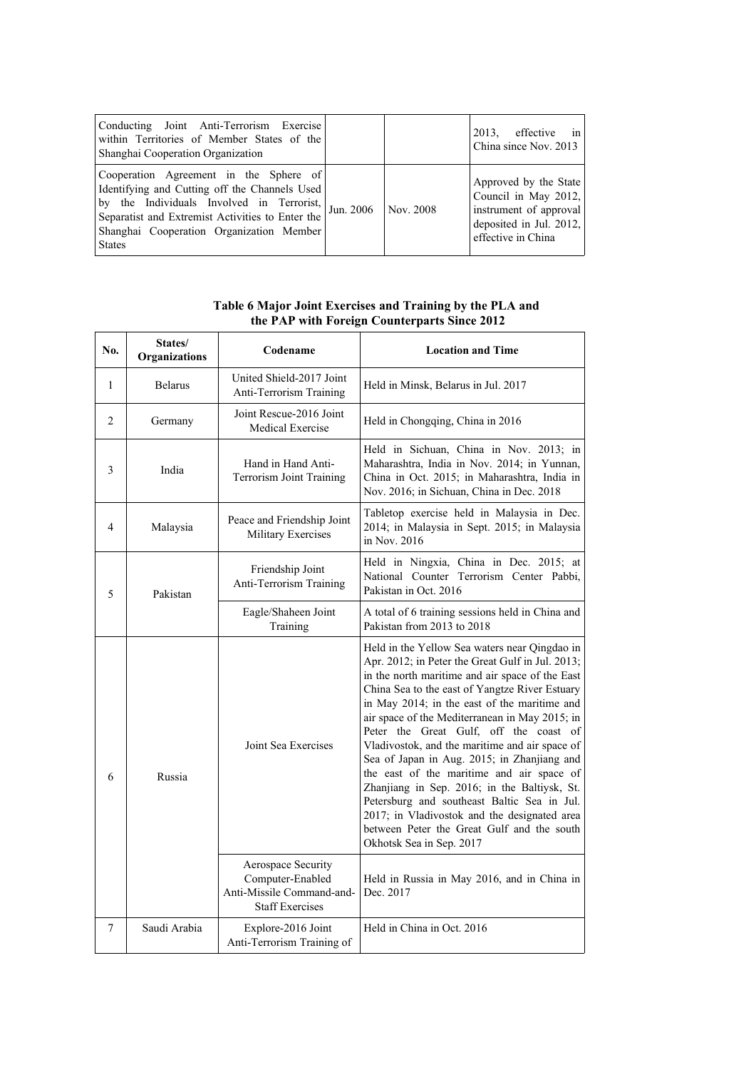| | | | |
|---|---|---|---|
| Conducting Joint Anti-Terrorism Exercise within Territories of Member States of the Shanghai Cooperation Organization | | | 2013, effective in China since Nov. 2013 |
| Cooperation Agreement in the Sphere of Identifying and Cutting off the Channels Used by the Individuals Involved in Terrorist, Separatist and Extremist Activities to Enter the Shanghai Cooperation Organization Member States | Jun. 2006 | Nov. 2008 | Approved by the State Council in May 2012, instrument of approval deposited in Jul. 2012, effective in China |

**Table 6 Major Joint Exercises and Training by the PLA and the PAP with Foreign Counterparts Since 2012**

| No. | States/ Organizations | Codename | Location and Time |
|---|---|---|---|
| 1 | Belarus | United Shield-2017 Joint Anti-Terrorism Training | Held in Minsk, Belarus in Jul. 2017 |
| 2 | Germany | Joint Rescue-2016 Joint Medical Exercise | Held in Chongqing, China in 2016 |
| 3 | India | Hand in Hand Anti-Terrorism Joint Training | Held in Sichuan, China in Nov. 2013; in Maharashtra, India in Nov. 2014; in Yunnan, China in Oct. 2015; in Maharashtra, India in Nov. 2016; in Sichuan, China in Dec. 2018 |
| 4 | Malaysia | Peace and Friendship Joint Military Exercises | Tabletop exercise held in Malaysia in Dec. 2014; in Malaysia in Sept. 2015; in Malaysia in Nov. 2016 |
| 5 | Pakistan | Friendship Joint Anti-Terrorism Training | Held in Ningxia, China in Dec. 2015; at National Counter Terrorism Center Pabbi, Pakistan in Oct. 2016 |
| | | Eagle/Shaheen Joint Training | A total of 6 training sessions held in China and Pakistan from 2013 to 2018 |
| 6 | Russia | Joint Sea Exercises | Held in the Yellow Sea waters near Qingdao in Apr. 2012; in Peter the Great Gulf in Jul. 2013; in the north maritime and air space of the East China Sea to the east of Yangtze River Estuary in May 2014; in the east of the maritime and air space of the Mediterranean in May 2015; in Peter the Great Gulf, off the coast of Vladivostok, and the maritime and air space of Sea of Japan in Aug. 2015; in Zhanjiang and the east of the maritime and air space of Zhanjiang in Sep. 2016; in the Baltiysk, St. Petersburg and southeast Baltic Sea in Jul. 2017; in Vladivostok and the designated area between Peter the Great Gulf and the south Okhotsk Sea in Sep. 2017 |
| | | Aerospace Security Computer-Enabled Anti-Missile Command-and-Staff Exercises | Held in Russia in May 2016, and in China in Dec. 2017 |
| 7 | Saudi Arabia | Explore-2016 Joint Anti-Terrorism Training of | Held in China in Oct. 2016 |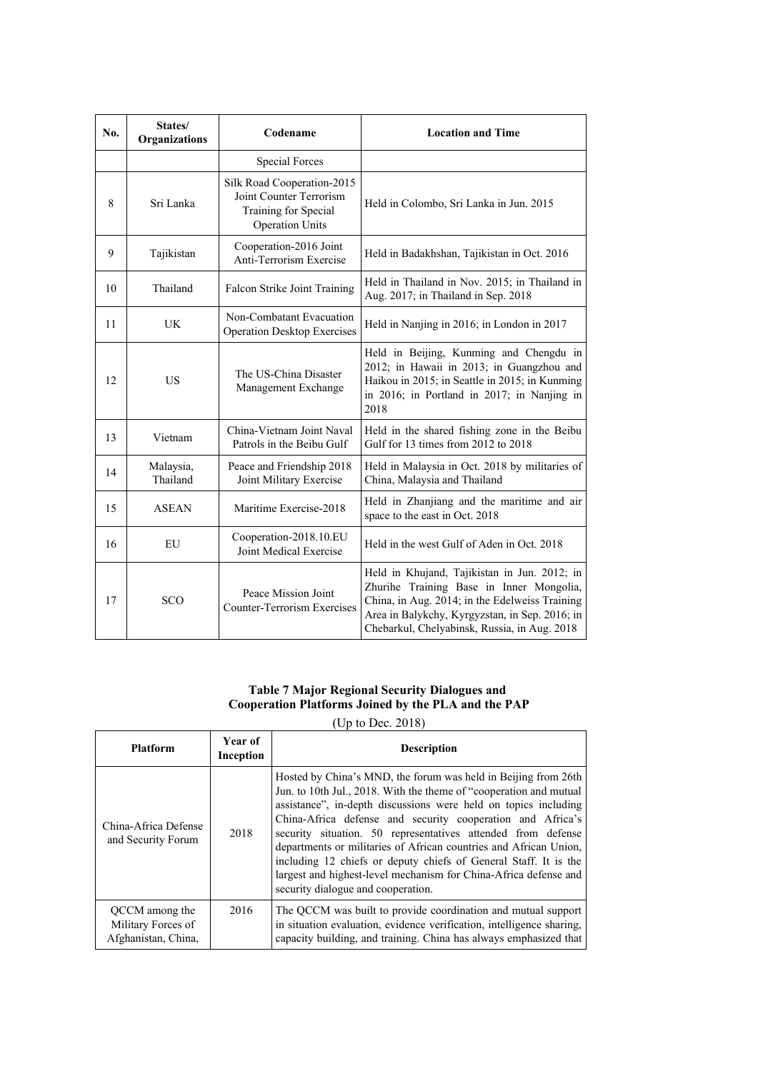| No. | States/ Organizations | Codename | Location and Time |
|---|---|---|---|
| | | Special Forces | |
| 8 | Sri Lanka | Silk Road Cooperation-2015 Joint Counter Terrorism Training for Special Operation Units | Held in Colombo, Sri Lanka in Jun. 2015 |
| 9 | Tajikistan | Cooperation-2016 Joint Anti-Terrorism Exercise | Held in Badakhshan, Tajikistan in Oct. 2016 |
| 10 | Thailand | Falcon Strike Joint Training | Held in Thailand in Nov. 2015; in Thailand in Aug. 2017; in Thailand in Sep. 2018 |
| 11 | UK | Non-Combatant Evacuation Operation Desktop Exercises | Held in Nanjing in 2016; in London in 2017 |
| 12 | US | The US-China Disaster Management Exchange | Held in Beijing, Kunming and Chengdu in 2012; in Hawaii in 2013; in Guangzhou and Haikou in 2015; in Seattle in 2015; in Kunming in 2016; in Portland in 2017; in Nanjing in 2018 |
| 13 | Vietnam | China-Vietnam Joint Naval Patrols in the Beibu Gulf | Held in the shared fishing zone in the Beibu Gulf for 13 times from 2012 to 2018 |
| 14 | Malaysia, Thailand | Peace and Friendship 2018 Joint Military Exercise | Held in Malaysia in Oct. 2018 by militaries of China, Malaysia and Thailand |
| 15 | ASEAN | Maritime Exercise-2018 | Held in Zhanjiang and the maritime and air space to the east in Oct. 2018 |
| 16 | EU | Cooperation-2018.10.EU Joint Medical Exercise | Held in the west Gulf of Aden in Oct. 2018 |
| 17 | SCO | Peace Mission Joint Counter-Terrorism Exercises | Held in Khujand, Tajikistan in Jun. 2012; in Zhurihe Training Base in Inner Mongolia, China, in Aug. 2014; in the Edelweiss Training Area in Balykchy, Kyrgyzstan, in Sep. 2016; in Chebarkul, Chelyabinsk, Russia, in Aug. 2018 |

**Table 7 Major Regional Security Dialogues and Cooperation Platforms Joined by the PLA and the PAP**

(Up to Dec. 2018)

| Platform | Year of Inception | Description |
|---|---|---|
| China-Africa Defense and Security Forum | 2018 | Hosted by China's MND, the forum was held in Beijing from 26th Jun. to 10th Jul., 2018. With the theme of "cooperation and mutual assistance", in-depth discussions were held on topics including China-Africa defense and security cooperation and Africa's security situation. 50 representatives attended from defense departments or militaries of African countries and African Union, including 12 chiefs or deputy chiefs of General Staff. It is the largest and highest-level mechanism for China-Africa defense and security dialogue and cooperation. |
| QCCM among the Military Forces of Afghanistan, China, | 2016 | The QCCM was built to provide coordination and mutual support in situation evaluation, evidence verification, intelligence sharing, capacity building, and training. China has always emphasized that |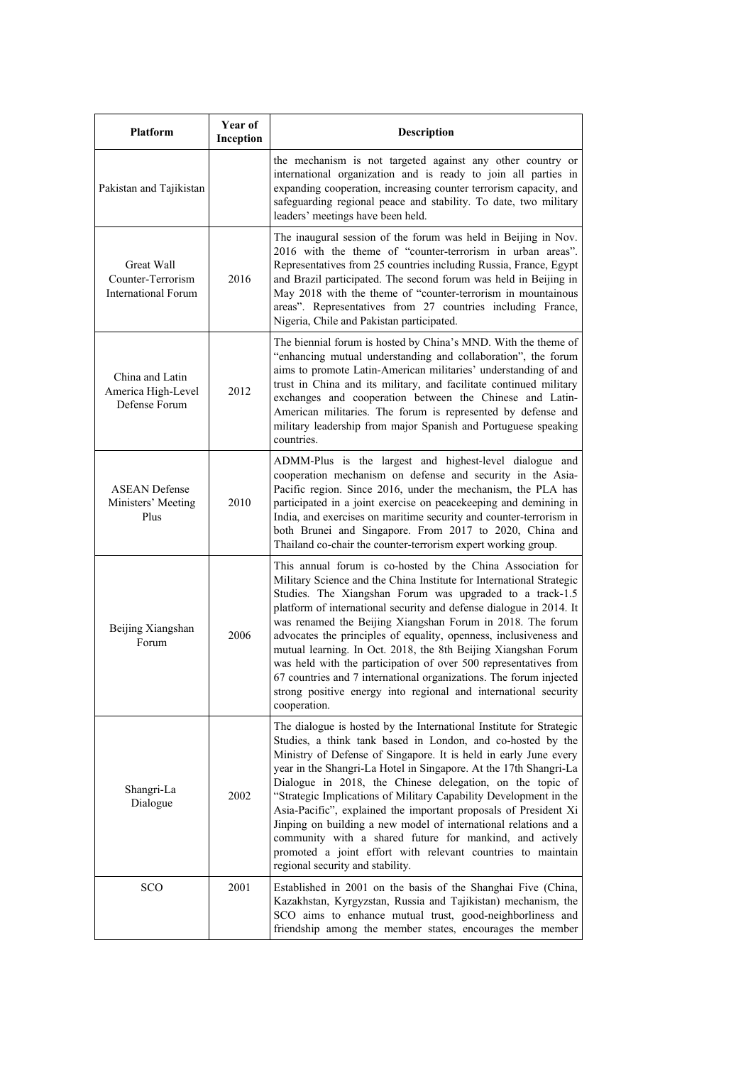| Platform | Year of Inception | Description |
|---|---|---|
| Pakistan and Tajikistan | | the mechanism is not targeted against any other country or international organization and is ready to join all parties in expanding cooperation, increasing counter terrorism capacity, and safeguarding regional peace and stability. To date, two military leaders' meetings have been held. |
| Great Wall Counter-Terrorism International Forum | 2016 | The inaugural session of the forum was held in Beijing in Nov. 2016 with the theme of "counter-terrorism in urban areas". Representatives from 25 countries including Russia, France, Egypt and Brazil participated. The second forum was held in Beijing in May 2018 with the theme of "counter-terrorism in mountainous areas". Representatives from 27 countries including France, Nigeria, Chile and Pakistan participated. |
| China and Latin America High-Level Defense Forum | 2012 | The biennial forum is hosted by China's MND. With the theme of "enhancing mutual understanding and collaboration", the forum aims to promote Latin-American militaries' understanding of and trust in China and its military, and facilitate continued military exchanges and cooperation between the Chinese and Latin-American militaries. The forum is represented by defense and military leadership from major Spanish and Portuguese speaking countries. |
| ASEAN Defense Ministers' Meeting Plus | 2010 | ADMM-Plus is the largest and highest-level dialogue and cooperation mechanism on defense and security in the Asia-Pacific region. Since 2016, under the mechanism, the PLA has participated in a joint exercise on peacekeeping and demining in India, and exercises on maritime security and counter-terrorism in both Brunei and Singapore. From 2017 to 2020, China and Thailand co-chair the counter-terrorism expert working group. |
| Beijing Xiangshan Forum | 2006 | This annual forum is co-hosted by the China Association for Military Science and the China Institute for International Strategic Studies. The Xiangshan Forum was upgraded to a track-1.5 platform of international security and defense dialogue in 2014. It was renamed the Beijing Xiangshan Forum in 2018. The forum advocates the principles of equality, openness, inclusiveness and mutual learning. In Oct. 2018, the 8th Beijing Xiangshan Forum was held with the participation of over 500 representatives from 67 countries and 7 international organizations. The forum injected strong positive energy into regional and international security cooperation. |
| Shangri-La Dialogue | 2002 | The dialogue is hosted by the International Institute for Strategic Studies, a think tank based in London, and co-hosted by the Ministry of Defense of Singapore. It is held in early June every year in the Shangri-La Hotel in Singapore. At the 17th Shangri-La Dialogue in 2018, the Chinese delegation, on the topic of "Strategic Implications of Military Capability Development in the Asia-Pacific", explained the important proposals of President Xi Jinping on building a new model of international relations and a community with a shared future for mankind, and actively promoted a joint effort with relevant countries to maintain regional security and stability. |
| SCO | 2001 | Established in 2001 on the basis of the Shanghai Five (China, Kazakhstan, Kyrgyzstan, Russia and Tajikistan) mechanism, the SCO aims to enhance mutual trust, good-neighborliness and friendship among the member states, encourages the member |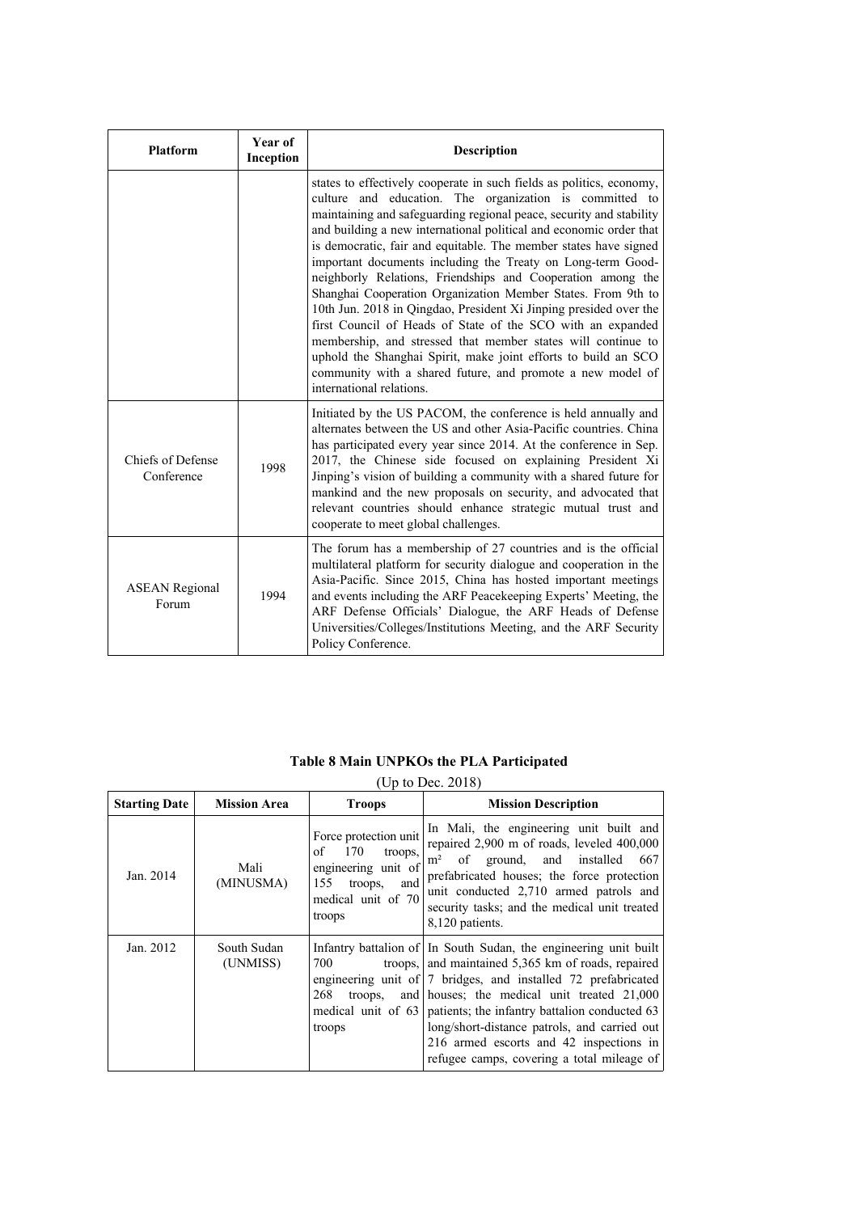| Platform | Year of Inception | Description |
|---|---|---|
| | | states to effectively cooperate in such fields as politics, economy, culture and education. The organization is committed to maintaining and safeguarding regional peace, security and stability and building a new international political and economic order that is democratic, fair and equitable. The member states have signed important documents including the Treaty on Long-term Good-neighborly Relations, Friendships and Cooperation among the Shanghai Cooperation Organization Member States. From 9th to 10th Jun. 2018 in Qingdao, President Xi Jinping presided over the first Council of Heads of State of the SCO with an expanded membership, and stressed that member states will continue to uphold the Shanghai Spirit, make joint efforts to build an SCO community with a shared future, and promote a new model of international relations. |
| Chiefs of Defense Conference | 1998 | Initiated by the US PACOM, the conference is held annually and alternates between the US and other Asia-Pacific countries. China has participated every year since 2014. At the conference in Sep. 2017, the Chinese side focused on explaining President Xi Jinping's vision of building a community with a shared future for mankind and the new proposals on security, and advocated that relevant countries should enhance strategic mutual trust and cooperate to meet global challenges. |
| ASEAN Regional Forum | 1994 | The forum has a membership of 27 countries and is the official multilateral platform for security dialogue and cooperation in the Asia-Pacific. Since 2015, China has hosted important meetings and events including the ARF Peacekeeping Experts' Meeting, the ARF Defense Officials' Dialogue, the ARF Heads of Defense Universities/Colleges/Institutions Meeting, and the ARF Security Policy Conference. |

**Table 8 Main UNPKOs the PLA Participated**

(Up to Dec. 2018)

| Starting Date | Mission Area | Troops | Mission Description |
|---|---|---|---|
| Jan. 2014 | Mali (MINUSMA) | Force protection unit of 170 troops, engineering unit of 155 troops, and medical unit of 70 troops | In Mali, the engineering unit built and repaired 2,900 m of roads, leveled 400,000 $m^2$ of ground, and installed 667 prefabricated houses; the force protection unit conducted 2,710 armed patrols and security tasks; and the medical unit treated 8,120 patients. |
| Jan. 2012 | South Sudan (UNMISS) | Infantry battalion of 700 troops, engineering unit of 268 troops, and medical unit of 63 troops | In South Sudan, the engineering unit built and maintained 5,365 km of roads, repaired 7 bridges, and installed 72 prefabricated houses; the medical unit treated 21,000 patients; the infantry battalion conducted 63 long/short-distance patrols, and carried out 216 armed escorts and 42 inspections in refugee camps, covering a total mileage of |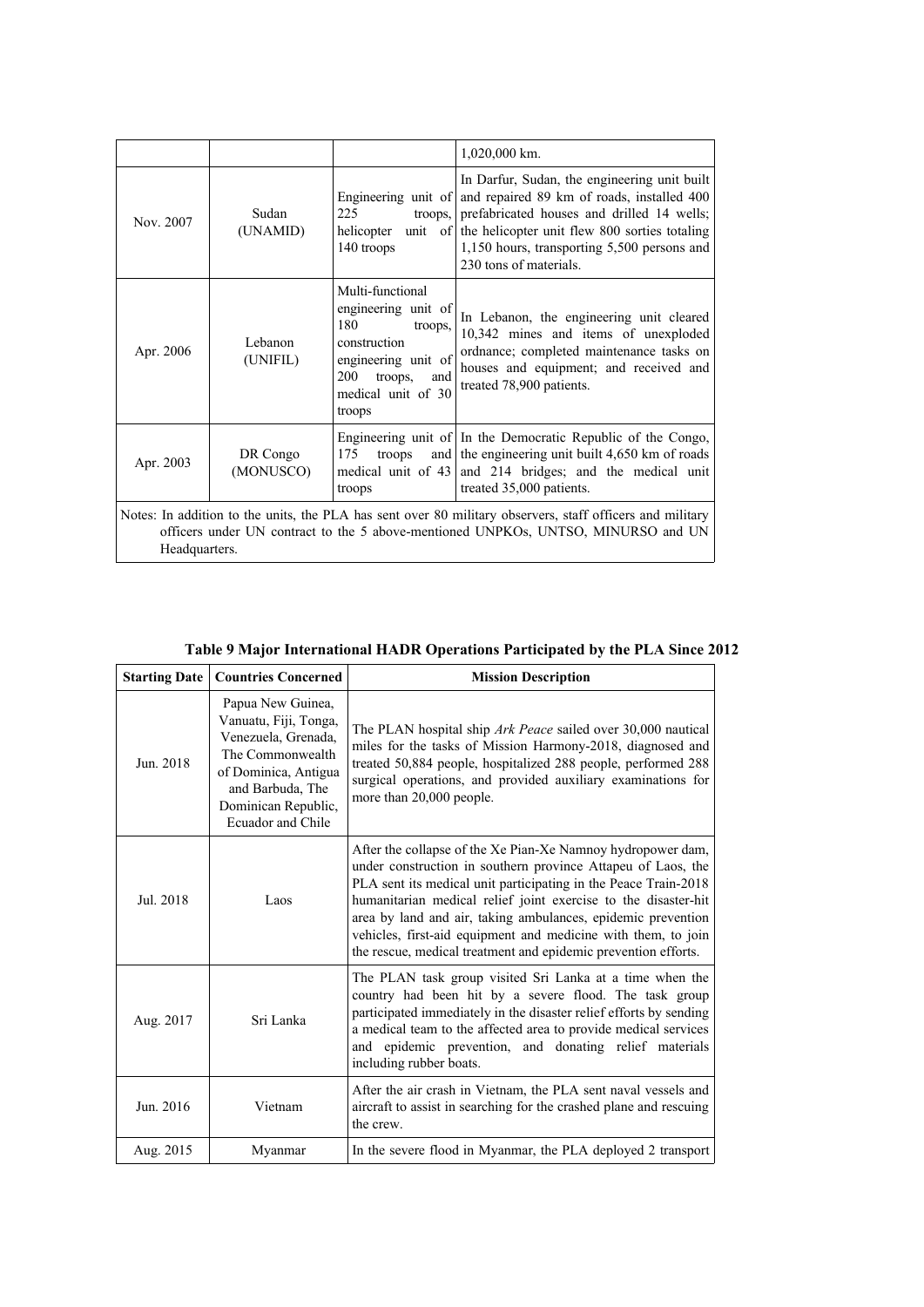| | | | 1,020,000 km. |
|---|---|---|---|
| Nov. 2007 | Sudan (UNAMID) | Engineering unit of 225 troops, helicopter unit of 140 troops | In Darfur, Sudan, the engineering unit built and repaired 89 km of roads, installed 400 prefabricated houses and drilled 14 wells; the helicopter unit flew 800 sorties totaling 1,150 hours, transporting 5,500 persons and 230 tons of materials. |
| Apr. 2006 | Lebanon (UNIFIL) | Multi-functional engineering unit of 180 troops, construction engineering unit of 200 troops, and medical unit of 30 troops | In Lebanon, the engineering unit cleared 10,342 mines and items of unexploded ordnance; completed maintenance tasks on houses and equipment; and received and treated 78,900 patients. |
| Apr. 2003 | DR Congo (MONUSCO) | Engineering unit of 175 troops and medical unit of 43 troops | In the Democratic Republic of the Congo, the engineering unit built 4,650 km of roads and 214 bridges; and the medical unit treated 35,000 patients. |
| Notes: In addition to the units, the PLA has sent over 80 military observers, staff officers and military officers under UN contract to the 5 above-mentioned UNPKOs, UNTSO, MINURSO and UN Headquarters. | | | |

**Table 9 Major International HADR Operations Participated by the PLA Since 2012**

| Starting Date | Countries Concerned | Mission Description |
|---|---|---|
| Jun. 2018 | Papua New Guinea, Vanuatu, Fiji, Tonga, Venezuela, Grenada, The Commonwealth of Dominica, Antigua and Barbuda, The Dominican Republic, Ecuador and Chile | The PLAN hospital ship *Ark Peace* sailed over 30,000 nautical miles for the tasks of Mission Harmony-2018, diagnosed and treated 50,884 people, hospitalized 288 people, performed 288 surgical operations, and provided auxiliary examinations for more than 20,000 people. |
| Jul. 2018 | Laos | After the collapse of the Xe Pian-Xe Namnoy hydropower dam, under construction in southern province Attapeu of Laos, the PLA sent its medical unit participating in the Peace Train-2018 humanitarian medical relief joint exercise to the disaster-hit area by land and air, taking ambulances, epidemic prevention vehicles, first-aid equipment and medicine with them, to join the rescue, medical treatment and epidemic prevention efforts. |
| Aug. 2017 | Sri Lanka | The PLAN task group visited Sri Lanka at a time when the country had been hit by a severe flood. The task group participated immediately in the disaster relief efforts by sending a medical team to the affected area to provide medical services and epidemic prevention, and donating relief materials including rubber boats. |
| Jun. 2016 | Vietnam | After the air crash in Vietnam, the PLA sent naval vessels and aircraft to assist in searching for the crashed plane and rescuing the crew. |
| Aug. 2015 | Myanmar | In the severe flood in Myanmar, the PLA deployed 2 transport |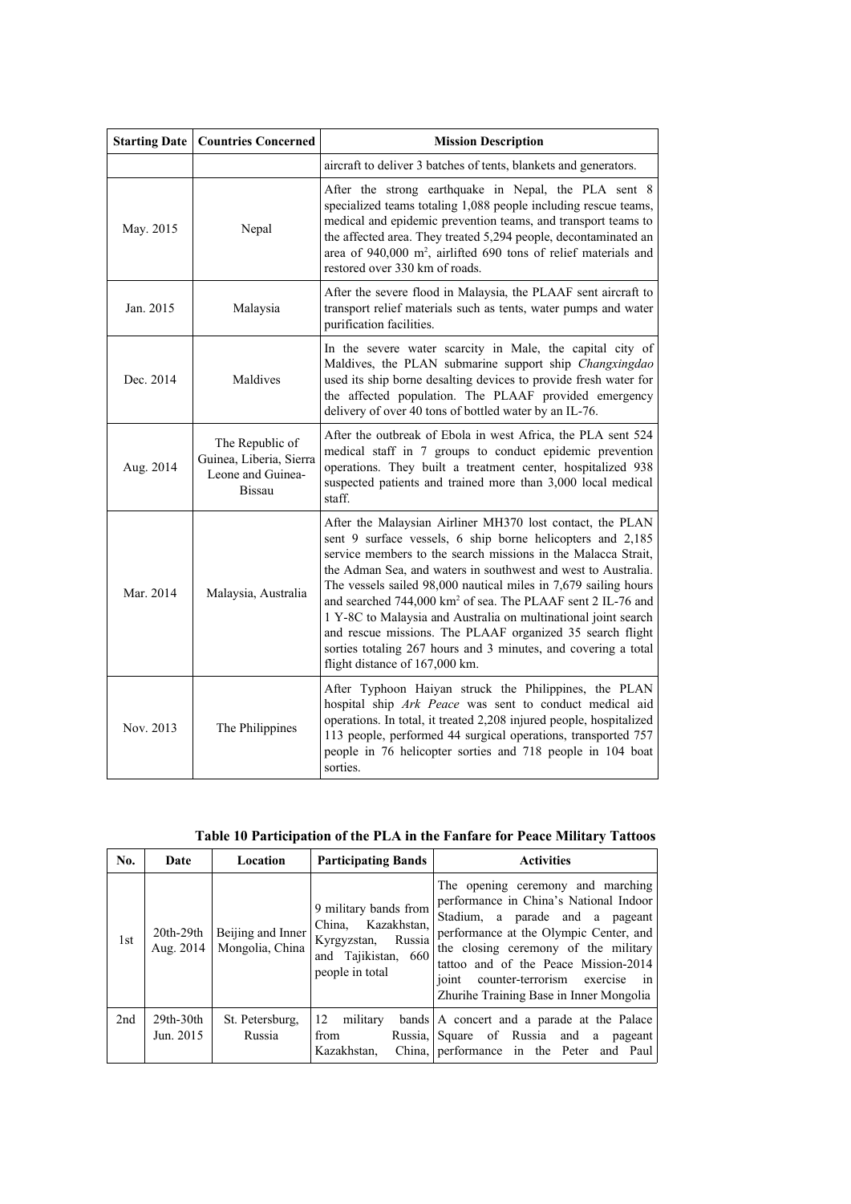| Starting Date | Countries Concerned | Mission Description |
|---|---|---|
| | | aircraft to deliver 3 batches of tents, blankets and generators. |
| May. 2015 | Nepal | After the strong earthquake in Nepal, the PLA sent 8 specialized teams totaling 1,088 people including rescue teams, medical and epidemic prevention teams, and transport teams to the affected area. They treated 5,294 people, decontaminated an area of 940,000 m$^2$, airlifted 690 tons of relief materials and restored over 330 km of roads. |
| Jan. 2015 | Malaysia | After the severe flood in Malaysia, the PLAAF sent aircraft to transport relief materials such as tents, water pumps and water purification facilities. |
| Dec. 2014 | Maldives | In the severe water scarcity in Male, the capital city of Maldives, the PLAN submarine support ship *Changxingdao* used its ship borne desalting devices to provide fresh water for the affected population. The PLAAF provided emergency delivery of over 40 tons of bottled water by an IL-76. |
| Aug. 2014 | The Republic of Guinea, Liberia, Sierra Leone and Guinea-Bissau | After the outbreak of Ebola in west Africa, the PLA sent 524 medical staff in 7 groups to conduct epidemic prevention operations. They built a treatment center, hospitalized 938 suspected patients and trained more than 3,000 local medical staff. |
| Mar. 2014 | Malaysia, Australia | After the Malaysian Airliner MH370 lost contact, the PLAN sent 9 surface vessels, 6 ship borne helicopters and 2,185 service members to the search missions in the Malacca Strait, the Adman Sea, and waters in southwest and west to Australia. The vessels sailed 98,000 nautical miles in 7,679 sailing hours and searched 744,000 km$^2$ of sea. The PLAAF sent 2 IL-76 and 1 Y-8C to Malaysia and Australia on multinational joint search and rescue missions. The PLAAF organized 35 search flight sorties totaling 267 hours and 3 minutes, and covering a total flight distance of 167,000 km. |
| Nov. 2013 | The Philippines | After Typhoon Haiyan struck the Philippines, the PLAN hospital ship *Ark Peace* was sent to conduct medical aid operations. In total, it treated 2,208 injured people, hospitalized 113 people, performed 44 surgical operations, transported 757 people in 76 helicopter sorties and 718 people in 104 boat sorties. |

**Table 10 Participation of the PLA in the Fanfare for Peace Military Tattoos**

| No. | Date | Location | Participating Bands | Activities |
|---|---|---|---|---|
| 1st | 20th-29th Aug. 2014 | Beijing and Inner Mongolia, China | 9 military bands from China, Kazakhstan, Kyrgyzstan, Russia and Tajikistan, 660 people in total | The opening ceremony and marching performance in China's National Indoor Stadium, a parade and a pageant performance at the Olympic Center, and the closing ceremony of the military tattoo and of the Peace Mission-2014 joint counter-terrorism exercise in Zhurihe Training Base in Inner Mongolia |
| 2nd | 29th-30th Jun. 2015 | St. Petersburg, Russia | 12 military bands from Russia, Kazakhstan, China, | A concert and a parade at the Palace Square of Russia and a pageant performance in the Peter and Paul |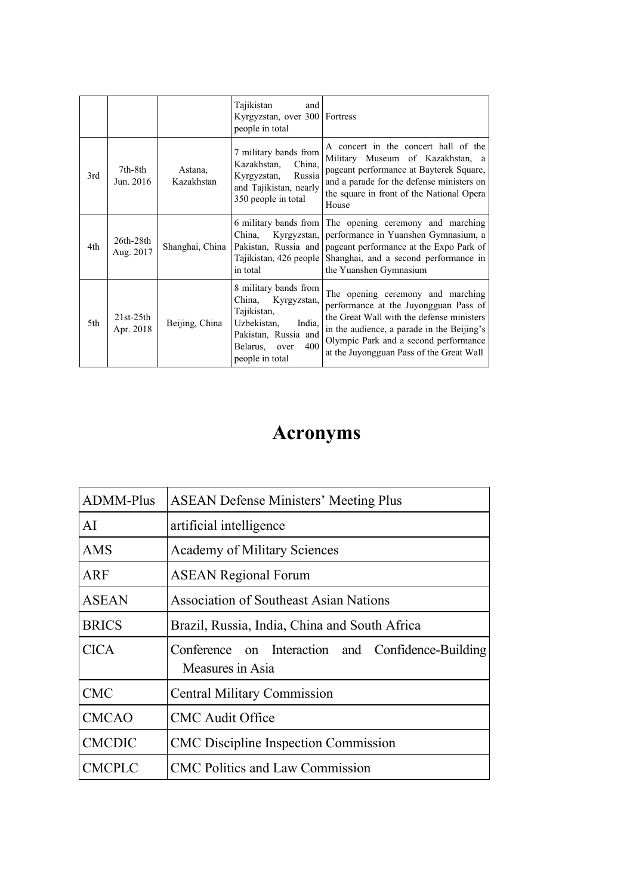|  |  |  | Tajikistan and Kyrgyzstan, over 300 people in total | Fortress |
|---|---|---|---|---|
| 3rd | 7th-8th Jun. 2016 | Astana, Kazakhstan | 7 military bands from Kazakhstan, China, Kyrgyzstan, Russia and Tajikistan, nearly 350 people in total | A concert in the concert hall of the Military Museum of Kazakhstan, a pageant performance at Bayterek Square, and a parade for the defense ministers on the square in front of the National Opera House |
| 4th | 26th-28th Aug. 2017 | Shanghai, China | 6 military bands from China, Kyrgyzstan, Pakistan, Russia and Tajikistan, 426 people in total | The opening ceremony and marching performance in Yuanshen Gymnasium, a pageant performance at the Expo Park of Shanghai, and a second performance in the Yuanshen Gymnasium |
| 5th | 21st-25th Apr. 2018 | Beijing, China | 8 military bands from China, Kyrgyzstan, Tajikistan, Uzbekistan, India, Pakistan, Russia and Belarus, over 400 people in total | The opening ceremony and marching performance at the Juyongguan Pass of the Great Wall with the defense ministers in the audience, a parade in the Beijing's Olympic Park and a second performance at the Juyongguan Pass of the Great Wall |

# Acronyms

| ADMM-Plus | ASEAN Defense Ministers' Meeting Plus |
|---|---|
| AI | artificial intelligence |
| AMS | Academy of Military Sciences |
| ARF | ASEAN Regional Forum |
| ASEAN | Association of Southeast Asian Nations |
| BRICS | Brazil, Russia, India, China and South Africa |
| CICA | Conference on Interaction and Confidence-Building Measures in Asia |
| CMC | Central Military Commission |
| CMCAO | CMC Audit Office |
| CMCDIC | CMC Discipline Inspection Commission |
| CMCPLC | CMC Politics and Law Commission |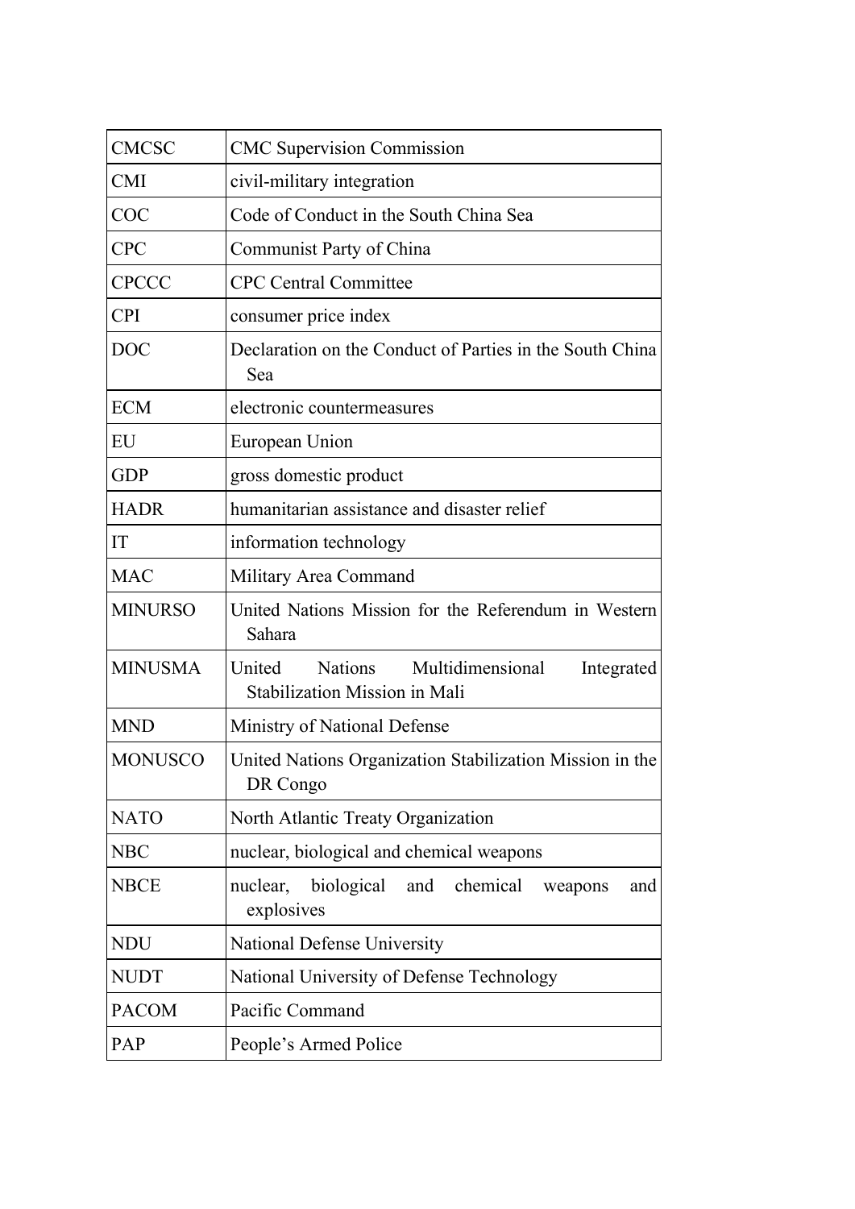| | |
|---|---|
| CMCSC | CMC Supervision Commission |
| CMI | civil-military integration |
| COC | Code of Conduct in the South China Sea |
| CPC | Communist Party of China |
| CPCCC | CPC Central Committee |
| CPI | consumer price index |
| DOC | Declaration on the Conduct of Parties in the South China Sea |
| ECM | electronic countermeasures |
| EU | European Union |
| GDP | gross domestic product |
| HADR | humanitarian assistance and disaster relief |
| IT | information technology |
| MAC | Military Area Command |
| MINURSO | United Nations Mission for the Referendum in Western Sahara |
| MINUSMA | United Nations Multidimensional Integrated Stabilization Mission in Mali |
| MND | Ministry of National Defense |
| MONUSCO | United Nations Organization Stabilization Mission in the DR Congo |
| NATO | North Atlantic Treaty Organization |
| NBC | nuclear, biological and chemical weapons |
| NBCE | nuclear, biological and chemical weapons and explosives |
| NDU | National Defense University |
| NUDT | National University of Defense Technology |
| PACOM | Pacific Command |
| PAP | People's Armed Police |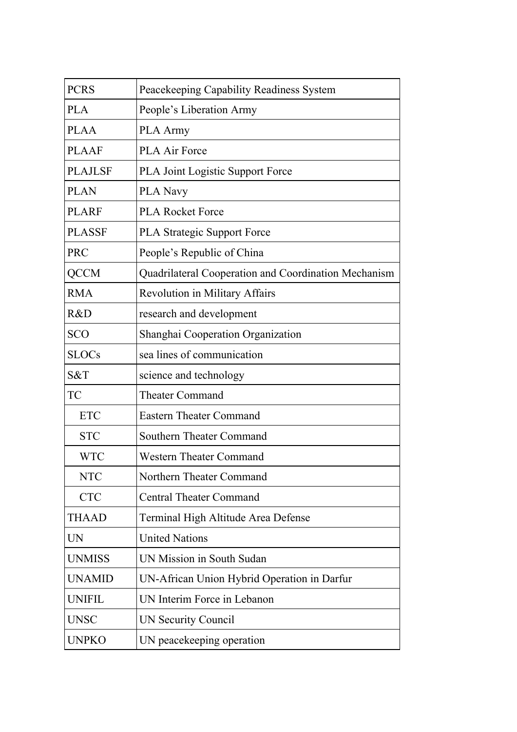| | |
|---|---|
| PCRS | Peacekeeping Capability Readiness System |
| PLA | People's Liberation Army |
| PLAA | PLA Army |
| PLAAF | PLA Air Force |
| PLAJLSF | PLA Joint Logistic Support Force |
| PLAN | PLA Navy |
| PLARF | PLA Rocket Force |
| PLASSF | PLA Strategic Support Force |
| PRC | People's Republic of China |
| QCCM | Quadrilateral Cooperation and Coordination Mechanism |
| RMA | Revolution in Military Affairs |
| R&D | research and development |
| SCO | Shanghai Cooperation Organization |
| SLOCs | sea lines of communication |
| S&T | science and technology |
| TC | Theater Command |
| ETC | Eastern Theater Command |
| STC | Southern Theater Command |
| WTC | Western Theater Command |
| NTC | Northern Theater Command |
| CTC | Central Theater Command |
| THAAD | Terminal High Altitude Area Defense |
| UN | United Nations |
| UNMISS | UN Mission in South Sudan |
| UNAMID | UN-African Union Hybrid Operation in Darfur |
| UNIFIL | UN Interim Force in Lebanon |
| UNSC | UN Security Council |
| UNPKO | UN peacekeeping operation |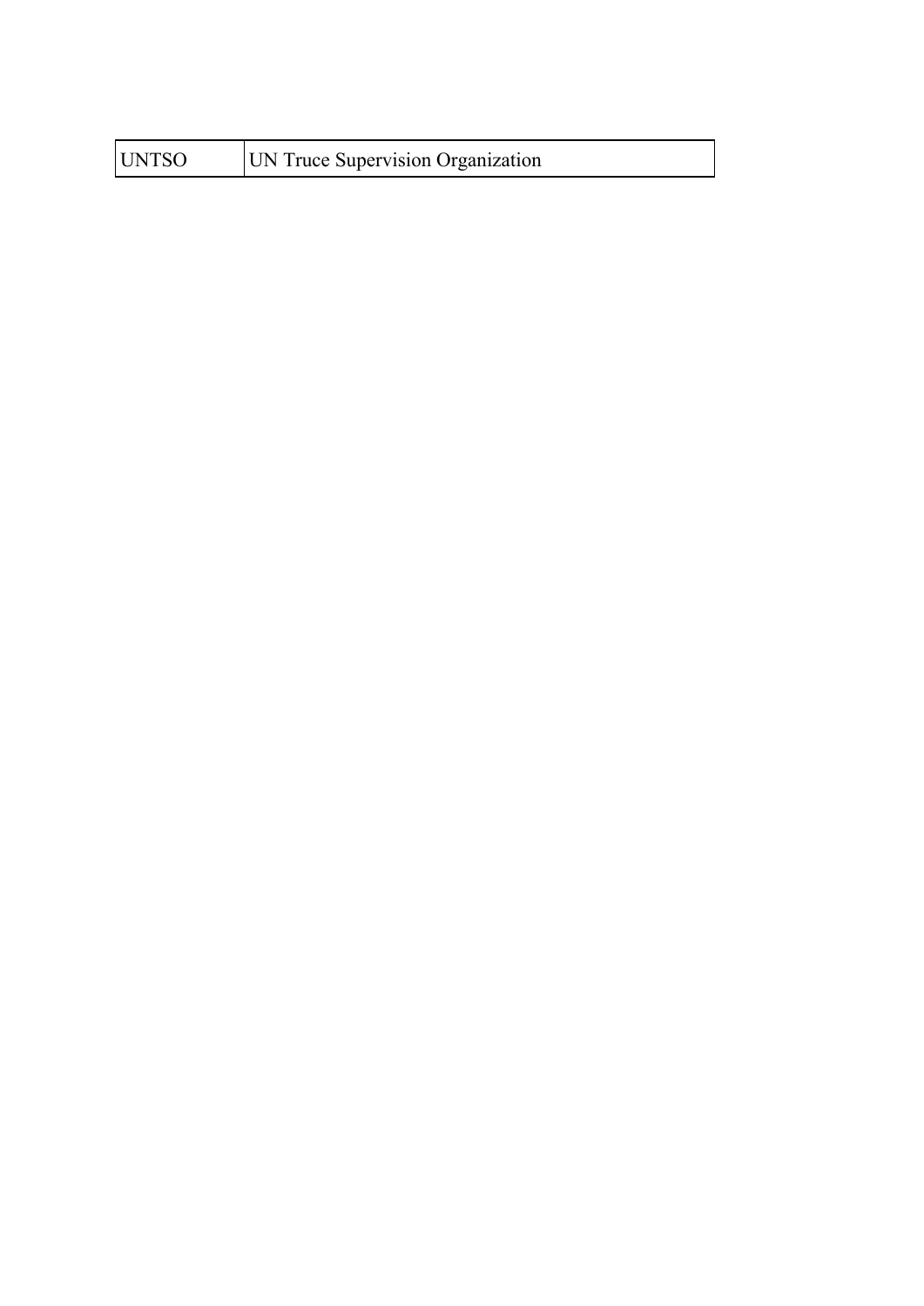| | |
|---|---|
| UNTSO | UN Truce Supervision Organization |